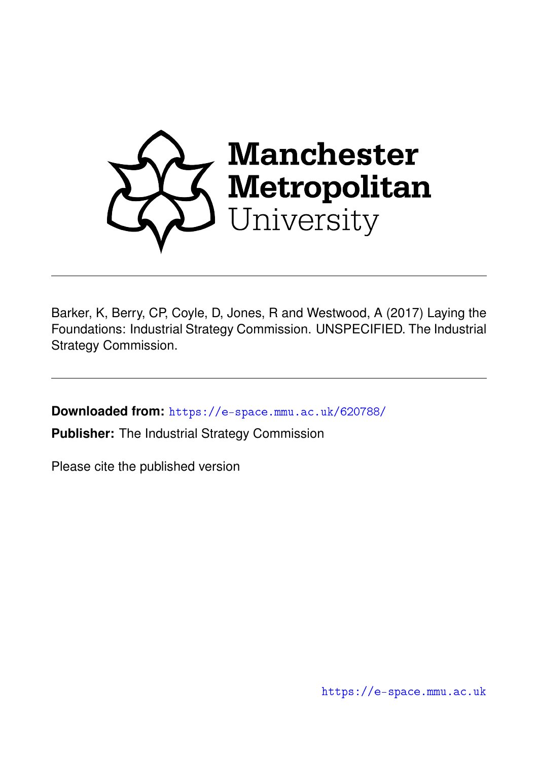Manchester Metropolitan University

---

Barker, K, Berry, CP, Coyle, D, Jones, R and Westwood, A (2017) Laying the Foundations: Industrial Strategy Commission. UNSPECIFIED. The Industrial Strategy Commission.

---

**Downloaded from:** https://e-space.mmu.ac.uk/620788/

**Publisher:** The Industrial Strategy Commission

Please cite the published version

https://e-space.mmu.ac.uk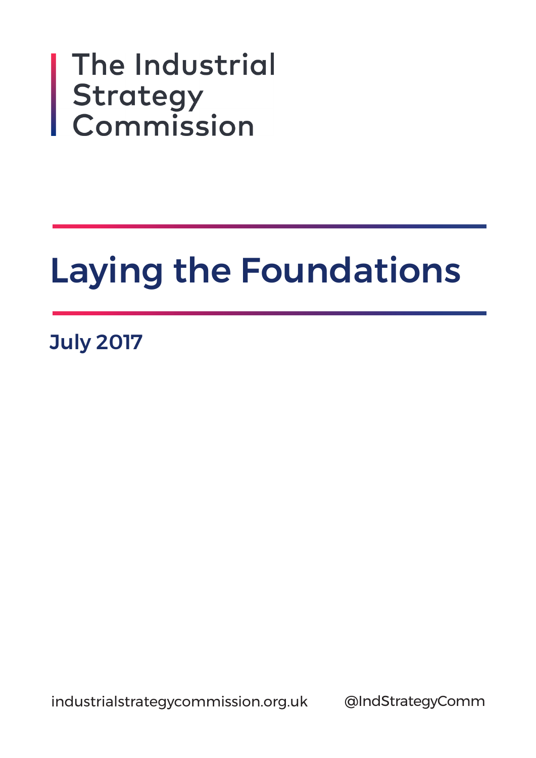The Industrial Strategy Commission

# Laying the Foundations

**July 2017**

industrialstrategycommission.org.uk @IndStrategyComm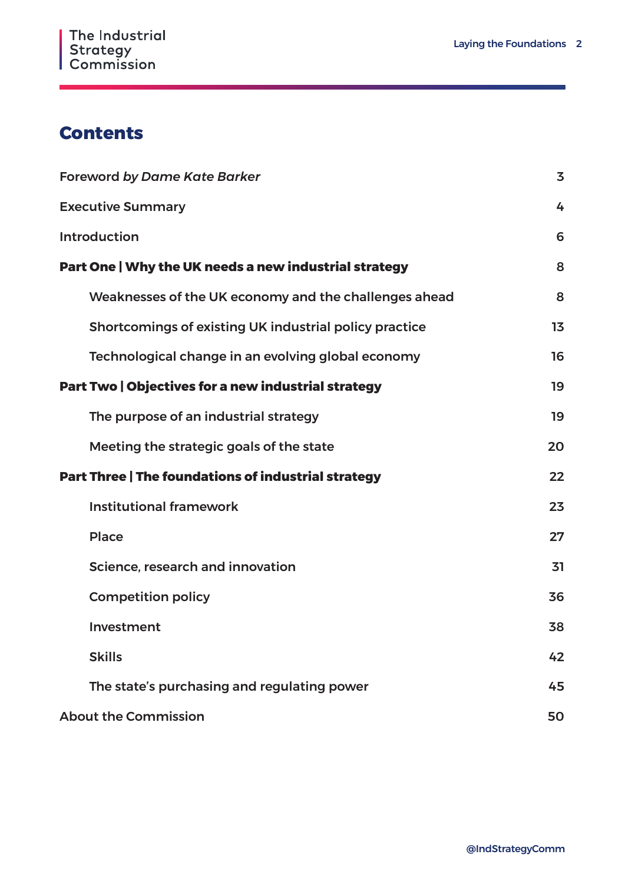# Contents

| | |
|---|---|
| Foreword *by Dame Kate Barker* | 3 |
| Executive Summary | 4 |
| Introduction | 6 |
| **Part One \| Why the UK needs a new industrial strategy** | 8 |
| Weaknesses of the UK economy and the challenges ahead | 8 |
| Shortcomings of existing UK industrial policy practice | 13 |
| Technological change in an evolving global economy | 16 |
| **Part Two \| Objectives for a new industrial strategy** | 19 |
| The purpose of an industrial strategy | 19 |
| Meeting the strategic goals of the state | 20 |
| **Part Three \| The foundations of industrial strategy** | 22 |
| Institutional framework | 23 |
| Place | 27 |
| Science, research and innovation | 31 |
| Competition policy | 36 |
| Investment | 38 |
| Skills | 42 |
| The state's purchasing and regulating power | 45 |
| About the Commission | 50 |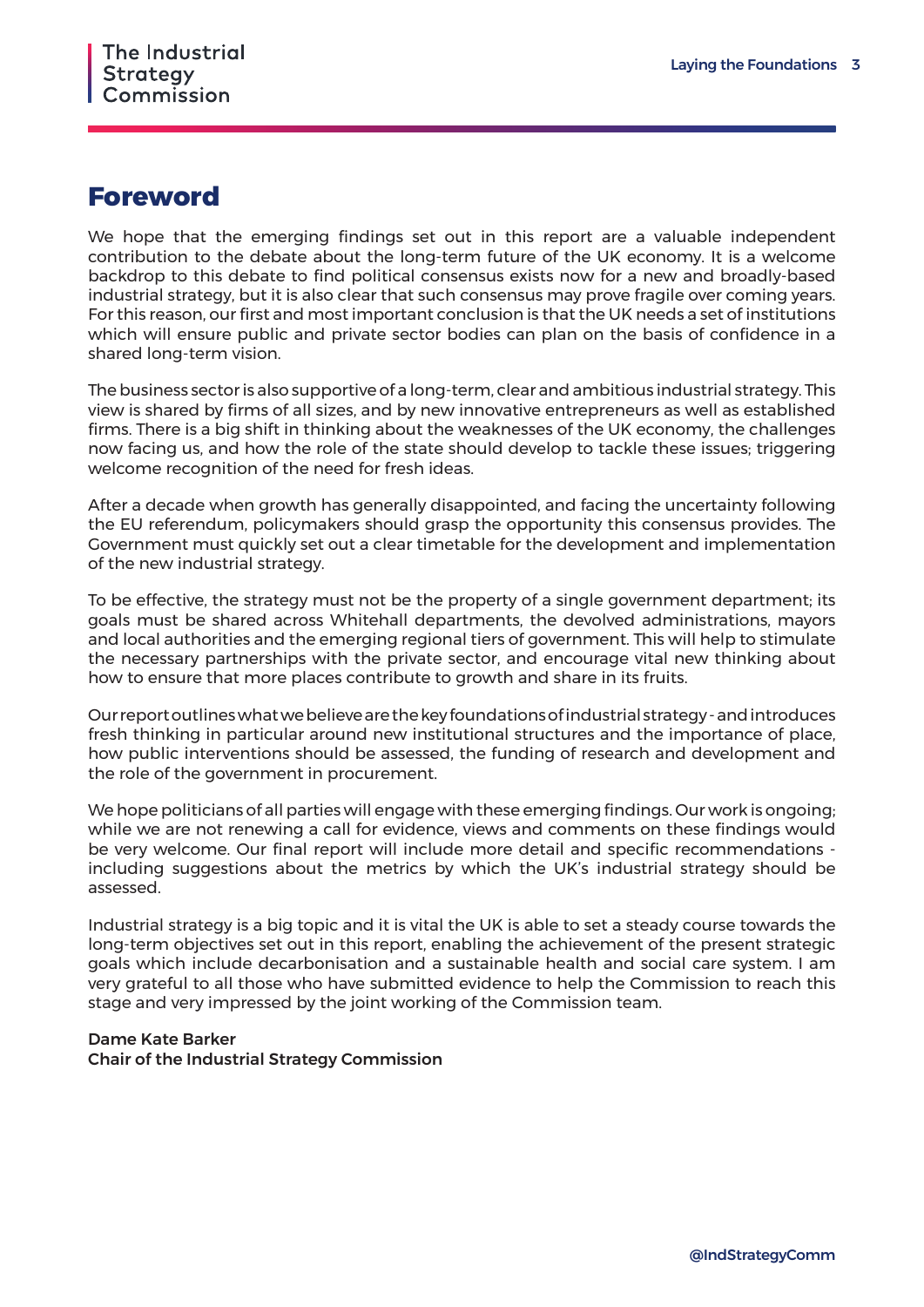# Foreword

We hope that the emerging findings set out in this report are a valuable independent contribution to the debate about the long-term future of the UK economy. It is a welcome backdrop to this debate to find political consensus exists now for a new and broadly-based industrial strategy, but it is also clear that such consensus may prove fragile over coming years. For this reason, our first and most important conclusion is that the UK needs a set of institutions which will ensure public and private sector bodies can plan on the basis of confidence in a shared long-term vision.

The business sector is also supportive of a long-term, clear and ambitious industrial strategy. This view is shared by firms of all sizes, and by new innovative entrepreneurs as well as established firms. There is a big shift in thinking about the weaknesses of the UK economy, the challenges now facing us, and how the role of the state should develop to tackle these issues; triggering welcome recognition of the need for fresh ideas.

After a decade when growth has generally disappointed, and facing the uncertainty following the EU referendum, policymakers should grasp the opportunity this consensus provides. The Government must quickly set out a clear timetable for the development and implementation of the new industrial strategy.

To be effective, the strategy must not be the property of a single government department; its goals must be shared across Whitehall departments, the devolved administrations, mayors and local authorities and the emerging regional tiers of government. This will help to stimulate the necessary partnerships with the private sector, and encourage vital new thinking about how to ensure that more places contribute to growth and share in its fruits.

Our report outlines what we believe are the key foundations of industrial strategy - and introduces fresh thinking in particular around new institutional structures and the importance of place, how public interventions should be assessed, the funding of research and development and the role of the government in procurement.

We hope politicians of all parties will engage with these emerging findings. Our work is ongoing; while we are not renewing a call for evidence, views and comments on these findings would be very welcome. Our final report will include more detail and specific recommendations - including suggestions about the metrics by which the UK's industrial strategy should be assessed.

Industrial strategy is a big topic and it is vital the UK is able to set a steady course towards the long-term objectives set out in this report, enabling the achievement of the present strategic goals which include decarbonisation and a sustainable health and social care system. I am very grateful to all those who have submitted evidence to help the Commission to reach this stage and very impressed by the joint working of the Commission team.

**Dame Kate Barker**
**Chair of the Industrial Strategy Commission**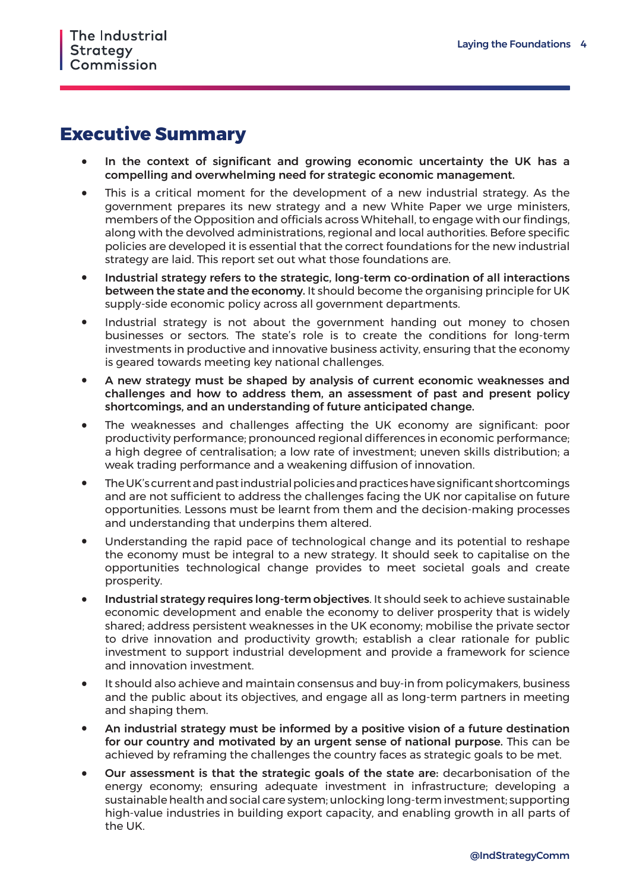# Executive Summary

- **In the context of significant and growing economic uncertainty the UK has a compelling and overwhelming need for strategic economic management.**
- This is a critical moment for the development of a new industrial strategy. As the government prepares its new strategy and a new White Paper we urge ministers, members of the Opposition and officials across Whitehall, to engage with our findings, along with the devolved administrations, regional and local authorities. Before specific policies are developed it is essential that the correct foundations for the new industrial strategy are laid. This report set out what those foundations are.
- **Industrial strategy refers to the strategic, long-term co-ordination of all interactions between the state and the economy.** It should become the organising principle for UK supply-side economic policy across all government departments.
- Industrial strategy is not about the government handing out money to chosen businesses or sectors. The state's role is to create the conditions for long-term investments in productive and innovative business activity, ensuring that the economy is geared towards meeting key national challenges.
- **A new strategy must be shaped by analysis of current economic weaknesses and challenges and how to address them, an assessment of past and present policy shortcomings, and an understanding of future anticipated change.**
- The weaknesses and challenges affecting the UK economy are significant: poor productivity performance; pronounced regional differences in economic performance; a high degree of centralisation; a low rate of investment; uneven skills distribution; a weak trading performance and a weakening diffusion of innovation.
- The UK's current and past industrial policies and practices have significant shortcomings and are not sufficient to address the challenges facing the UK nor capitalise on future opportunities. Lessons must be learnt from them and the decision-making processes and understanding that underpins them altered.
- Understanding the rapid pace of technological change and its potential to reshape the economy must be integral to a new strategy. It should seek to capitalise on the opportunities technological change provides to meet societal goals and create prosperity.
- **Industrial strategy requires long-term objectives**. It should seek to achieve sustainable economic development and enable the economy to deliver prosperity that is widely shared; address persistent weaknesses in the UK economy; mobilise the private sector to drive innovation and productivity growth; establish a clear rationale for public investment to support industrial development and provide a framework for science and innovation investment.
- It should also achieve and maintain consensus and buy-in from policymakers, business and the public about its objectives, and engage all as long-term partners in meeting and shaping them.
- **An industrial strategy must be informed by a positive vision of a future destination for our country and motivated by an urgent sense of national purpose.** This can be achieved by reframing the challenges the country faces as strategic goals to be met.
- **Our assessment is that the strategic goals of the state are:** decarbonisation of the energy economy; ensuring adequate investment in infrastructure; developing a sustainable health and social care system; unlocking long-term investment; supporting high-value industries in building export capacity, and enabling growth in all parts of the UK.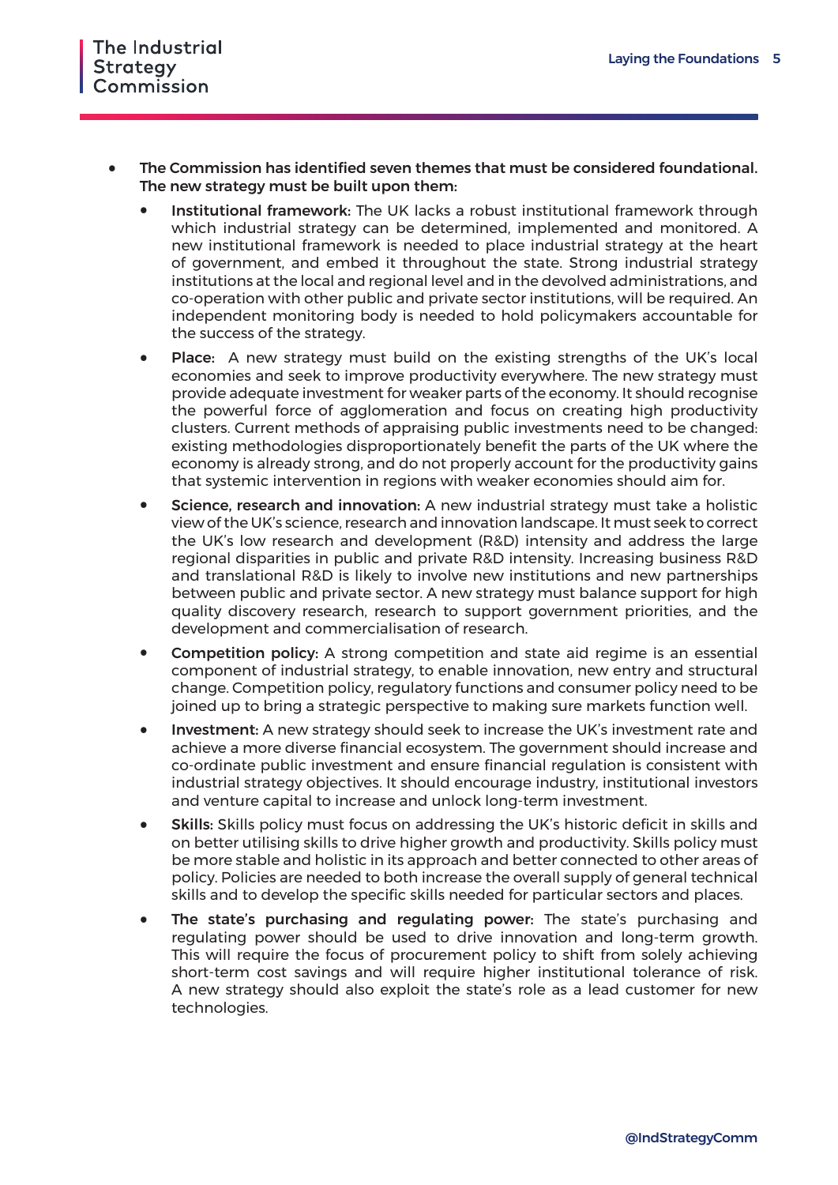- **The Commission has identified seven themes that must be considered foundational. The new strategy must be built upon them:**
    - **Institutional framework:** The UK lacks a robust institutional framework through which industrial strategy can be determined, implemented and monitored. A new institutional framework is needed to place industrial strategy at the heart of government, and embed it throughout the state. Strong industrial strategy institutions at the local and regional level and in the devolved administrations, and co-operation with other public and private sector institutions, will be required. An independent monitoring body is needed to hold policymakers accountable for the success of the strategy.
    - **Place:** A new strategy must build on the existing strengths of the UK's local economies and seek to improve productivity everywhere. The new strategy must provide adequate investment for weaker parts of the economy. It should recognise the powerful force of agglomeration and focus on creating high productivity clusters. Current methods of appraising public investments need to be changed: existing methodologies disproportionately benefit the parts of the UK where the economy is already strong, and do not properly account for the productivity gains that systemic intervention in regions with weaker economies should aim for.
    - **Science, research and innovation:** A new industrial strategy must take a holistic view of the UK's science, research and innovation landscape. It must seek to correct the UK's low research and development (R&D) intensity and address the large regional disparities in public and private R&D intensity. Increasing business R&D and translational R&D is likely to involve new institutions and new partnerships between public and private sector. A new strategy must balance support for high quality discovery research, research to support government priorities, and the development and commercialisation of research.
    - **Competition policy:** A strong competition and state aid regime is an essential component of industrial strategy, to enable innovation, new entry and structural change. Competition policy, regulatory functions and consumer policy need to be joined up to bring a strategic perspective to making sure markets function well.
    - **Investment:** A new strategy should seek to increase the UK's investment rate and achieve a more diverse financial ecosystem. The government should increase and co-ordinate public investment and ensure financial regulation is consistent with industrial strategy objectives. It should encourage industry, institutional investors and venture capital to increase and unlock long-term investment.
    - **Skills:** Skills policy must focus on addressing the UK's historic deficit in skills and on better utilising skills to drive higher growth and productivity. Skills policy must be more stable and holistic in its approach and better connected to other areas of policy. Policies are needed to both increase the overall supply of general technical skills and to develop the specific skills needed for particular sectors and places.
    - **The state's purchasing and regulating power:** The state's purchasing and regulating power should be used to drive innovation and long-term growth. This will require the focus of procurement policy to shift from solely achieving short-term cost savings and will require higher institutional tolerance of risk. A new strategy should also exploit the state's role as a lead customer for new technologies.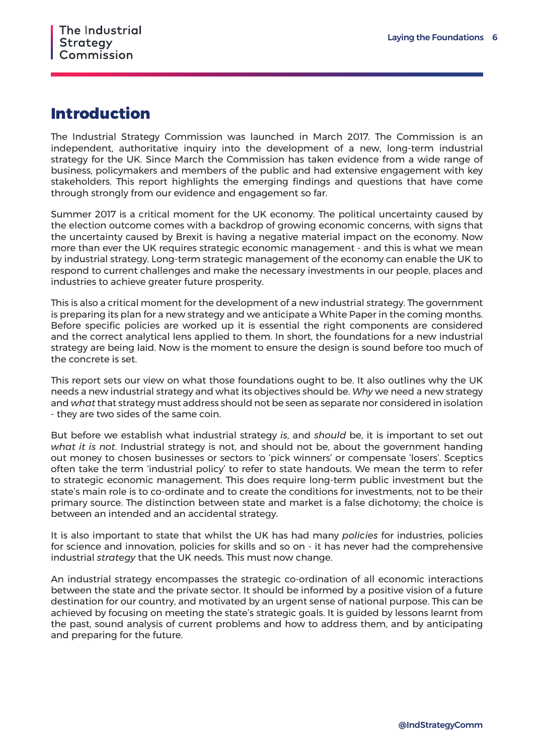# Introduction

The Industrial Strategy Commission was launched in March 2017. The Commission is an independent, authoritative inquiry into the development of a new, long-term industrial strategy for the UK. Since March the Commission has taken evidence from a wide range of business, policymakers and members of the public and had extensive engagement with key stakeholders. This report highlights the emerging findings and questions that have come through strongly from our evidence and engagement so far.

Summer 2017 is a critical moment for the UK economy. The political uncertainty caused by the election outcome comes with a backdrop of growing economic concerns, with signs that the uncertainty caused by Brexit is having a negative material impact on the economy. Now more than ever the UK requires strategic economic management - and this is what we mean by industrial strategy. Long-term strategic management of the economy can enable the UK to respond to current challenges and make the necessary investments in our people, places and industries to achieve greater future prosperity.

This is also a critical moment for the development of a new industrial strategy. The government is preparing its plan for a new strategy and we anticipate a White Paper in the coming months. Before specific policies are worked up it is essential the right components are considered and the correct analytical lens applied to them. In short, the foundations for a new industrial strategy are being laid. Now is the moment to ensure the design is sound before too much of the concrete is set.

This report sets our view on what those foundations ought to be. It also outlines why the UK needs a new industrial strategy and what its objectives should be. *Why* we need a new strategy and *what* that strategy must address should not be seen as separate nor considered in isolation - they are two sides of the same coin.

But before we establish what industrial strategy *is*, and *should* be, it is important to set out *what it is not*. Industrial strategy is not, and should not be, about the government handing out money to chosen businesses or sectors to 'pick winners' or compensate 'losers'. Sceptics often take the term 'industrial policy' to refer to state handouts. We mean the term to refer to strategic economic management. This does require long-term public investment but the state's main role is to co-ordinate and to create the conditions for investments, not to be their primary source. The distinction between state and market is a false dichotomy; the choice is between an intended and an accidental strategy.

It is also important to state that whilst the UK has had many *policies* for industries, policies for science and innovation, policies for skills and so on - it has never had the comprehensive industrial *strategy* that the UK needs. This must now change.

An industrial strategy encompasses the strategic co-ordination of all economic interactions between the state and the private sector. It should be informed by a positive vision of a future destination for our country, and motivated by an urgent sense of national purpose. This can be achieved by focusing on meeting the state's strategic goals. It is guided by lessons learnt from the past, sound analysis of current problems and how to address them, and by anticipating and preparing for the future.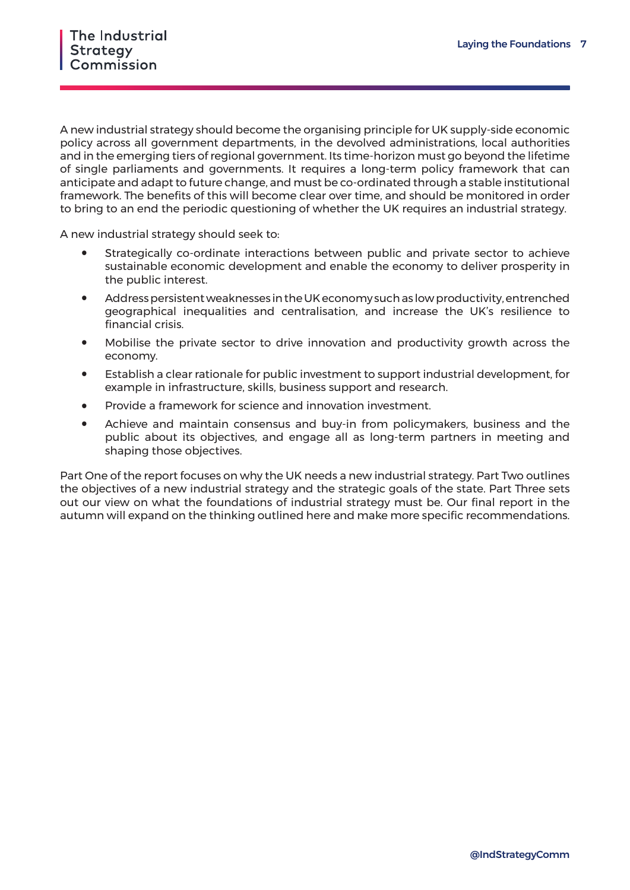A new industrial strategy should become the organising principle for UK supply-side economic policy across all government departments, in the devolved administrations, local authorities and in the emerging tiers of regional government. Its time-horizon must go beyond the lifetime of single parliaments and governments. It requires a long-term policy framework that can anticipate and adapt to future change, and must be co-ordinated through a stable institutional framework. The benefits of this will become clear over time, and should be monitored in order to bring to an end the periodic questioning of whether the UK requires an industrial strategy.

A new industrial strategy should seek to:

- Strategically co-ordinate interactions between public and private sector to achieve sustainable economic development and enable the economy to deliver prosperity in the public interest.
- Address persistent weaknesses in the UK economy such as low productivity, entrenched geographical inequalities and centralisation, and increase the UK's resilience to financial crisis.
- Mobilise the private sector to drive innovation and productivity growth across the economy.
- Establish a clear rationale for public investment to support industrial development, for example in infrastructure, skills, business support and research.
- Provide a framework for science and innovation investment.
- Achieve and maintain consensus and buy-in from policymakers, business and the public about its objectives, and engage all as long-term partners in meeting and shaping those objectives.

Part One of the report focuses on why the UK needs a new industrial strategy. Part Two outlines the objectives of a new industrial strategy and the strategic goals of the state. Part Three sets out our view on what the foundations of industrial strategy must be. Our final report in the autumn will expand on the thinking outlined here and make more specific recommendations.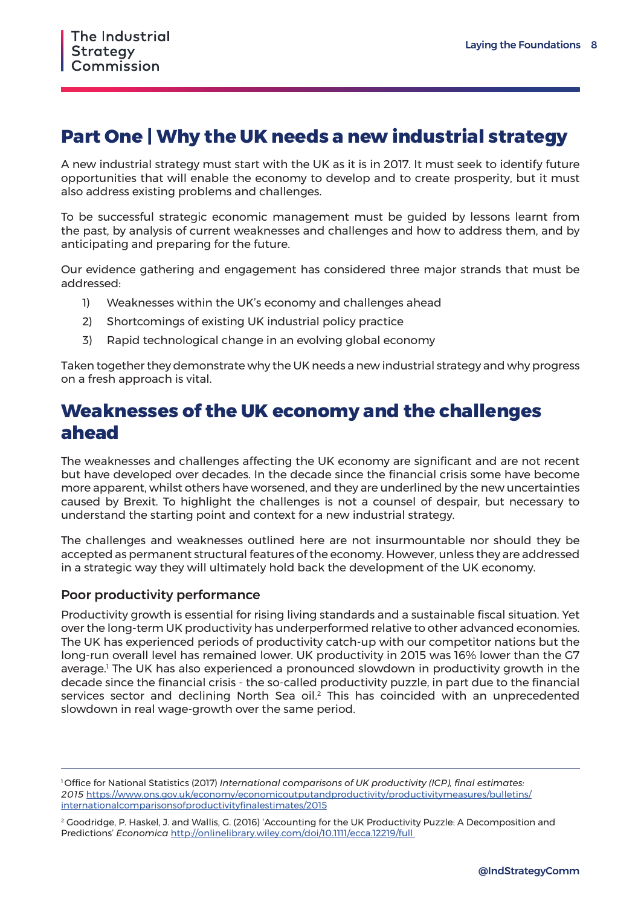# Part One | Why the UK needs a new industrial strategy

A new industrial strategy must start with the UK as it is in 2017. It must seek to identify future opportunities that will enable the economy to develop and to create prosperity, but it must also address existing problems and challenges.

To be successful strategic economic management must be guided by lessons learnt from the past, by analysis of current weaknesses and challenges and how to address them, and by anticipating and preparing for the future.

Our evidence gathering and engagement has considered three major strands that must be addressed:

1) Weaknesses within the UK's economy and challenges ahead
2) Shortcomings of existing UK industrial policy practice
3) Rapid technological change in an evolving global economy

Taken together they demonstrate why the UK needs a new industrial strategy and why progress on a fresh approach is vital.

## Weaknesses of the UK economy and the challenges ahead

The weaknesses and challenges affecting the UK economy are significant and are not recent but have developed over decades. In the decade since the financial crisis some have become more apparent, whilst others have worsened, and they are underlined by the new uncertainties caused by Brexit. To highlight the challenges is not a counsel of despair, but necessary to understand the starting point and context for a new industrial strategy.

The challenges and weaknesses outlined here are not insurmountable nor should they be accepted as permanent structural features of the economy. However, unless they are addressed in a strategic way they will ultimately hold back the development of the UK economy.

### Poor productivity performance

Productivity growth is essential for rising living standards and a sustainable fiscal situation. Yet over the long-term UK productivity has underperformed relative to other advanced economies. The UK has experienced periods of productivity catch-up with our competitor nations but the long-run overall level has remained lower. UK productivity in 2015 was 16% lower than the G7 average.[1] The UK has also experienced a pronounced slowdown in productivity growth in the decade since the financial crisis - the so-called productivity puzzle, in part due to the financial services sector and declining North Sea oil.[2] This has coincided with an unprecedented slowdown in real wage-growth over the same period.

---

[1] Office for National Statistics (2017) *International comparisons of UK productivity (ICP), final estimates: 2015* https://www.ons.gov.uk/economy/economicoutputandproductivity/productivitymeasures/bulletins/internationalcomparisonsofproductivityfinalestimates/2015

[2] Goodridge, P. Haskel, J. and Wallis, G. (2016) 'Accounting for the UK Productivity Puzzle: A Decomposition and Predictions' *Economica* http://onlinelibrary.wiley.com/doi/10.1111/ecca.12219/full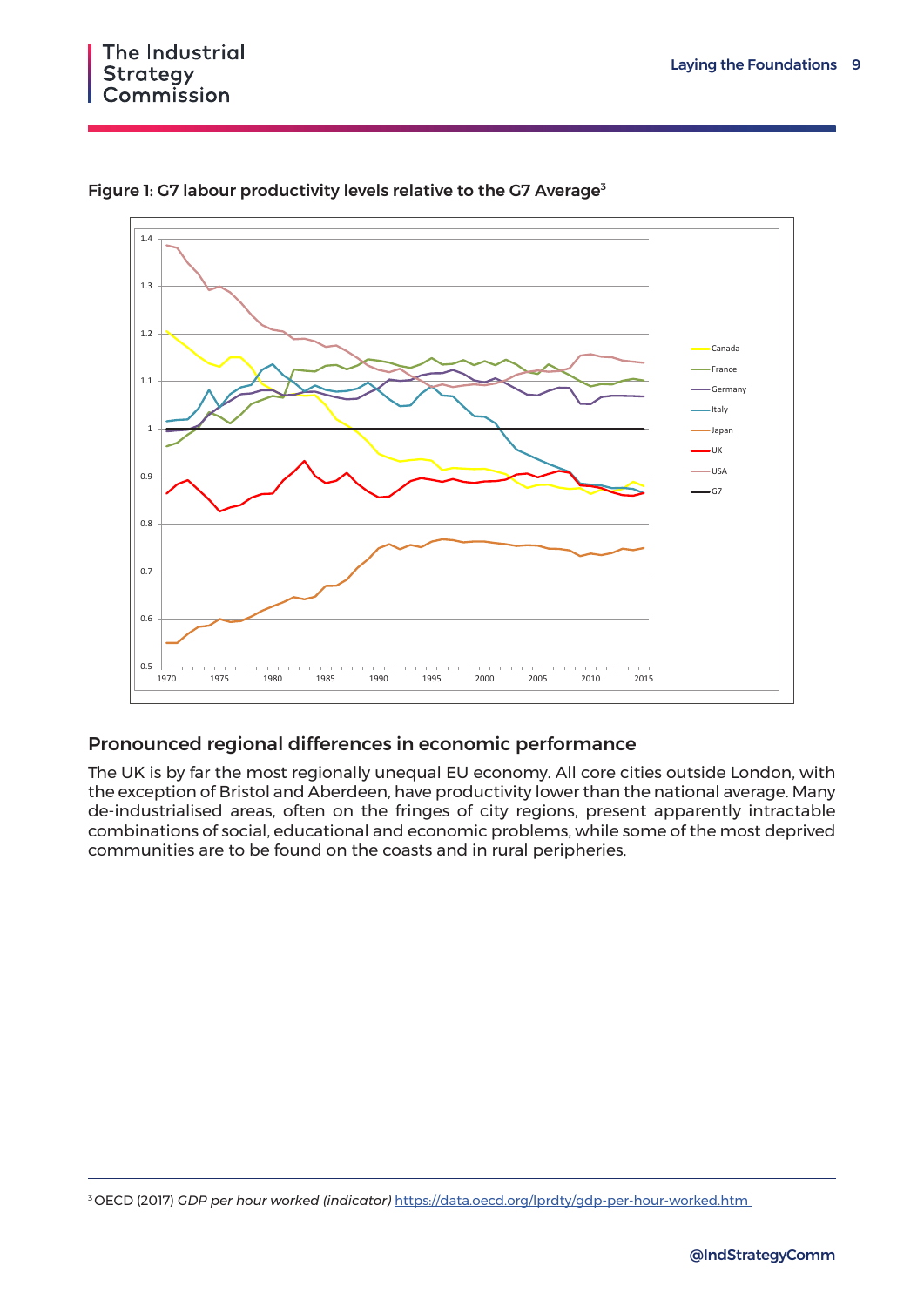**Figure 1: G7 labour productivity levels relative to the G7 Average**[3]

1.4
1.3
1.2
1.1
1
0.9
0.8
0.7
0.6
0.5

1970 1975 1980 1985 1990 1995 2000 2005 2010 2015

Canada
France
Germany
Italy
Japan
UK
USA
G7

## Pronounced regional differences in economic performance

The UK is by far the most regionally unequal EU economy. All core cities outside London, with the exception of Bristol and Aberdeen, have productivity lower than the national average. Many de-industrialised areas, often on the fringes of city regions, present apparently intractable combinations of social, educational and economic problems, while some of the most deprived communities are to be found on the coasts and in rural peripheries.

[3] OECD (2017) *GDP per hour worked (indicator)* https://data.oecd.org/lprdty/gdp-per-hour-worked.htm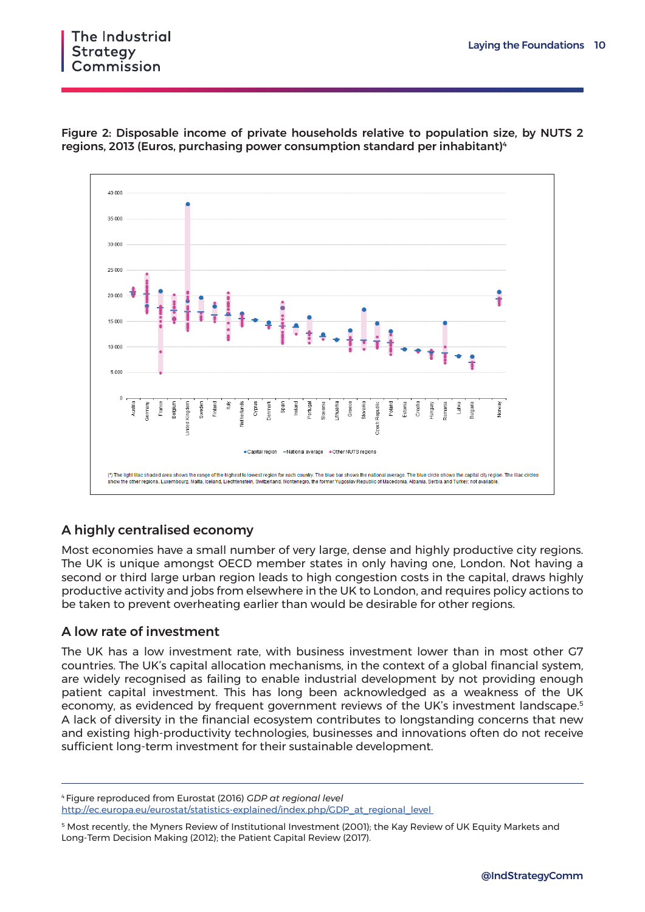**Figure 2: Disposable income of private households relative to population size, by NUTS 2 regions, 2013 (Euros, purchasing power consumption standard per inhabitant)[4]**

40 000
35 000
30 000
25 000
20 000
15 000
10 000
5 000
0

Austria, Germany, France, Belgium, United Kingdom, Sweden, Finland, Italy, Netherlands, Cyprus, Denmark, Spain, Ireland, Portugal, Slovenia, Lithuania, Greece, Slovakia, Czech Republic, Poland, Estonia, Croatia, Hungary, Romania, Latvia, Bulgaria, Norway

● Capital region — National average ● Other NUTS regions

(¹) The light lilac shaded area shows the range of the highest to lowest region for each country. The blue bar shows the national average. The blue circle shows the capital city region. The lilac circles show the other regions. Luxembourg, Malta, Iceland, Liechtenstein, Switzerland, Montenegro, the former Yugoslav Republic of Macedonia, Albania, Serbia and Turkey: not available.

## A highly centralised economy

Most economies have a small number of very large, dense and highly productive city regions. The UK is unique amongst OECD member states in only having one, London. Not having a second or third large urban region leads to high congestion costs in the capital, draws highly productive activity and jobs from elsewhere in the UK to London, and requires policy actions to be taken to prevent overheating earlier than would be desirable for other regions.

## A low rate of investment

The UK has a low investment rate, with business investment lower than in most other G7 countries. The UK's capital allocation mechanisms, in the context of a global financial system, are widely recognised as failing to enable industrial development by not providing enough patient capital investment. This has long been acknowledged as a weakness of the UK economy, as evidenced by frequent government reviews of the UK's investment landscape.[5] A lack of diversity in the financial ecosystem contributes to longstanding concerns that new and existing high-productivity technologies, businesses and innovations often do not receive sufficient long-term investment for their sustainable development.

---

[4] Figure reproduced from Eurostat (2016) *GDP at regional level* http://ec.europa.eu/eurostat/statistics-explained/index.php/GDP_at_regional_level

[5] Most recently, the Myners Review of Institutional Investment (2001); the Kay Review of UK Equity Markets and Long-Term Decision Making (2012); the Patient Capital Review (2017).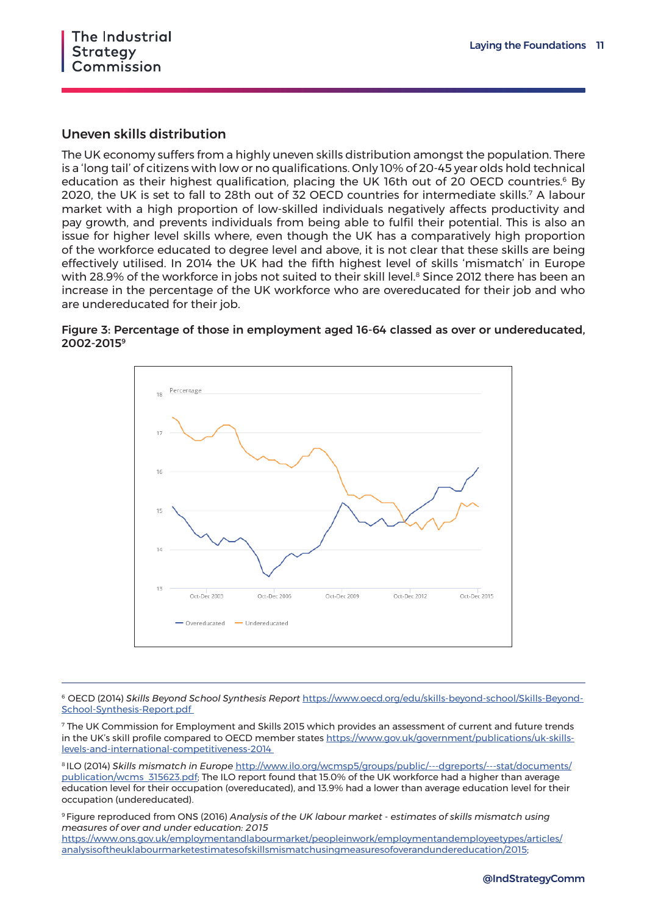## Uneven skills distribution

The UK economy suffers from a highly uneven skills distribution amongst the population. There is a 'long tail' of citizens with low or no qualifications. Only 10% of 20-45 year olds hold technical education as their highest qualification, placing the UK 16th out of 20 OECD countries.[6] By 2020, the UK is set to fall to 28th out of 32 OECD countries for intermediate skills.[7] A labour market with a high proportion of low-skilled individuals negatively affects productivity and pay growth, and prevents individuals from being able to fulfil their potential. This is also an issue for higher level skills where, even though the UK has a comparatively high proportion of the workforce educated to degree level and above, it is not clear that these skills are being effectively utilised. In 2014 the UK had the fifth highest level of skills 'mismatch' in Europe with 28.9% of the workforce in jobs not suited to their skill level.[8] Since 2012 there has been an increase in the percentage of the UK workforce who are overeducated for their job and who are undereducated for their job.

**Figure 3: Percentage of those in employment aged 16-64 classed as over or undereducated, 2002-2015[9]**

Percentage
18
17
16
15
14
13
Oct-Dec 2003
Oct-Dec 2006
Oct-Dec 2009
Oct-Dec 2012
Oct-Dec 2015
Overeducated
Undereducated

---

[6] OECD (2014) *Skills Beyond School Synthesis Report* https://www.oecd.org/edu/skills-beyond-school/Skills-Beyond-School-Synthesis-Report.pdf

[7] The UK Commission for Employment and Skills 2015 which provides an assessment of current and future trends in the UK's skill profile compared to OECD member states https://www.gov.uk/government/publications/uk-skills-levels-and-international-competitiveness-2014

[8] ILO (2014) *Skills mismatch in Europe* http://www.ilo.org/wcmsp5/groups/public/---dgreports/---stat/documents/publication/wcms_315623.pdf; The ILO report found that 15.0% of the UK workforce had a higher than average education level for their occupation (overeducated), and 13.9% had a lower than average education level for their occupation (undereducated).

[9] Figure reproduced from ONS (2016) *Analysis of the UK labour market - estimates of skills mismatch using measures of over and under education: 2015* https://www.ons.gov.uk/employmentandlabourmarket/peopleinwork/employmentandemployeetypes/articles/analysisoftheuklabourmarketestimatesofskillsmismatchusingmeasuresofoverandundereducation/2015;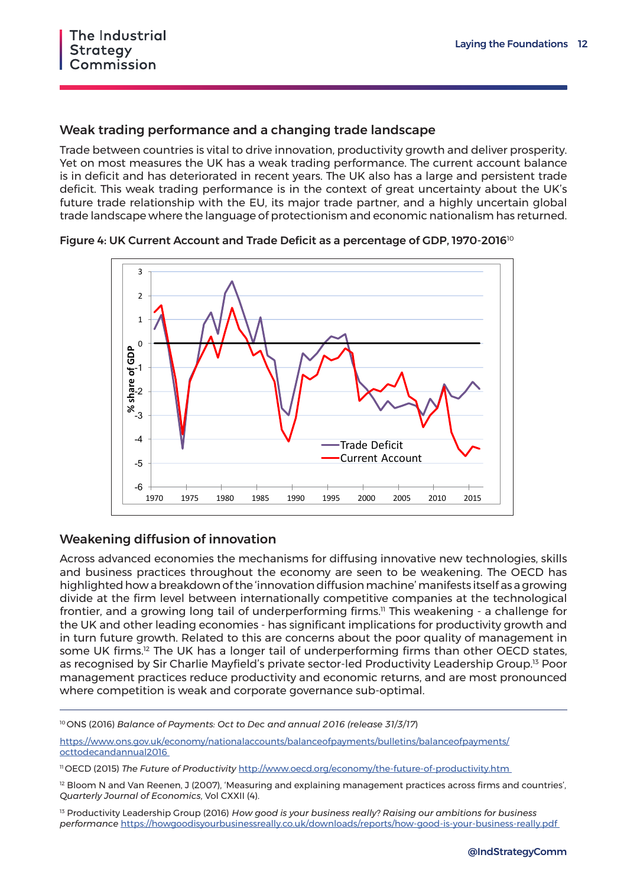## Weak trading performance and a changing trade landscape

Trade between countries is vital to drive innovation, productivity growth and deliver prosperity. Yet on most measures the UK has a weak trading performance. The current account balance is in deficit and has deteriorated in recent years. The UK also has a large and persistent trade deficit. This weak trading performance is in the context of great uncertainty about the UK's future trade relationship with the EU, its major trade partner, and a highly uncertain global trade landscape where the language of protectionism and economic nationalism has returned.

**Figure 4: UK Current Account and Trade Deficit as a percentage of GDP, 1970-2016**[10]

% share of GDP

3
2
1
0
-1
-2
-3
-4
-5
-6

1970
1975
1980
1985
1990
1995
2000
2005
2010
2015

Trade Deficit
Current Account

## Weakening diffusion of innovation

Across advanced economies the mechanisms for diffusing innovative new technologies, skills and business practices throughout the economy are seen to be weakening. The OECD has highlighted how a breakdown of the 'innovation diffusion machine' manifests itself as a growing divide at the firm level between internationally competitive companies at the technological frontier, and a growing long tail of underperforming firms.[11] This weakening - a challenge for the UK and other leading economies - has significant implications for productivity growth and in turn future growth. Related to this are concerns about the poor quality of management in some UK firms.[12] The UK has a longer tail of underperforming firms than other OECD states, as recognised by Sir Charlie Mayfield's private sector-led Productivity Leadership Group.[13] Poor management practices reduce productivity and economic returns, and are most pronounced where competition is weak and corporate governance sub-optimal.

---

[10] ONS (2016) *Balance of Payments: Oct to Dec and annual 2016 (release 31/3/17)*

https://www.ons.gov.uk/economy/nationalaccounts/balanceofpayments/bulletins/balanceofpayments/octtodecandannual2016

[11] OECD (2015) *The Future of Productivity* http://www.oecd.org/economy/the-future-of-productivity.htm

[12] Bloom N and Van Reenen, J (2007), 'Measuring and explaining management practices across firms and countries', *Quarterly Journal of Economics*, Vol CXXII (4).

[13] Productivity Leadership Group (2016) *How good is your business really? Raising our ambitions for business performance* https://howgoodisyourbusinessreally.co.uk/downloads/reports/how-good-is-your-business-really.pdf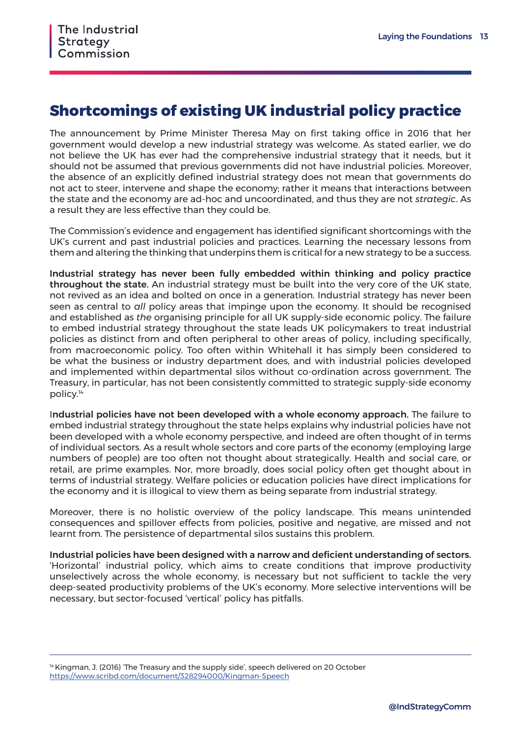## Shortcomings of existing UK industrial policy practice

The announcement by Prime Minister Theresa May on first taking office in 2016 that her government would develop a new industrial strategy was welcome. As stated earlier, we do not believe the UK has ever had the comprehensive industrial strategy that it needs, but it should not be assumed that previous governments did not have industrial policies. Moreover, the absence of an explicitly defined industrial strategy does not mean that governments do not act to steer, intervene and shape the economy; rather it means that interactions between the state and the economy are ad-hoc and uncoordinated, and thus they are not *strategic*. As a result they are less effective than they could be.

The Commission's evidence and engagement has identified significant shortcomings with the UK's current and past industrial policies and practices. Learning the necessary lessons from them and altering the thinking that underpins them is critical for a new strategy to be a success.

**Industrial strategy has never been fully embedded within thinking and policy practice throughout the state.** An industrial strategy must be built into the very core of the UK state, not revived as an idea and bolted on once in a generation. Industrial strategy has never been seen as central to *all* policy areas that impinge upon the economy. It should be recognised and established as *the* organising principle for all UK supply-side economic policy. The failure to embed industrial strategy throughout the state leads UK policymakers to treat industrial policies as distinct from and often peripheral to other areas of policy, including specifically, from macroeconomic policy. Too often within Whitehall it has simply been considered to be what the business or industry department does, and with industrial policies developed and implemented within departmental silos without co-ordination across government. The Treasury, in particular, has not been consistently committed to strategic supply-side economy policy.[14]

**Industrial policies have not been developed with a whole economy approach.** The failure to embed industrial strategy throughout the state helps explains why industrial policies have not been developed with a whole economy perspective, and indeed are often thought of in terms of individual sectors. As a result whole sectors and core parts of the economy (employing large numbers of people) are too often not thought about strategically. Health and social care, or retail, are prime examples. Nor, more broadly, does social policy often get thought about in terms of industrial strategy. Welfare policies or education policies have direct implications for the economy and it is illogical to view them as being separate from industrial strategy.

Moreover, there is no holistic overview of the policy landscape. This means unintended consequences and spillover effects from policies, positive and negative, are missed and not learnt from. The persistence of departmental silos sustains this problem.

**Industrial policies have been designed with a narrow and deficient understanding of sectors.** 'Horizontal' industrial policy, which aims to create conditions that improve productivity unselectively across the whole economy, is necessary but not sufficient to tackle the very deep-seated productivity problems of the UK's economy. More selective interventions will be necessary, but sector-focused 'vertical' policy has pitfalls.

---

[14] Kingman, J. (2016) 'The Treasury and the supply side', speech delivered on 20 October https://www.scribd.com/document/328294000/Kingman-Speech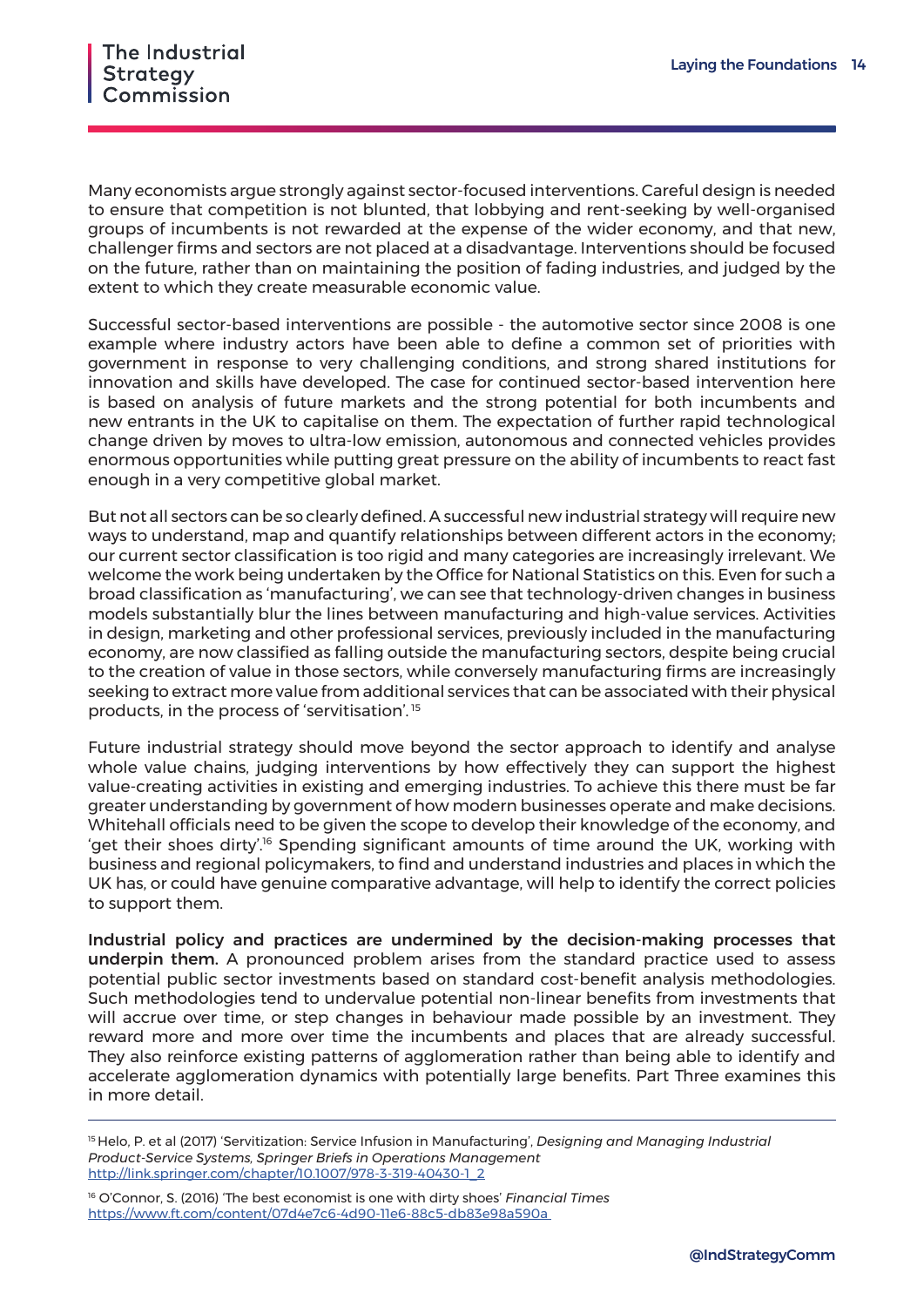Many economists argue strongly against sector-focused interventions. Careful design is needed to ensure that competition is not blunted, that lobbying and rent-seeking by well-organised groups of incumbents is not rewarded at the expense of the wider economy, and that new, challenger firms and sectors are not placed at a disadvantage. Interventions should be focused on the future, rather than on maintaining the position of fading industries, and judged by the extent to which they create measurable economic value.

Successful sector-based interventions are possible - the automotive sector since 2008 is one example where industry actors have been able to define a common set of priorities with government in response to very challenging conditions, and strong shared institutions for innovation and skills have developed. The case for continued sector-based intervention here is based on analysis of future markets and the strong potential for both incumbents and new entrants in the UK to capitalise on them. The expectation of further rapid technological change driven by moves to ultra-low emission, autonomous and connected vehicles provides enormous opportunities while putting great pressure on the ability of incumbents to react fast enough in a very competitive global market.

But not all sectors can be so clearly defined. A successful new industrial strategy will require new ways to understand, map and quantify relationships between different actors in the economy; our current sector classification is too rigid and many categories are increasingly irrelevant. We welcome the work being undertaken by the Office for National Statistics on this. Even for such a broad classification as 'manufacturing', we can see that technology-driven changes in business models substantially blur the lines between manufacturing and high-value services. Activities in design, marketing and other professional services, previously included in the manufacturing economy, are now classified as falling outside the manufacturing sectors, despite being crucial to the creation of value in those sectors, while conversely manufacturing firms are increasingly seeking to extract more value from additional services that can be associated with their physical products, in the process of 'servitisation'.[15]

Future industrial strategy should move beyond the sector approach to identify and analyse whole value chains, judging interventions by how effectively they can support the highest value-creating activities in existing and emerging industries. To achieve this there must be far greater understanding by government of how modern businesses operate and make decisions. Whitehall officials need to be given the scope to develop their knowledge of the economy, and 'get their shoes dirty'.[16] Spending significant amounts of time around the UK, working with business and regional policymakers, to find and understand industries and places in which the UK has, or could have genuine comparative advantage, will help to identify the correct policies to support them.

**Industrial policy and practices are undermined by the decision-making processes that underpin them.** A pronounced problem arises from the standard practice used to assess potential public sector investments based on standard cost-benefit analysis methodologies. Such methodologies tend to undervalue potential non-linear benefits from investments that will accrue over time, or step changes in behaviour made possible by an investment. They reward more and more over time the incumbents and places that are already successful. They also reinforce existing patterns of agglomeration rather than being able to identify and accelerate agglomeration dynamics with potentially large benefits. Part Three examines this in more detail.

---

[15] Helo, P. et al (2017) 'Servitization: Service Infusion in Manufacturing', *Designing and Managing Industrial Product-Service Systems, Springer Briefs in Operations Management* http://link.springer.com/chapter/10.1007/978-3-319-40430-1_2

[16] O'Connor, S. (2016) 'The best economist is one with dirty shoes' *Financial Times* https://www.ft.com/content/07d4e7c6-4d90-11e6-88c5-db83e98a590a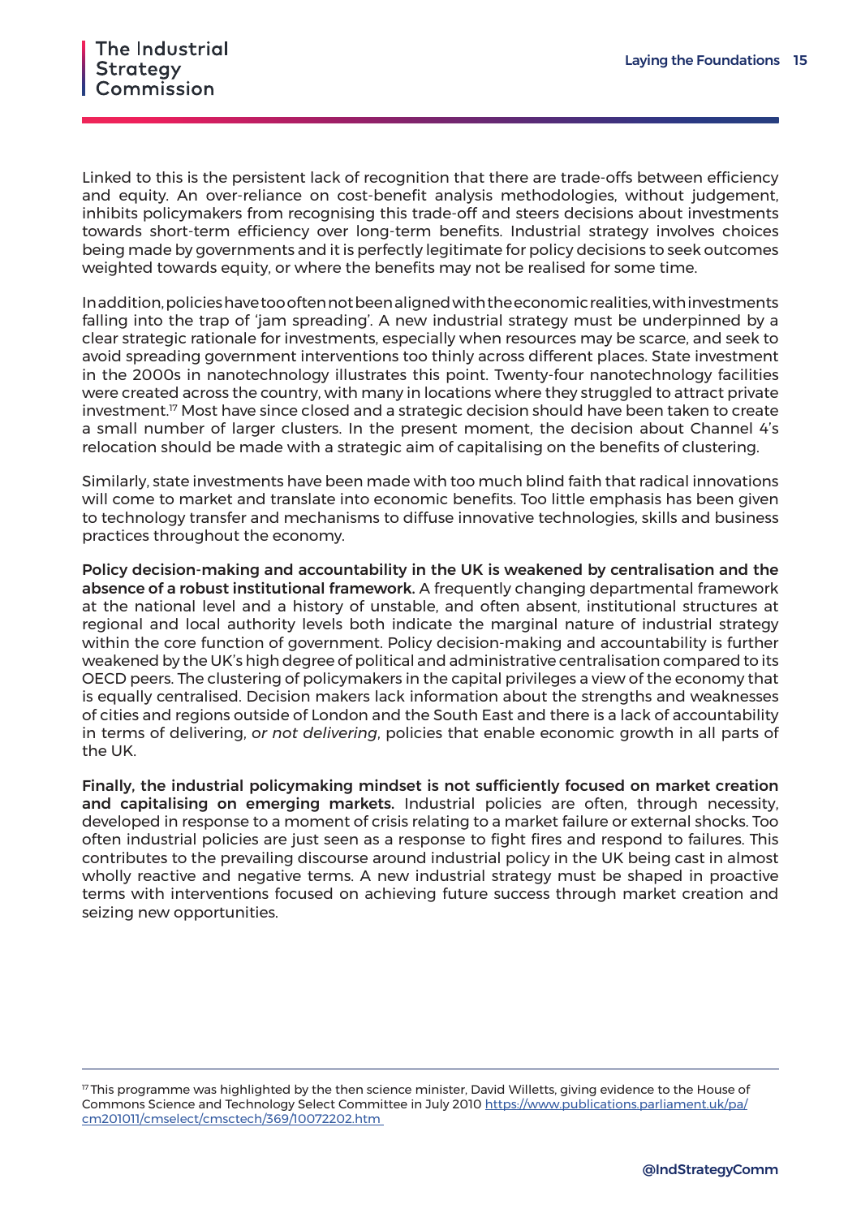Linked to this is the persistent lack of recognition that there are trade-offs between efficiency and equity. An over-reliance on cost-benefit analysis methodologies, without judgement, inhibits policymakers from recognising this trade-off and steers decisions about investments towards short-term efficiency over long-term benefits. Industrial strategy involves choices being made by governments and it is perfectly legitimate for policy decisions to seek outcomes weighted towards equity, or where the benefits may not be realised for some time.

In addition, policies have too often not been aligned with the economic realities, with investments falling into the trap of 'jam spreading'. A new industrial strategy must be underpinned by a clear strategic rationale for investments, especially when resources may be scarce, and seek to avoid spreading government interventions too thinly across different places. State investment in the 2000s in nanotechnology illustrates this point. Twenty-four nanotechnology facilities were created across the country, with many in locations where they struggled to attract private investment.[17] Most have since closed and a strategic decision should have been taken to create a small number of larger clusters. In the present moment, the decision about Channel 4's relocation should be made with a strategic aim of capitalising on the benefits of clustering.

Similarly, state investments have been made with too much blind faith that radical innovations will come to market and translate into economic benefits. Too little emphasis has been given to technology transfer and mechanisms to diffuse innovative technologies, skills and business practices throughout the economy.

**Policy decision-making and accountability in the UK is weakened by centralisation and the absence of a robust institutional framework.** A frequently changing departmental framework at the national level and a history of unstable, and often absent, institutional structures at regional and local authority levels both indicate the marginal nature of industrial strategy within the core function of government. Policy decision-making and accountability is further weakened by the UK's high degree of political and administrative centralisation compared to its OECD peers. The clustering of policymakers in the capital privileges a view of the economy that is equally centralised. Decision makers lack information about the strengths and weaknesses of cities and regions outside of London and the South East and there is a lack of accountability in terms of delivering, *or not delivering*, policies that enable economic growth in all parts of the UK.

**Finally, the industrial policymaking mindset is not sufficiently focused on market creation and capitalising on emerging markets.** Industrial policies are often, through necessity, developed in response to a moment of crisis relating to a market failure or external shocks. Too often industrial policies are just seen as a response to fight fires and respond to failures. This contributes to the prevailing discourse around industrial policy in the UK being cast in almost wholly reactive and negative terms. A new industrial strategy must be shaped in proactive terms with interventions focused on achieving future success through market creation and seizing new opportunities.

---

[17] This programme was highlighted by the then science minister, David Willetts, giving evidence to the House of Commons Science and Technology Select Committee in July 2010 https://www.publications.parliament.uk/pa/cm201011/cmselect/cmsctech/369/10072202.htm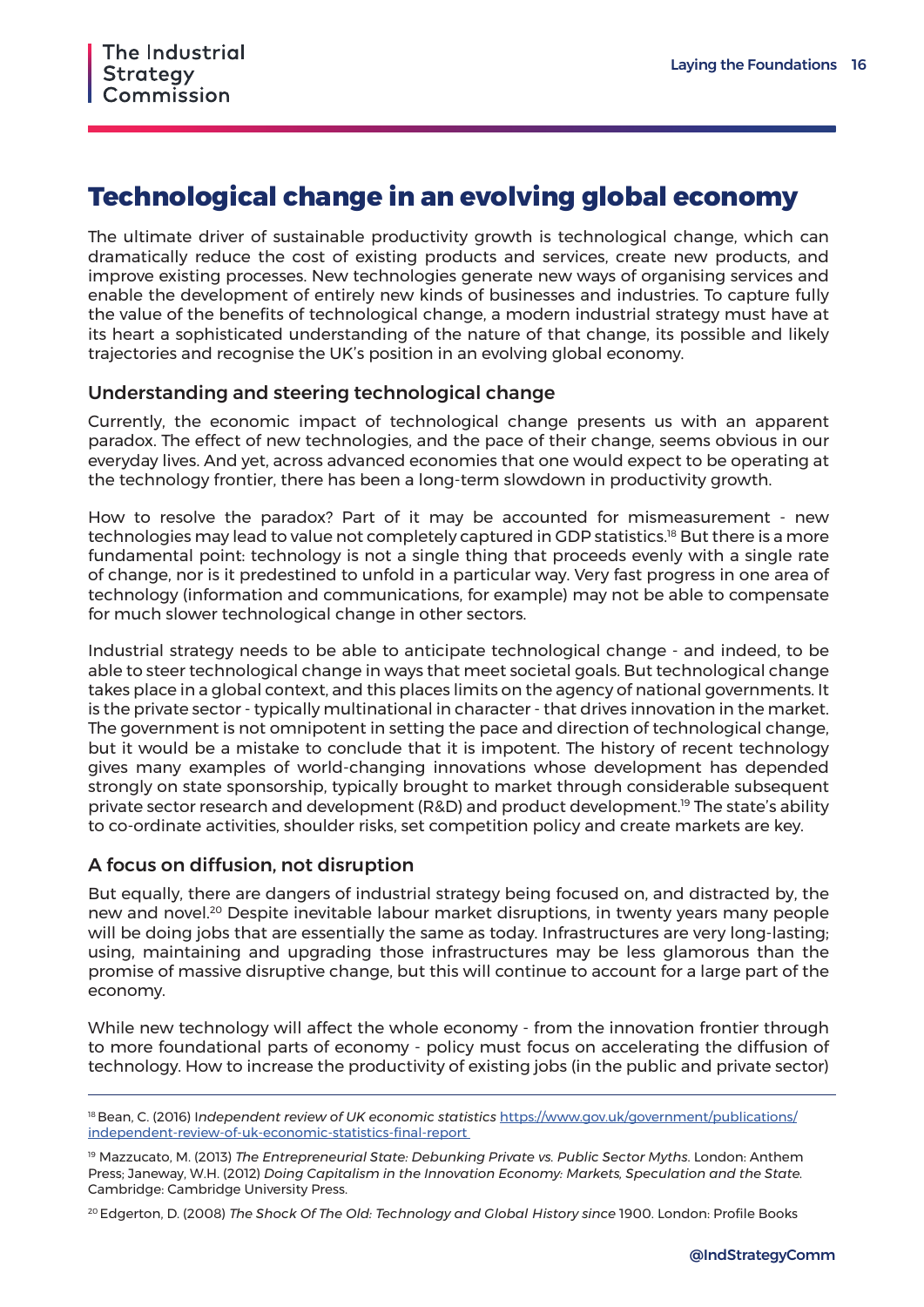# Technological change in an evolving global economy

The ultimate driver of sustainable productivity growth is technological change, which can dramatically reduce the cost of existing products and services, create new products, and improve existing processes. New technologies generate new ways of organising services and enable the development of entirely new kinds of businesses and industries. To capture fully the value of the benefits of technological change, a modern industrial strategy must have at its heart a sophisticated understanding of the nature of that change, its possible and likely trajectories and recognise the UK's position in an evolving global economy.

## Understanding and steering technological change

Currently, the economic impact of technological change presents us with an apparent paradox. The effect of new technologies, and the pace of their change, seems obvious in our everyday lives. And yet, across advanced economies that one would expect to be operating at the technology frontier, there has been a long-term slowdown in productivity growth.

How to resolve the paradox? Part of it may be accounted for mismeasurement - new technologies may lead to value not completely captured in GDP statistics.[18] But there is a more fundamental point: technology is not a single thing that proceeds evenly with a single rate of change, nor is it predestined to unfold in a particular way. Very fast progress in one area of technology (information and communications, for example) may not be able to compensate for much slower technological change in other sectors.

Industrial strategy needs to be able to anticipate technological change - and indeed, to be able to steer technological change in ways that meet societal goals. But technological change takes place in a global context, and this places limits on the agency of national governments. It is the private sector - typically multinational in character - that drives innovation in the market. The government is not omnipotent in setting the pace and direction of technological change, but it would be a mistake to conclude that it is impotent. The history of recent technology gives many examples of world-changing innovations whose development has depended strongly on state sponsorship, typically brought to market through considerable subsequent private sector research and development (R&D) and product development.[19] The state's ability to co-ordinate activities, shoulder risks, set competition policy and create markets are key.

## A focus on diffusion, not disruption

But equally, there are dangers of industrial strategy being focused on, and distracted by, the new and novel.[20] Despite inevitable labour market disruptions, in twenty years many people will be doing jobs that are essentially the same as today. Infrastructures are very long-lasting; using, maintaining and upgrading those infrastructures may be less glamorous than the promise of massive disruptive change, but this will continue to account for a large part of the economy.

While new technology will affect the whole economy - from the innovation frontier through to more foundational parts of economy - policy must focus on accelerating the diffusion of technology. How to increase the productivity of existing jobs (in the public and private sector)

---

[18] Bean, C. (2016) *Independent review of UK economic statistics* https://www.gov.uk/government/publications/independent-review-of-uk-economic-statistics-final-report

[19] Mazzucato, M. (2013) *The Entrepreneurial State: Debunking Private vs. Public Sector Myths*. London: Anthem Press; Janeway, W.H. (2012) *Doing Capitalism in the Innovation Economy: Markets, Speculation and the State.* Cambridge: Cambridge University Press.

[20] Edgerton, D. (2008) *The Shock Of The Old: Technology and Global History since* 1900. London: Profile Books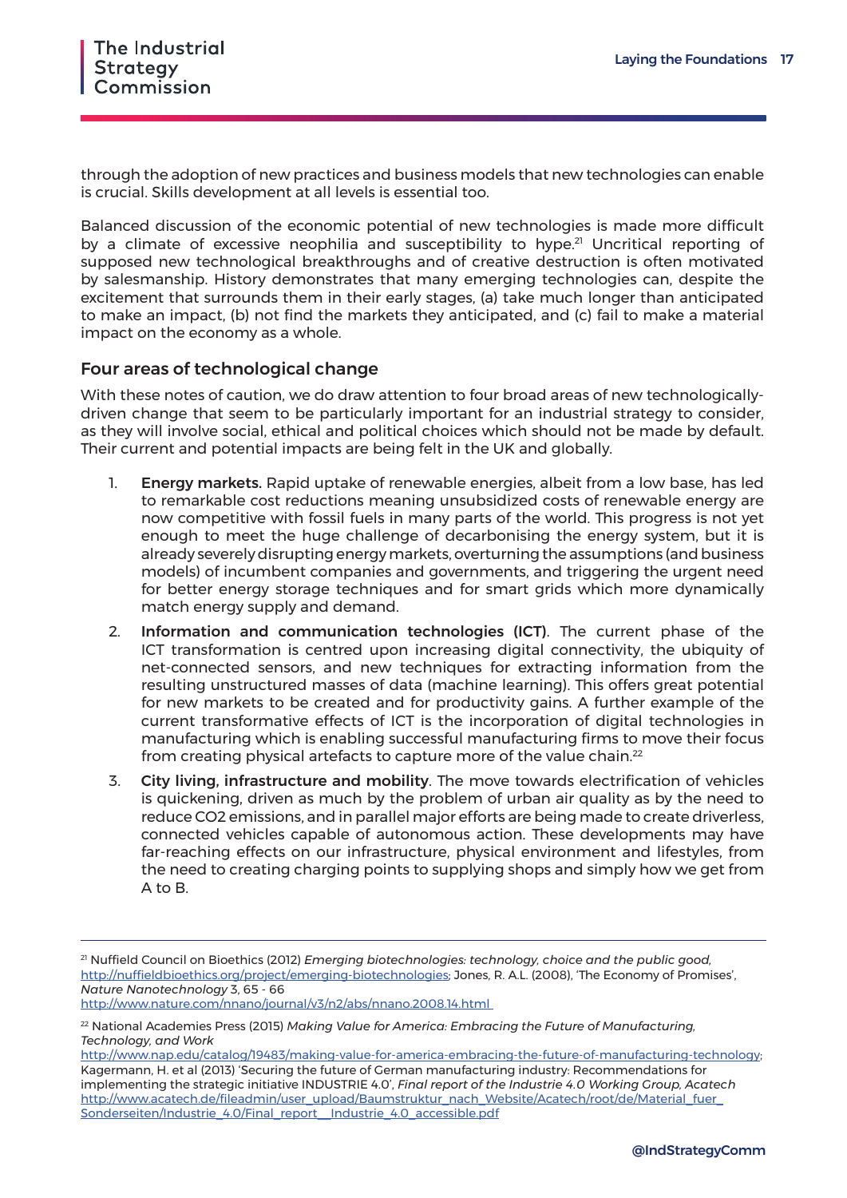through the adoption of new practices and business models that new technologies can enable is crucial. Skills development at all levels is essential too.

Balanced discussion of the economic potential of new technologies is made more difficult by a climate of excessive neophilia and susceptibility to hype.[21] Uncritical reporting of supposed new technological breakthroughs and of creative destruction is often motivated by salesmanship. History demonstrates that many emerging technologies can, despite the excitement that surrounds them in their early stages, (a) take much longer than anticipated to make an impact, (b) not find the markets they anticipated, and (c) fail to make a material impact on the economy as a whole.

## Four areas of technological change

With these notes of caution, we do draw attention to four broad areas of new technologically-driven change that seem to be particularly important for an industrial strategy to consider, as they will involve social, ethical and political choices which should not be made by default. Their current and potential impacts are being felt in the UK and globally.

1. **Energy markets.** Rapid uptake of renewable energies, albeit from a low base, has led to remarkable cost reductions meaning unsubsidized costs of renewable energy are now competitive with fossil fuels in many parts of the world. This progress is not yet enough to meet the huge challenge of decarbonising the energy system, but it is already severely disrupting energy markets, overturning the assumptions (and business models) of incumbent companies and governments, and triggering the urgent need for better energy storage techniques and for smart grids which more dynamically match energy supply and demand.
2. **Information and communication technologies (ICT)**. The current phase of the ICT transformation is centred upon increasing digital connectivity, the ubiquity of net-connected sensors, and new techniques for extracting information from the resulting unstructured masses of data (machine learning). This offers great potential for new markets to be created and for productivity gains. A further example of the current transformative effects of ICT is the incorporation of digital technologies in manufacturing which is enabling successful manufacturing firms to move their focus from creating physical artefacts to capture more of the value chain.[22]
3. **City living, infrastructure and mobility**. The move towards electrification of vehicles is quickening, driven as much by the problem of urban air quality as by the need to reduce $CO_2$ emissions, and in parallel major efforts are being made to create driverless, connected vehicles capable of autonomous action. These developments may have far-reaching effects on our infrastructure, physical environment and lifestyles, from the need to creating charging points to supplying shops and simply how we get from A to B.

---

[21] Nuffield Council on Bioethics (2012) *Emerging biotechnologies: technology, choice and the public good,* http://nuffieldbioethics.org/project/emerging-biotechnologies; Jones, R. A.L. (2008), 'The Economy of Promises', *Nature Nanotechnology* 3, 65 - 66 http://www.nature.com/nnano/journal/v3/n2/abs/nnano.2008.14.html

[22] National Academies Press (2015) *Making Value for America: Embracing the Future of Manufacturing, Technology, and Work* http://www.nap.edu/catalog/19483/making-value-for-america-embracing-the-future-of-manufacturing-technology; Kagermann, H. et al (2013) 'Securing the future of German manufacturing industry: Recommendations for implementing the strategic initiative INDUSTRIE 4.0', *Final report of the Industrie 4.0 Working Group, Acatech* http://www.acatech.de/fileadmin/user_upload/Baumstruktur_nach_Website/Acatech/root/de/Material_fuer_Sonderseiten/Industrie_4.0/Final_report__Industrie_4.0_accessible.pdf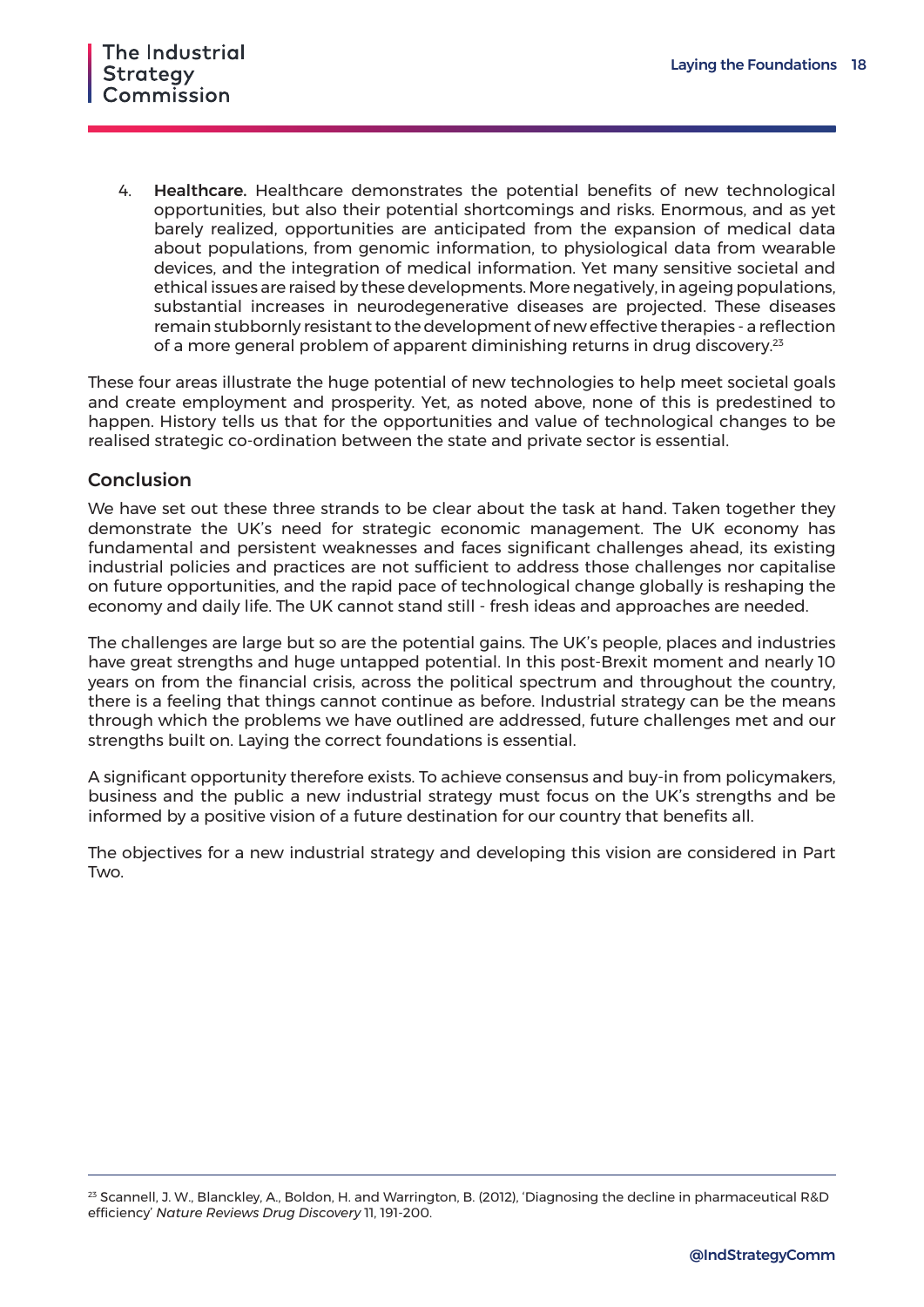4. **Healthcare.** Healthcare demonstrates the potential benefits of new technological opportunities, but also their potential shortcomings and risks. Enormous, and as yet barely realized, opportunities are anticipated from the expansion of medical data about populations, from genomic information, to physiological data from wearable devices, and the integration of medical information. Yet many sensitive societal and ethical issues are raised by these developments. More negatively, in ageing populations, substantial increases in neurodegenerative diseases are projected. These diseases remain stubbornly resistant to the development of new effective therapies - a reflection of a more general problem of apparent diminishing returns in drug discovery.[23]

These four areas illustrate the huge potential of new technologies to help meet societal goals and create employment and prosperity. Yet, as noted above, none of this is predestined to happen. History tells us that for the opportunities and value of technological changes to be realised strategic co-ordination between the state and private sector is essential.

## Conclusion

We have set out these three strands to be clear about the task at hand. Taken together they demonstrate the UK's need for strategic economic management. The UK economy has fundamental and persistent weaknesses and faces significant challenges ahead, its existing industrial policies and practices are not sufficient to address those challenges nor capitalise on future opportunities, and the rapid pace of technological change globally is reshaping the economy and daily life. The UK cannot stand still - fresh ideas and approaches are needed.

The challenges are large but so are the potential gains. The UK's people, places and industries have great strengths and huge untapped potential. In this post-Brexit moment and nearly 10 years on from the financial crisis, across the political spectrum and throughout the country, there is a feeling that things cannot continue as before. Industrial strategy can be the means through which the problems we have outlined are addressed, future challenges met and our strengths built on. Laying the correct foundations is essential.

A significant opportunity therefore exists. To achieve consensus and buy-in from policymakers, business and the public a new industrial strategy must focus on the UK's strengths and be informed by a positive vision of a future destination for our country that benefits all.

The objectives for a new industrial strategy and developing this vision are considered in Part Two.

---

[23] Scannell, J. W., Blanckley, A., Boldon, H. and Warrington, B. (2012), 'Diagnosing the decline in pharmaceutical R&D efficiency' *Nature Reviews Drug Discovery* 11, 191-200.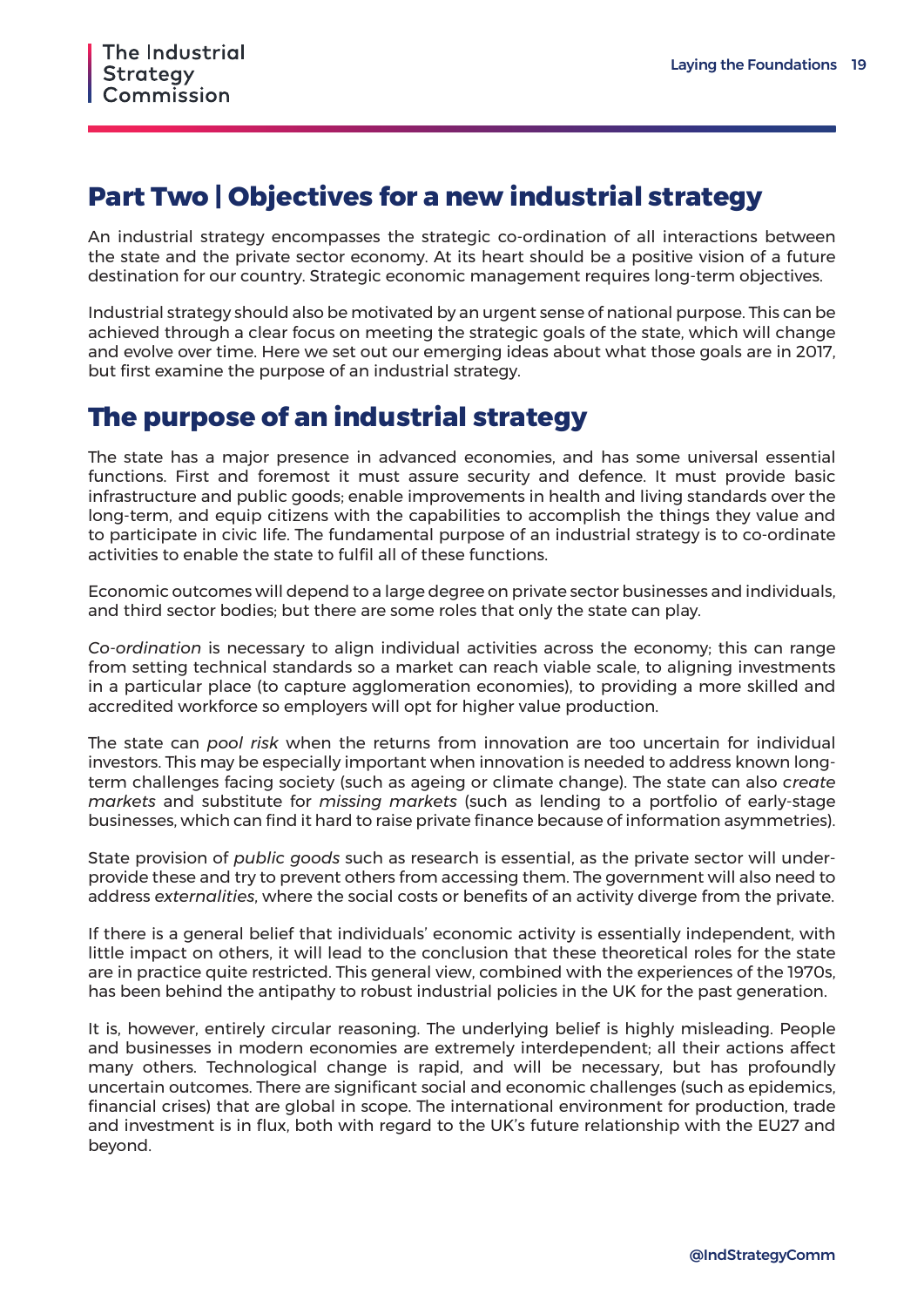## Part Two | Objectives for a new industrial strategy

An industrial strategy encompasses the strategic co-ordination of all interactions between the state and the private sector economy. At its heart should be a positive vision of a future destination for our country. Strategic economic management requires long-term objectives.

Industrial strategy should also be motivated by an urgent sense of national purpose. This can be achieved through a clear focus on meeting the strategic goals of the state, which will change and evolve over time. Here we set out our emerging ideas about what those goals are in 2017, but first examine the purpose of an industrial strategy.

## The purpose of an industrial strategy

The state has a major presence in advanced economies, and has some universal essential functions. First and foremost it must assure security and defence. It must provide basic infrastructure and public goods; enable improvements in health and living standards over the long-term, and equip citizens with the capabilities to accomplish the things they value and to participate in civic life. The fundamental purpose of an industrial strategy is to co-ordinate activities to enable the state to fulfil all of these functions.

Economic outcomes will depend to a large degree on private sector businesses and individuals, and third sector bodies; but there are some roles that only the state can play.

*Co-ordination* is necessary to align individual activities across the economy; this can range from setting technical standards so a market can reach viable scale, to aligning investments in a particular place (to capture agglomeration economies), to providing a more skilled and accredited workforce so employers will opt for higher value production.

The state can *pool risk* when the returns from innovation are too uncertain for individual investors. This may be especially important when innovation is needed to address known long-term challenges facing society (such as ageing or climate change). The state can also *create markets* and substitute for *missing markets* (such as lending to a portfolio of early-stage businesses, which can find it hard to raise private finance because of information asymmetries).

State provision of *public goods* such as research is essential, as the private sector will under-provide these and try to prevent others from accessing them. The government will also need to address *externalities*, where the social costs or benefits of an activity diverge from the private.

If there is a general belief that individuals' economic activity is essentially independent, with little impact on others, it will lead to the conclusion that these theoretical roles for the state are in practice quite restricted. This general view, combined with the experiences of the 1970s, has been behind the antipathy to robust industrial policies in the UK for the past generation.

It is, however, entirely circular reasoning. The underlying belief is highly misleading. People and businesses in modern economies are extremely interdependent; all their actions affect many others. Technological change is rapid, and will be necessary, but has profoundly uncertain outcomes. There are significant social and economic challenges (such as epidemics, financial crises) that are global in scope. The international environment for production, trade and investment is in flux, both with regard to the UK's future relationship with the EU27 and beyond.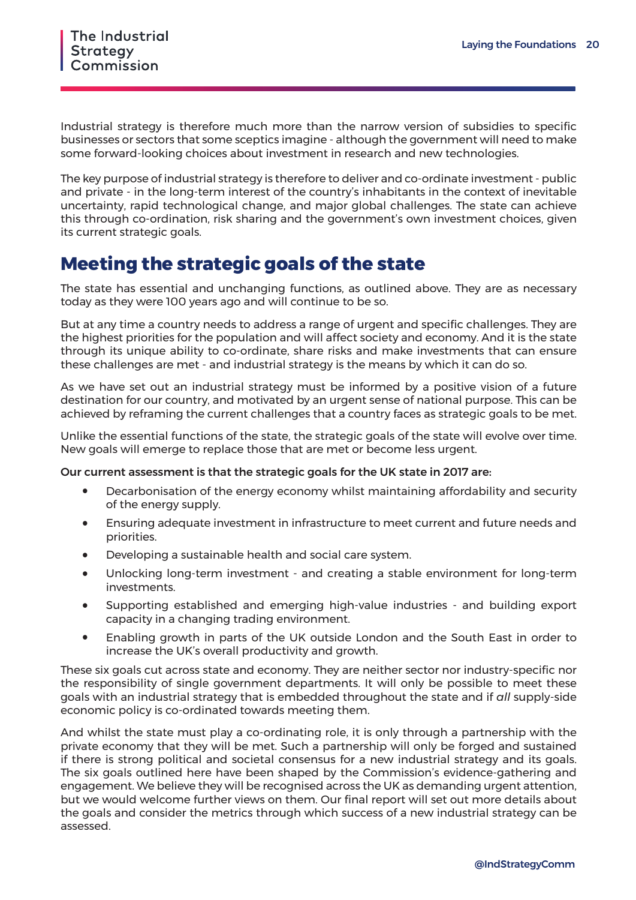Industrial strategy is therefore much more than the narrow version of subsidies to specific businesses or sectors that some sceptics imagine - although the government will need to make some forward-looking choices about investment in research and new technologies.

The key purpose of industrial strategy is therefore to deliver and co-ordinate investment - public and private - in the long-term interest of the country's inhabitants in the context of inevitable uncertainty, rapid technological change, and major global challenges. The state can achieve this through co-ordination, risk sharing and the government's own investment choices, given its current strategic goals.

## Meeting the strategic goals of the state

The state has essential and unchanging functions, as outlined above. They are as necessary today as they were 100 years ago and will continue to be so.

But at any time a country needs to address a range of urgent and specific challenges. They are the highest priorities for the population and will affect society and economy. And it is the state through its unique ability to co-ordinate, share risks and make investments that can ensure these challenges are met - and industrial strategy is the means by which it can do so.

As we have set out an industrial strategy must be informed by a positive vision of a future destination for our country, and motivated by an urgent sense of national purpose. This can be achieved by reframing the current challenges that a country faces as strategic goals to be met.

Unlike the essential functions of the state, the strategic goals of the state will evolve over time. New goals will emerge to replace those that are met or become less urgent.

**Our current assessment is that the strategic goals for the UK state in 2017 are:**

- Decarbonisation of the energy economy whilst maintaining affordability and security of the energy supply.
- Ensuring adequate investment in infrastructure to meet current and future needs and priorities.
- Developing a sustainable health and social care system.
- Unlocking long-term investment - and creating a stable environment for long-term investments.
- Supporting established and emerging high-value industries - and building export capacity in a changing trading environment.
- Enabling growth in parts of the UK outside London and the South East in order to increase the UK's overall productivity and growth.

These six goals cut across state and economy. They are neither sector nor industry-specific nor the responsibility of single government departments. It will only be possible to meet these goals with an industrial strategy that is embedded throughout the state and if *all* supply-side economic policy is co-ordinated towards meeting them.

And whilst the state must play a co-ordinating role, it is only through a partnership with the private economy that they will be met. Such a partnership will only be forged and sustained if there is strong political and societal consensus for a new industrial strategy and its goals. The six goals outlined here have been shaped by the Commission's evidence-gathering and engagement. We believe they will be recognised across the UK as demanding urgent attention, but we would welcome further views on them. Our final report will set out more details about the goals and consider the metrics through which success of a new industrial strategy can be assessed.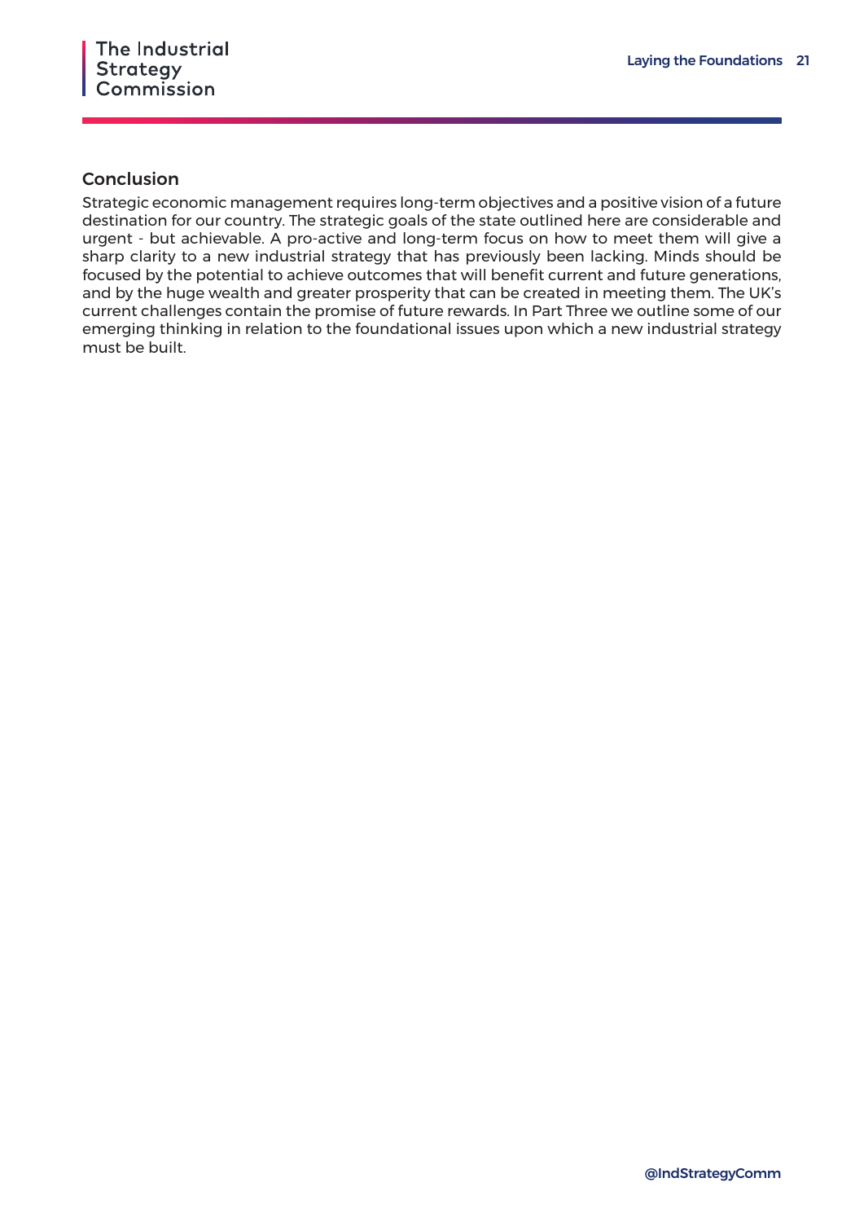## Conclusion

Strategic economic management requires long-term objectives and a positive vision of a future destination for our country. The strategic goals of the state outlined here are considerable and urgent - but achievable. A pro-active and long-term focus on how to meet them will give a sharp clarity to a new industrial strategy that has previously been lacking. Minds should be focused by the potential to achieve outcomes that will benefit current and future generations, and by the huge wealth and greater prosperity that can be created in meeting them. The UK's current challenges contain the promise of future rewards. In Part Three we outline some of our emerging thinking in relation to the foundational issues upon which a new industrial strategy must be built.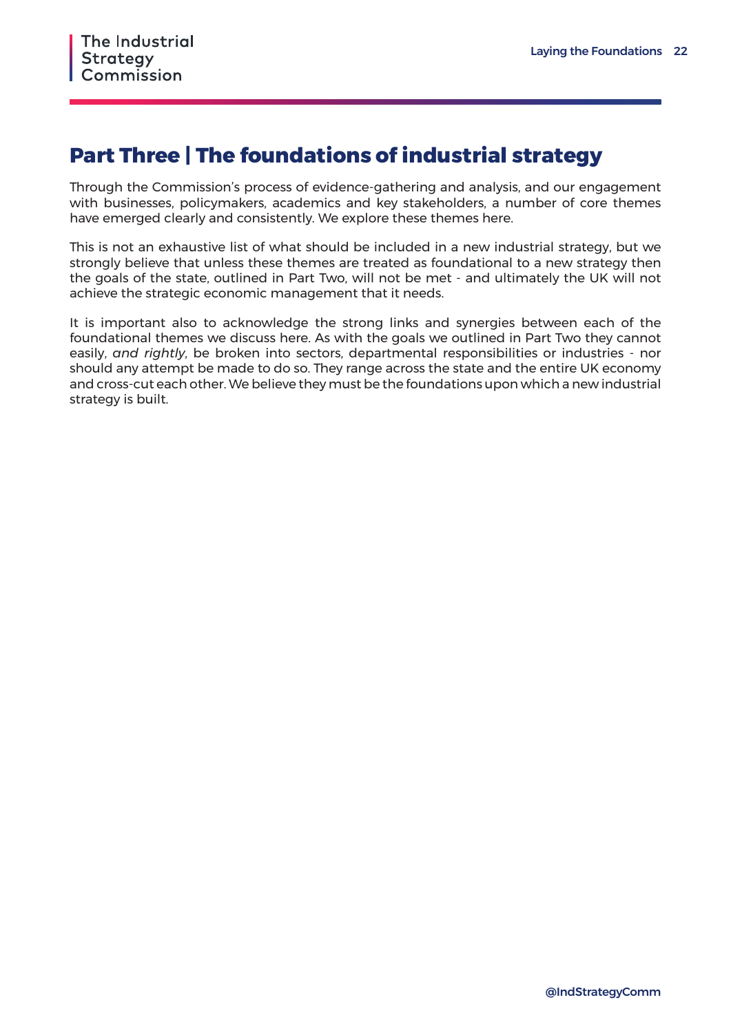# Part Three | The foundations of industrial strategy

Through the Commission's process of evidence-gathering and analysis, and our engagement with businesses, policymakers, academics and key stakeholders, a number of core themes have emerged clearly and consistently. We explore these themes here.

This is not an exhaustive list of what should be included in a new industrial strategy, but we strongly believe that unless these themes are treated as foundational to a new strategy then the goals of the state, outlined in Part Two, will not be met - and ultimately the UK will not achieve the strategic economic management that it needs.

It is important also to acknowledge the strong links and synergies between each of the foundational themes we discuss here. As with the goals we outlined in Part Two they cannot easily, *and rightly*, be broken into sectors, departmental responsibilities or industries - nor should any attempt be made to do so. They range across the state and the entire UK economy and cross-cut each other. We believe they must be the foundations upon which a new industrial strategy is built.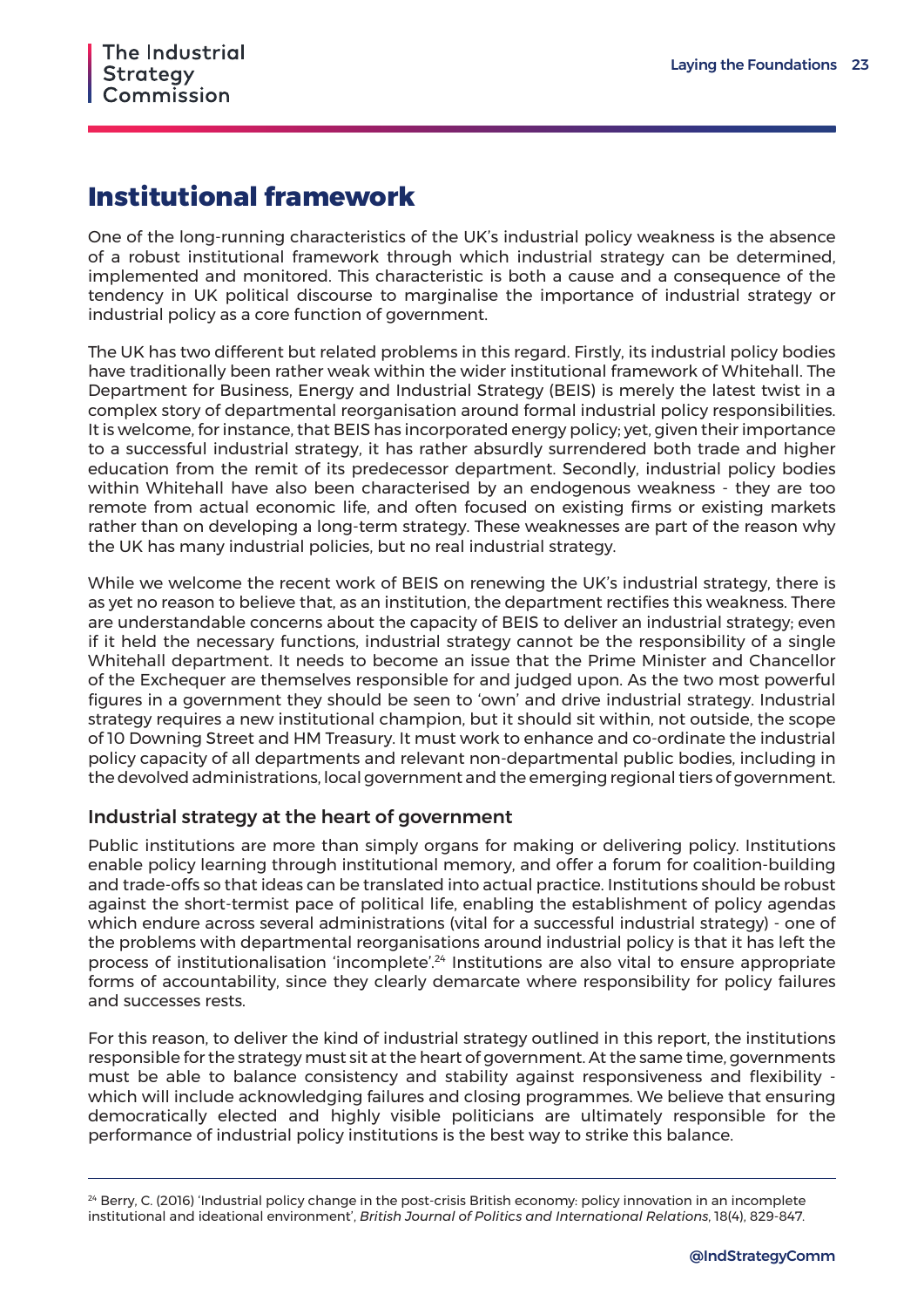## Institutional framework

One of the long-running characteristics of the UK's industrial policy weakness is the absence of a robust institutional framework through which industrial strategy can be determined, implemented and monitored. This characteristic is both a cause and a consequence of the tendency in UK political discourse to marginalise the importance of industrial strategy or industrial policy as a core function of government.

The UK has two different but related problems in this regard. Firstly, its industrial policy bodies have traditionally been rather weak within the wider institutional framework of Whitehall. The Department for Business, Energy and Industrial Strategy (BEIS) is merely the latest twist in a complex story of departmental reorganisation around formal industrial policy responsibilities. It is welcome, for instance, that BEIS has incorporated energy policy; yet, given their importance to a successful industrial strategy, it has rather absurdly surrendered both trade and higher education from the remit of its predecessor department. Secondly, industrial policy bodies within Whitehall have also been characterised by an endogenous weakness - they are too remote from actual economic life, and often focused on existing firms or existing markets rather than on developing a long-term strategy. These weaknesses are part of the reason why the UK has many industrial policies, but no real industrial strategy.

While we welcome the recent work of BEIS on renewing the UK's industrial strategy, there is as yet no reason to believe that, as an institution, the department rectifies this weakness. There are understandable concerns about the capacity of BEIS to deliver an industrial strategy; even if it held the necessary functions, industrial strategy cannot be the responsibility of a single Whitehall department. It needs to become an issue that the Prime Minister and Chancellor of the Exchequer are themselves responsible for and judged upon. As the two most powerful figures in a government they should be seen to 'own' and drive industrial strategy. Industrial strategy requires a new institutional champion, but it should sit within, not outside, the scope of 10 Downing Street and HM Treasury. It must work to enhance and co-ordinate the industrial policy capacity of all departments and relevant non-departmental public bodies, including in the devolved administrations, local government and the emerging regional tiers of government.

### Industrial strategy at the heart of government

Public institutions are more than simply organs for making or delivering policy. Institutions enable policy learning through institutional memory, and offer a forum for coalition-building and trade-offs so that ideas can be translated into actual practice. Institutions should be robust against the short-termist pace of political life, enabling the establishment of policy agendas which endure across several administrations (vital for a successful industrial strategy) - one of the problems with departmental reorganisations around industrial policy is that it has left the process of institutionalisation 'incomplete'.[24] Institutions are also vital to ensure appropriate forms of accountability, since they clearly demarcate where responsibility for policy failures and successes rests.

For this reason, to deliver the kind of industrial strategy outlined in this report, the institutions responsible for the strategy must sit at the heart of government. At the same time, governments must be able to balance consistency and stability against responsiveness and flexibility - which will include acknowledging failures and closing programmes. We believe that ensuring democratically elected and highly visible politicians are ultimately responsible for the performance of industrial policy institutions is the best way to strike this balance.

---

[24] Berry, C. (2016) 'Industrial policy change in the post-crisis British economy: policy innovation in an incomplete institutional and ideational environment', *British Journal of Politics and International Relations*, 18(4), 829-847.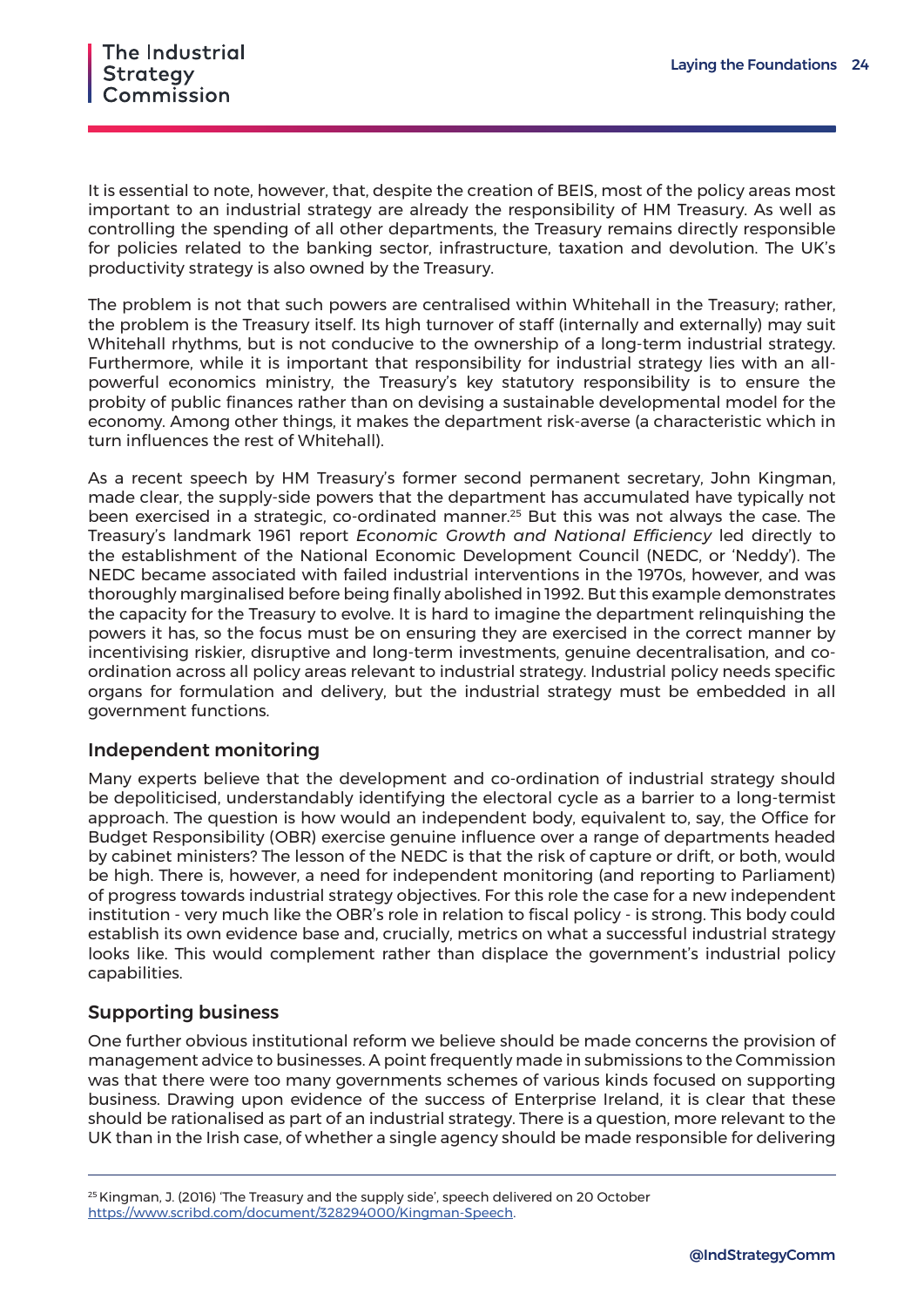It is essential to note, however, that, despite the creation of BEIS, most of the policy areas most important to an industrial strategy are already the responsibility of HM Treasury. As well as controlling the spending of all other departments, the Treasury remains directly responsible for policies related to the banking sector, infrastructure, taxation and devolution. The UK's productivity strategy is also owned by the Treasury.

The problem is not that such powers are centralised within Whitehall in the Treasury; rather, the problem is the Treasury itself. Its high turnover of staff (internally and externally) may suit Whitehall rhythms, but is not conducive to the ownership of a long-term industrial strategy. Furthermore, while it is important that responsibility for industrial strategy lies with an all-powerful economics ministry, the Treasury's key statutory responsibility is to ensure the probity of public finances rather than on devising a sustainable developmental model for the economy. Among other things, it makes the department risk-averse (a characteristic which in turn influences the rest of Whitehall).

As a recent speech by HM Treasury's former second permanent secretary, John Kingman, made clear, the supply-side powers that the department has accumulated have typically not been exercised in a strategic, co-ordinated manner.[25] But this was not always the case. The Treasury's landmark 1961 report *Economic Growth and National Efficiency* led directly to the establishment of the National Economic Development Council (NEDC, or 'Neddy'). The NEDC became associated with failed industrial interventions in the 1970s, however, and was thoroughly marginalised before being finally abolished in 1992. But this example demonstrates the capacity for the Treasury to evolve. It is hard to imagine the department relinquishing the powers it has, so the focus must be on ensuring they are exercised in the correct manner by incentivising riskier, disruptive and long-term investments, genuine decentralisation, and co-ordination across all policy areas relevant to industrial strategy. Industrial policy needs specific organs for formulation and delivery, but the industrial strategy must be embedded in all government functions.

## Independent monitoring

Many experts believe that the development and co-ordination of industrial strategy should be depoliticised, understandably identifying the electoral cycle as a barrier to a long-termist approach. The question is how would an independent body, equivalent to, say, the Office for Budget Responsibility (OBR) exercise genuine influence over a range of departments headed by cabinet ministers? The lesson of the NEDC is that the risk of capture or drift, or both, would be high. There is, however, a need for independent monitoring (and reporting to Parliament) of progress towards industrial strategy objectives. For this role the case for a new independent institution - very much like the OBR's role in relation to fiscal policy - is strong. This body could establish its own evidence base and, crucially, metrics on what a successful industrial strategy looks like. This would complement rather than displace the government's industrial policy capabilities.

## Supporting business

One further obvious institutional reform we believe should be made concerns the provision of management advice to businesses. A point frequently made in submissions to the Commission was that there were too many governments schemes of various kinds focused on supporting business. Drawing upon evidence of the success of Enterprise Ireland, it is clear that these should be rationalised as part of an industrial strategy. There is a question, more relevant to the UK than in the Irish case, of whether a single agency should be made responsible for delivering

[25] Kingman, J. (2016) 'The Treasury and the supply side', speech delivered on 20 October https://www.scribd.com/document/328294000/Kingman-Speech.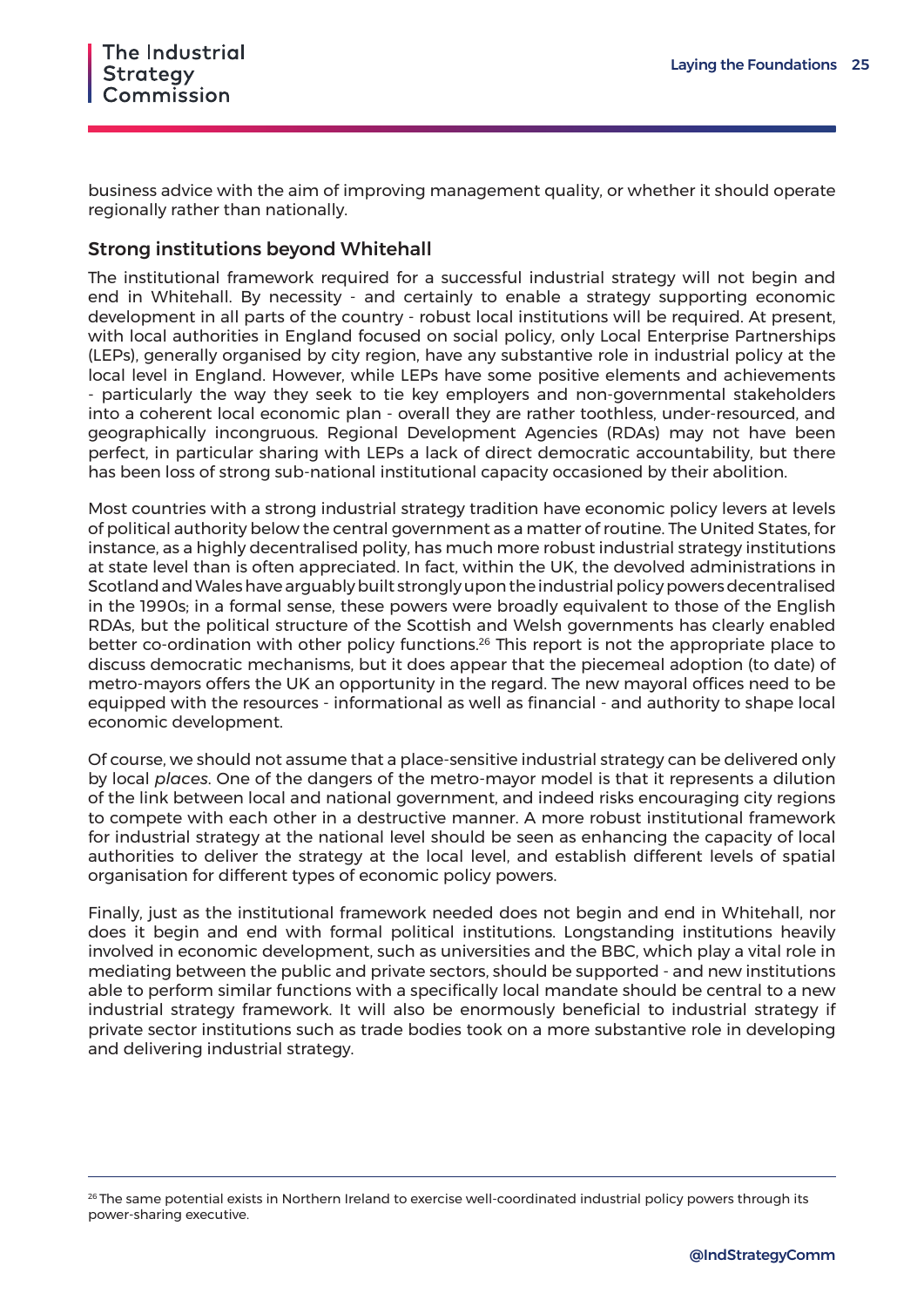business advice with the aim of improving management quality, or whether it should operate regionally rather than nationally.

## Strong institutions beyond Whitehall

The institutional framework required for a successful industrial strategy will not begin and end in Whitehall. By necessity - and certainly to enable a strategy supporting economic development in all parts of the country - robust local institutions will be required. At present, with local authorities in England focused on social policy, only Local Enterprise Partnerships (LEPs), generally organised by city region, have any substantive role in industrial policy at the local level in England. However, while LEPs have some positive elements and achievements - particularly the way they seek to tie key employers and non-governmental stakeholders into a coherent local economic plan - overall they are rather toothless, under-resourced, and geographically incongruous. Regional Development Agencies (RDAs) may not have been perfect, in particular sharing with LEPs a lack of direct democratic accountability, but there has been loss of strong sub-national institutional capacity occasioned by their abolition.

Most countries with a strong industrial strategy tradition have economic policy levers at levels of political authority below the central government as a matter of routine. The United States, for instance, as a highly decentralised polity, has much more robust industrial strategy institutions at state level than is often appreciated. In fact, within the UK, the devolved administrations in Scotland and Wales have arguably built strongly upon the industrial policy powers decentralised in the 1990s; in a formal sense, these powers were broadly equivalent to those of the English RDAs, but the political structure of the Scottish and Welsh governments has clearly enabled better co-ordination with other policy functions.[26] This report is not the appropriate place to discuss democratic mechanisms, but it does appear that the piecemeal adoption (to date) of metro-mayors offers the UK an opportunity in the regard. The new mayoral offices need to be equipped with the resources - informational as well as financial - and authority to shape local economic development.

Of course, we should not assume that a place-sensitive industrial strategy can be delivered only by local *places*. One of the dangers of the metro-mayor model is that it represents a dilution of the link between local and national government, and indeed risks encouraging city regions to compete with each other in a destructive manner. A more robust institutional framework for industrial strategy at the national level should be seen as enhancing the capacity of local authorities to deliver the strategy at the local level, and establish different levels of spatial organisation for different types of economic policy powers.

Finally, just as the institutional framework needed does not begin and end in Whitehall, nor does it begin and end with formal political institutions. Longstanding institutions heavily involved in economic development, such as universities and the BBC, which play a vital role in mediating between the public and private sectors, should be supported - and new institutions able to perform similar functions with a specifically local mandate should be central to a new industrial strategy framework. It will also be enormously beneficial to industrial strategy if private sector institutions such as trade bodies took on a more substantive role in developing and delivering industrial strategy.

[26] The same potential exists in Northern Ireland to exercise well-coordinated industrial policy powers through its power-sharing executive.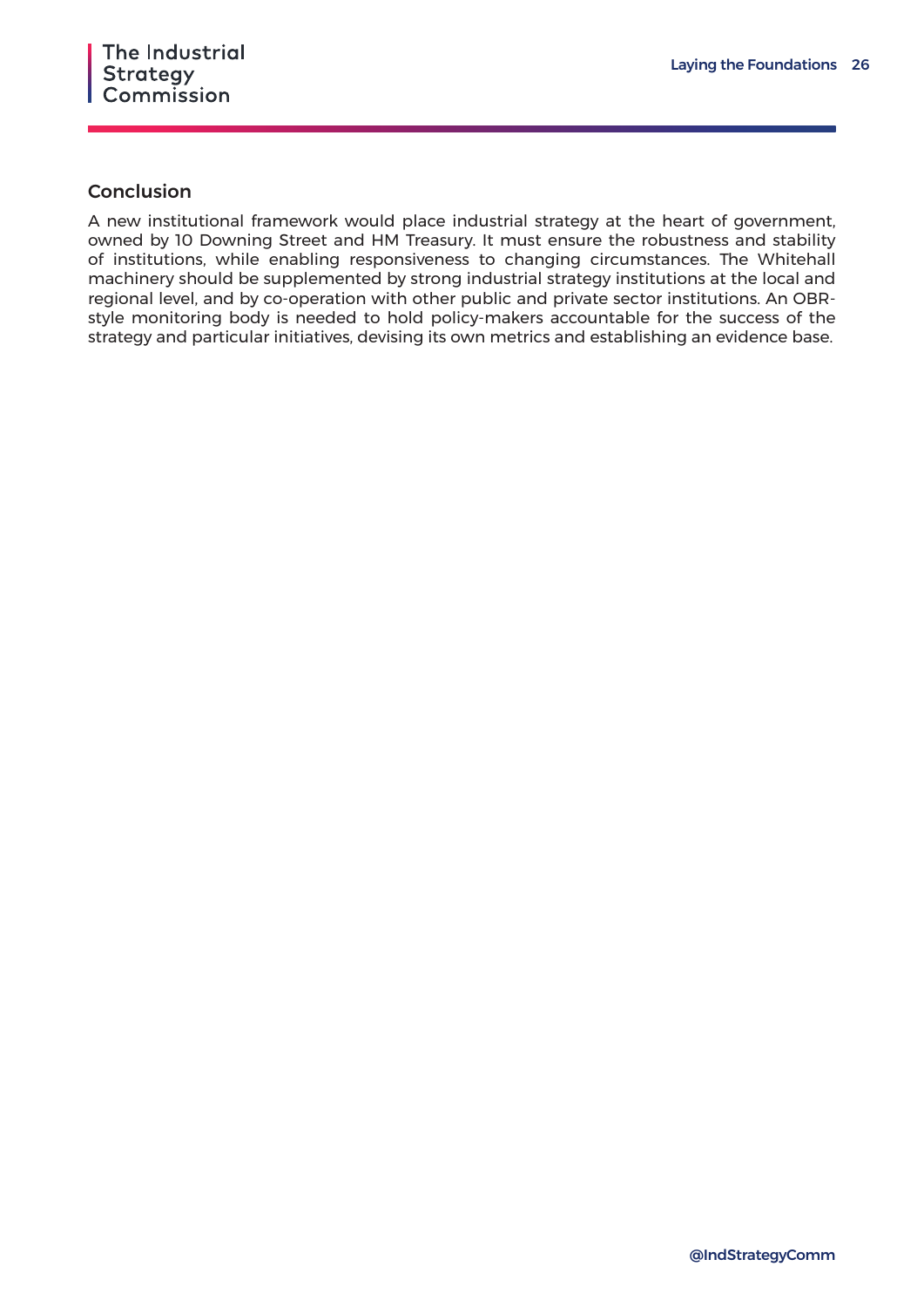## Conclusion

A new institutional framework would place industrial strategy at the heart of government, owned by 10 Downing Street and HM Treasury. It must ensure the robustness and stability of institutions, while enabling responsiveness to changing circumstances. The Whitehall machinery should be supplemented by strong industrial strategy institutions at the local and regional level, and by co-operation with other public and private sector institutions. An OBR-style monitoring body is needed to hold policy-makers accountable for the success of the strategy and particular initiatives, devising its own metrics and establishing an evidence base.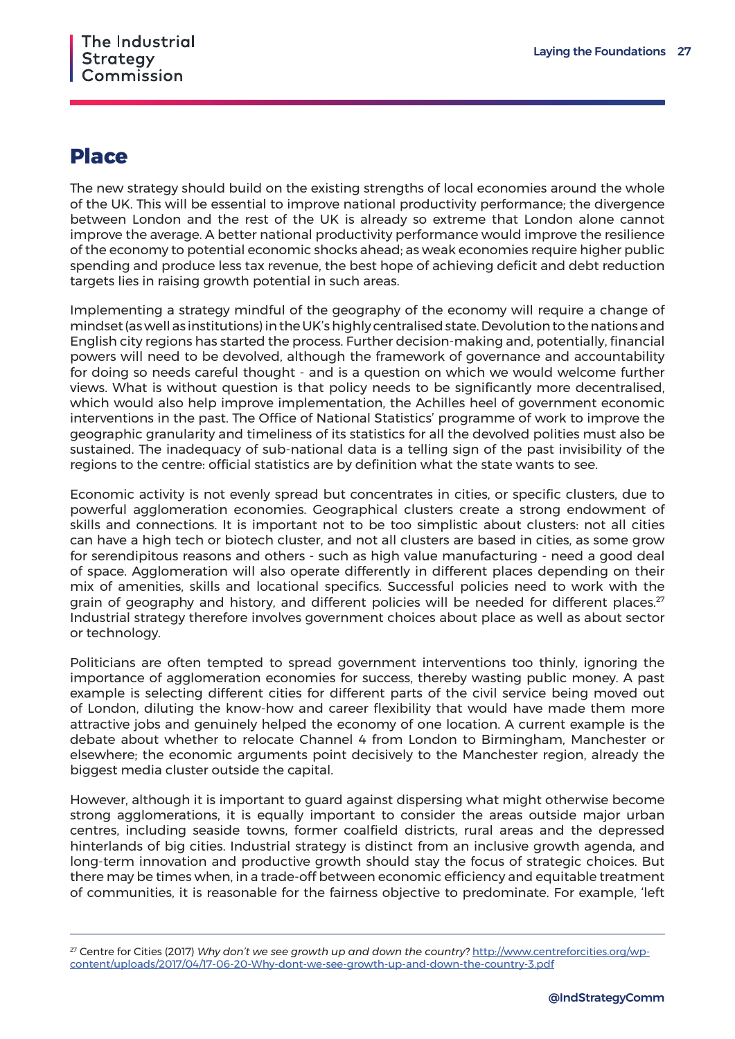## Place

The new strategy should build on the existing strengths of local economies around the whole of the UK. This will be essential to improve national productivity performance; the divergence between London and the rest of the UK is already so extreme that London alone cannot improve the average. A better national productivity performance would improve the resilience of the economy to potential economic shocks ahead; as weak economies require higher public spending and produce less tax revenue, the best hope of achieving deficit and debt reduction targets lies in raising growth potential in such areas.

Implementing a strategy mindful of the geography of the economy will require a change of mindset (as well as institutions) in the UK's highly centralised state. Devolution to the nations and English city regions has started the process. Further decision-making and, potentially, financial powers will need to be devolved, although the framework of governance and accountability for doing so needs careful thought - and is a question on which we would welcome further views. What is without question is that policy needs to be significantly more decentralised, which would also help improve implementation, the Achilles heel of government economic interventions in the past. The Office of National Statistics' programme of work to improve the geographic granularity and timeliness of its statistics for all the devolved polities must also be sustained. The inadequacy of sub-national data is a telling sign of the past invisibility of the regions to the centre: official statistics are by definition what the state wants to see.

Economic activity is not evenly spread but concentrates in cities, or specific clusters, due to powerful agglomeration economies. Geographical clusters create a strong endowment of skills and connections. It is important not to be too simplistic about clusters: not all cities can have a high tech or biotech cluster, and not all clusters are based in cities, as some grow for serendipitous reasons and others - such as high value manufacturing - need a good deal of space. Agglomeration will also operate differently in different places depending on their mix of amenities, skills and locational specifics. Successful policies need to work with the grain of geography and history, and different policies will be needed for different places.[27] Industrial strategy therefore involves government choices about place as well as about sector or technology.

Politicians are often tempted to spread government interventions too thinly, ignoring the importance of agglomeration economies for success, thereby wasting public money. A past example is selecting different cities for different parts of the civil service being moved out of London, diluting the know-how and career flexibility that would have made them more attractive jobs and genuinely helped the economy of one location. A current example is the debate about whether to relocate Channel 4 from London to Birmingham, Manchester or elsewhere; the economic arguments point decisively to the Manchester region, already the biggest media cluster outside the capital.

However, although it is important to guard against dispersing what might otherwise become strong agglomerations, it is equally important to consider the areas outside major urban centres, including seaside towns, former coalfield districts, rural areas and the depressed hinterlands of big cities. Industrial strategy is distinct from an inclusive growth agenda, and long-term innovation and productive growth should stay the focus of strategic choices. But there may be times when, in a trade-off between economic efficiency and equitable treatment of communities, it is reasonable for the fairness objective to predominate. For example, 'left

---

[27] Centre for Cities (2017) *Why don't we see growth up and down the country?* http://www.centreforcities.org/wp-content/uploads/2017/04/17-06-20-Why-dont-we-see-growth-up-and-down-the-country-3.pdf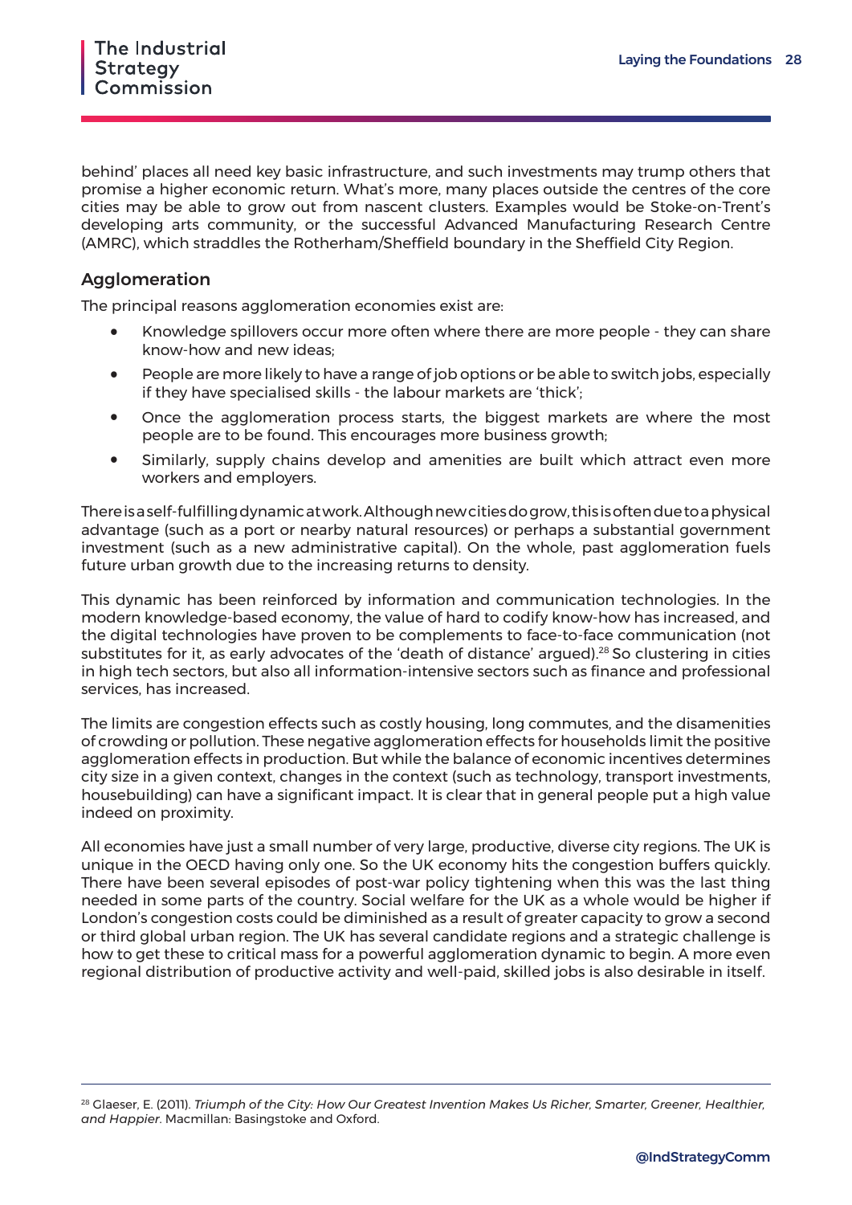behind' places all need key basic infrastructure, and such investments may trump others that promise a higher economic return. What's more, many places outside the centres of the core cities may be able to grow out from nascent clusters. Examples would be Stoke-on-Trent's developing arts community, or the successful Advanced Manufacturing Research Centre (AMRC), which straddles the Rotherham/Sheffield boundary in the Sheffield City Region.

## Agglomeration

The principal reasons agglomeration economies exist are:

- Knowledge spillovers occur more often where there are more people - they can share know-how and new ideas;
- People are more likely to have a range of job options or be able to switch jobs, especially if they have specialised skills - the labour markets are 'thick';
- Once the agglomeration process starts, the biggest markets are where the most people are to be found. This encourages more business growth;
- Similarly, supply chains develop and amenities are built which attract even more workers and employers.

There is a self-fulfilling dynamic at work. Although new cities do grow, this is often due to a physical advantage (such as a port or nearby natural resources) or perhaps a substantial government investment (such as a new administrative capital). On the whole, past agglomeration fuels future urban growth due to the increasing returns to density.

This dynamic has been reinforced by information and communication technologies. In the modern knowledge-based economy, the value of hard to codify know-how has increased, and the digital technologies have proven to be complements to face-to-face communication (not substitutes for it, as early advocates of the 'death of distance' argued).[28] So clustering in cities in high tech sectors, but also all information-intensive sectors such as finance and professional services, has increased.

The limits are congestion effects such as costly housing, long commutes, and the disamenities of crowding or pollution. These negative agglomeration effects for households limit the positive agglomeration effects in production. But while the balance of economic incentives determines city size in a given context, changes in the context (such as technology, transport investments, housebuilding) can have a significant impact. It is clear that in general people put a high value indeed on proximity.

All economies have just a small number of very large, productive, diverse city regions. The UK is unique in the OECD having only one. So the UK economy hits the congestion buffers quickly. There have been several episodes of post-war policy tightening when this was the last thing needed in some parts of the country. Social welfare for the UK as a whole would be higher if London's congestion costs could be diminished as a result of greater capacity to grow a second or third global urban region. The UK has several candidate regions and a strategic challenge is how to get these to critical mass for a powerful agglomeration dynamic to begin. A more even regional distribution of productive activity and well-paid, skilled jobs is also desirable in itself.

[28] Glaeser, E. (2011). *Triumph of the City: How Our Greatest Invention Makes Us Richer, Smarter, Greener, Healthier, and Happier*. Macmillan: Basingstoke and Oxford.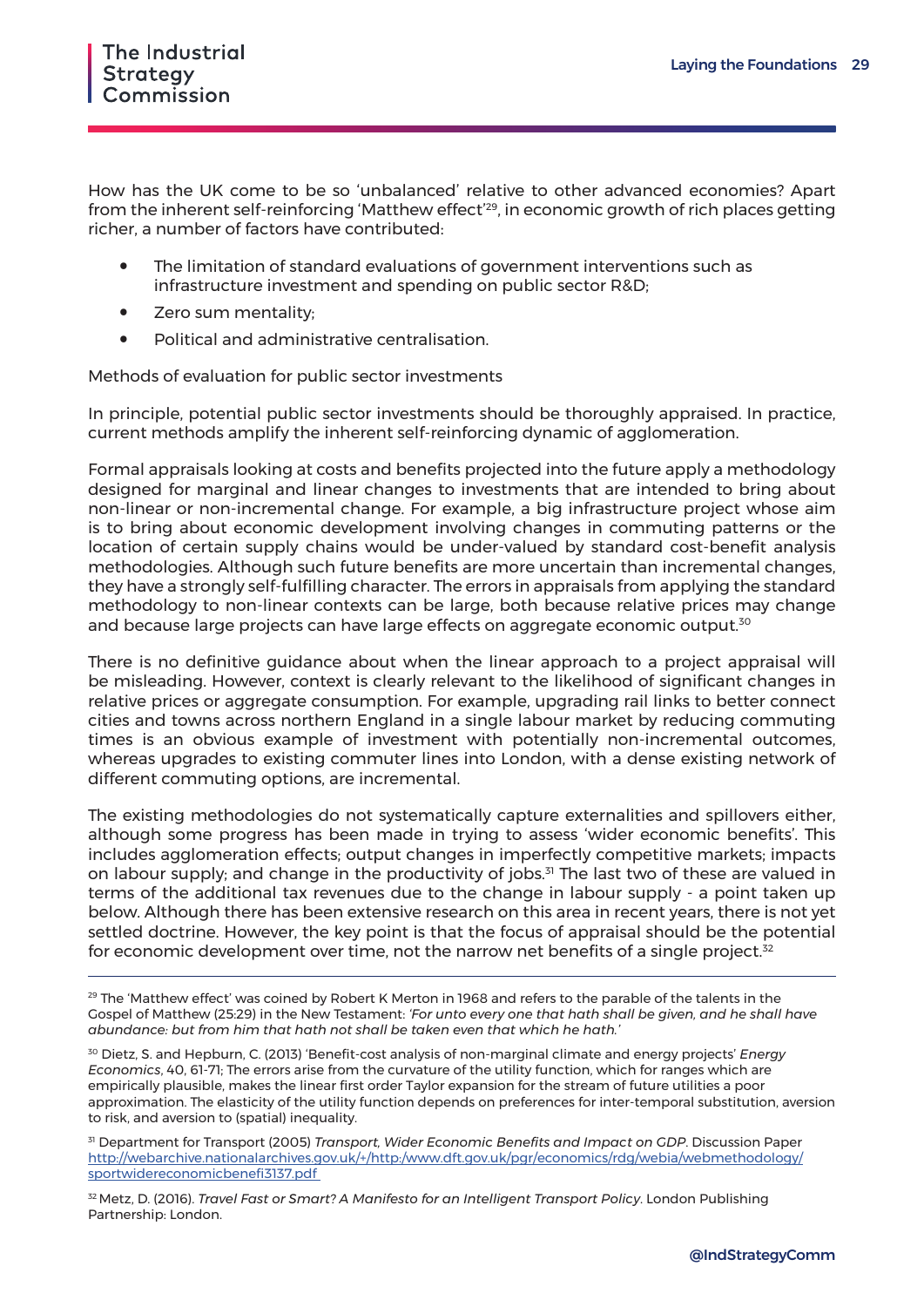How has the UK come to be so 'unbalanced' relative to other advanced economies? Apart from the inherent self-reinforcing 'Matthew effect'[29], in economic growth of rich places getting richer, a number of factors have contributed:

- The limitation of standard evaluations of government interventions such as infrastructure investment and spending on public sector R&D;
- Zero sum mentality;
- Political and administrative centralisation.

Methods of evaluation for public sector investments

In principle, potential public sector investments should be thoroughly appraised. In practice, current methods amplify the inherent self-reinforcing dynamic of agglomeration.

Formal appraisals looking at costs and benefits projected into the future apply a methodology designed for marginal and linear changes to investments that are intended to bring about non-linear or non-incremental change. For example, a big infrastructure project whose aim is to bring about economic development involving changes in commuting patterns or the location of certain supply chains would be under-valued by standard cost-benefit analysis methodologies. Although such future benefits are more uncertain than incremental changes, they have a strongly self-fulfilling character. The errors in appraisals from applying the standard methodology to non-linear contexts can be large, both because relative prices may change and because large projects can have large effects on aggregate economic output.[30]

There is no definitive guidance about when the linear approach to a project appraisal will be misleading. However, context is clearly relevant to the likelihood of significant changes in relative prices or aggregate consumption. For example, upgrading rail links to better connect cities and towns across northern England in a single labour market by reducing commuting times is an obvious example of investment with potentially non-incremental outcomes, whereas upgrades to existing commuter lines into London, with a dense existing network of different commuting options, are incremental.

The existing methodologies do not systematically capture externalities and spillovers either, although some progress has been made in trying to assess 'wider economic benefits'. This includes agglomeration effects; output changes in imperfectly competitive markets; impacts on labour supply; and change in the productivity of jobs.[31] The last two of these are valued in terms of the additional tax revenues due to the change in labour supply - a point taken up below. Although there has been extensive research on this area in recent years, there is not yet settled doctrine. However, the key point is that the focus of appraisal should be the potential for economic development over time, not the narrow net benefits of a single project.[32]

---

[29] The 'Matthew effect' was coined by Robert K Merton in 1968 and refers to the parable of the talents in the Gospel of Matthew (25:29) in the New Testament: *'For unto every one that hath shall be given, and he shall have abundance: but from him that hath not shall be taken even that which he hath.'*

[30] Dietz, S. and Hepburn, C. (2013) 'Benefit-cost analysis of non-marginal climate and energy projects' *Energy Economics*, 40, 61-71; The errors arise from the curvature of the utility function, which for ranges which are empirically plausible, makes the linear first order Taylor expansion for the stream of future utilities a poor approximation. The elasticity of the utility function depends on preferences for inter-temporal substitution, aversion to risk, and aversion to (spatial) inequality.

[31] Department for Transport (2005) *Transport, Wider Economic Benefits and Impact on GDP*. Discussion Paper http://webarchive.nationalarchives.gov.uk/+/http:/www.dft.gov.uk/pgr/economics/rdg/webia/webmethodology/sportwidereconomicbenefi3137.pdf

[32] Metz, D. (2016). *Travel Fast or Smart? A Manifesto for an Intelligent Transport Policy*. London Publishing Partnership: London.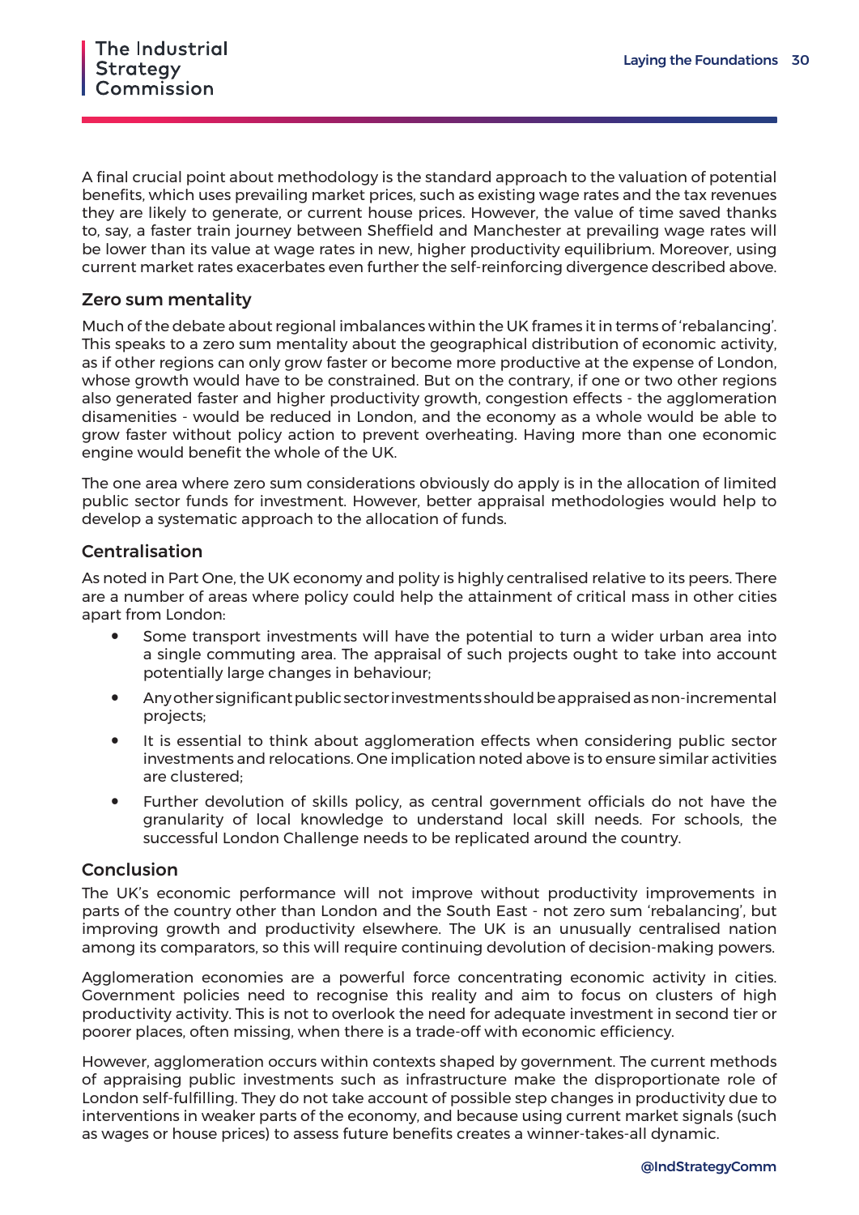A final crucial point about methodology is the standard approach to the valuation of potential benefits, which uses prevailing market prices, such as existing wage rates and the tax revenues they are likely to generate, or current house prices. However, the value of time saved thanks to, say, a faster train journey between Sheffield and Manchester at prevailing wage rates will be lower than its value at wage rates in new, higher productivity equilibrium. Moreover, using current market rates exacerbates even further the self-reinforcing divergence described above.

### Zero sum mentality

Much of the debate about regional imbalances within the UK frames it in terms of 'rebalancing'. This speaks to a zero sum mentality about the geographical distribution of economic activity, as if other regions can only grow faster or become more productive at the expense of London, whose growth would have to be constrained. But on the contrary, if one or two other regions also generated faster and higher productivity growth, congestion effects - the agglomeration disamenities - would be reduced in London, and the economy as a whole would be able to grow faster without policy action to prevent overheating. Having more than one economic engine would benefit the whole of the UK.

The one area where zero sum considerations obviously do apply is in the allocation of limited public sector funds for investment. However, better appraisal methodologies would help to develop a systematic approach to the allocation of funds.

### Centralisation

As noted in Part One, the UK economy and polity is highly centralised relative to its peers. There are a number of areas where policy could help the attainment of critical mass in other cities apart from London:

- Some transport investments will have the potential to turn a wider urban area into a single commuting area. The appraisal of such projects ought to take into account potentially large changes in behaviour;
- Any other significant public sector investments should be appraised as non-incremental projects;
- It is essential to think about agglomeration effects when considering public sector investments and relocations. One implication noted above is to ensure similar activities are clustered;
- Further devolution of skills policy, as central government officials do not have the granularity of local knowledge to understand local skill needs. For schools, the successful London Challenge needs to be replicated around the country.

### Conclusion

The UK's economic performance will not improve without productivity improvements in parts of the country other than London and the South East - not zero sum 'rebalancing', but improving growth and productivity elsewhere. The UK is an unusually centralised nation among its comparators, so this will require continuing devolution of decision-making powers.

Agglomeration economies are a powerful force concentrating economic activity in cities. Government policies need to recognise this reality and aim to focus on clusters of high productivity activity. This is not to overlook the need for adequate investment in second tier or poorer places, often missing, when there is a trade-off with economic efficiency.

However, agglomeration occurs within contexts shaped by government. The current methods of appraising public investments such as infrastructure make the disproportionate role of London self-fulfilling. They do not take account of possible step changes in productivity due to interventions in weaker parts of the economy, and because using current market signals (such as wages or house prices) to assess future benefits creates a winner-takes-all dynamic.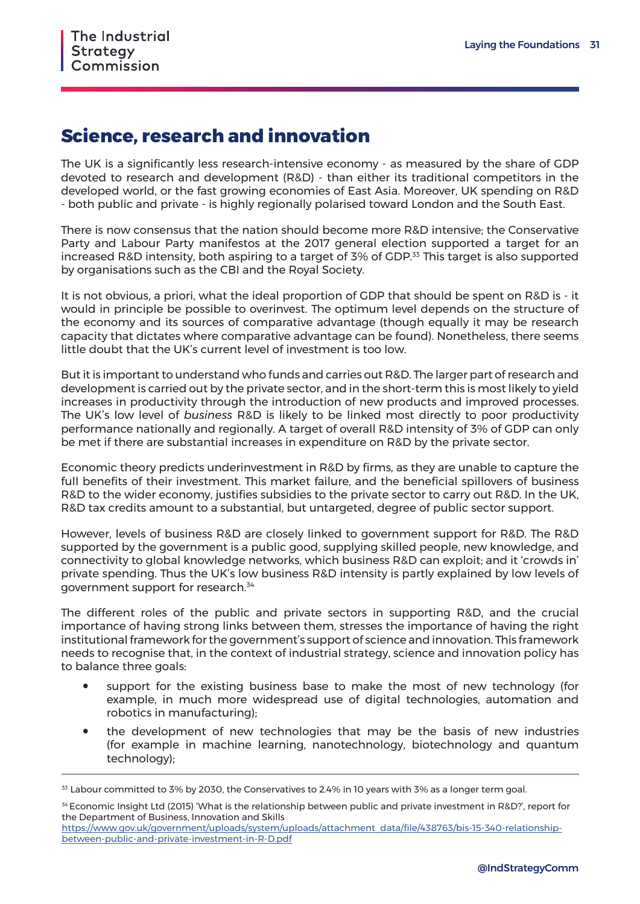# Science, research and innovation

The UK is a significantly less research-intensive economy - as measured by the share of GDP devoted to research and development (R&D) - than either its traditional competitors in the developed world, or the fast growing economies of East Asia. Moreover, UK spending on R&D - both public and private - is highly regionally polarised toward London and the South East.

There is now consensus that the nation should become more R&D intensive; the Conservative Party and Labour Party manifestos at the 2017 general election supported a target for an increased R&D intensity, both aspiring to a target of 3% of GDP.[33] This target is also supported by organisations such as the CBI and the Royal Society.

It is not obvious, a priori, what the ideal proportion of GDP that should be spent on R&D is - it would in principle be possible to overinvest. The optimum level depends on the structure of the economy and its sources of comparative advantage (though equally it may be research capacity that dictates where comparative advantage can be found). Nonetheless, there seems little doubt that the UK's current level of investment is too low.

But it is important to understand who funds and carries out R&D. The larger part of research and development is carried out by the private sector, and in the short-term this is most likely to yield increases in productivity through the introduction of new products and improved processes. The UK's low level of *business* R&D is likely to be linked most directly to poor productivity performance nationally and regionally. A target of overall R&D intensity of 3% of GDP can only be met if there are substantial increases in expenditure on R&D by the private sector.

Economic theory predicts underinvestment in R&D by firms, as they are unable to capture the full benefits of their investment. This market failure, and the beneficial spillovers of business R&D to the wider economy, justifies subsidies to the private sector to carry out R&D. In the UK, R&D tax credits amount to a substantial, but untargeted, degree of public sector support.

However, levels of business R&D are closely linked to government support for R&D. The R&D supported by the government is a public good, supplying skilled people, new knowledge, and connectivity to global knowledge networks, which business R&D can exploit; and it 'crowds in' private spending. Thus the UK's low business R&D intensity is partly explained by low levels of government support for research.[34]

The different roles of the public and private sectors in supporting R&D, and the crucial importance of having strong links between them, stresses the importance of having the right institutional framework for the government's support of science and innovation. This framework needs to recognise that, in the context of industrial strategy, science and innovation policy has to balance three goals:

- support for the existing business base to make the most of new technology (for example, in much more widespread use of digital technologies, automation and robotics in manufacturing);
- the development of new technologies that may be the basis of new industries (for example in machine learning, nanotechnology, biotechnology and quantum technology);

---

[33] Labour committed to 3% by 2030, the Conservatives to 2.4% in 10 years with 3% as a longer term goal.

[34] Economic Insight Ltd (2015) 'What is the relationship between public and private investment in R&D?', report for the Department of Business, Innovation and Skills https://www.gov.uk/government/uploads/system/uploads/attachment_data/file/438763/bis-15-340-relationship-between-public-and-private-investment-in-R-D.pdf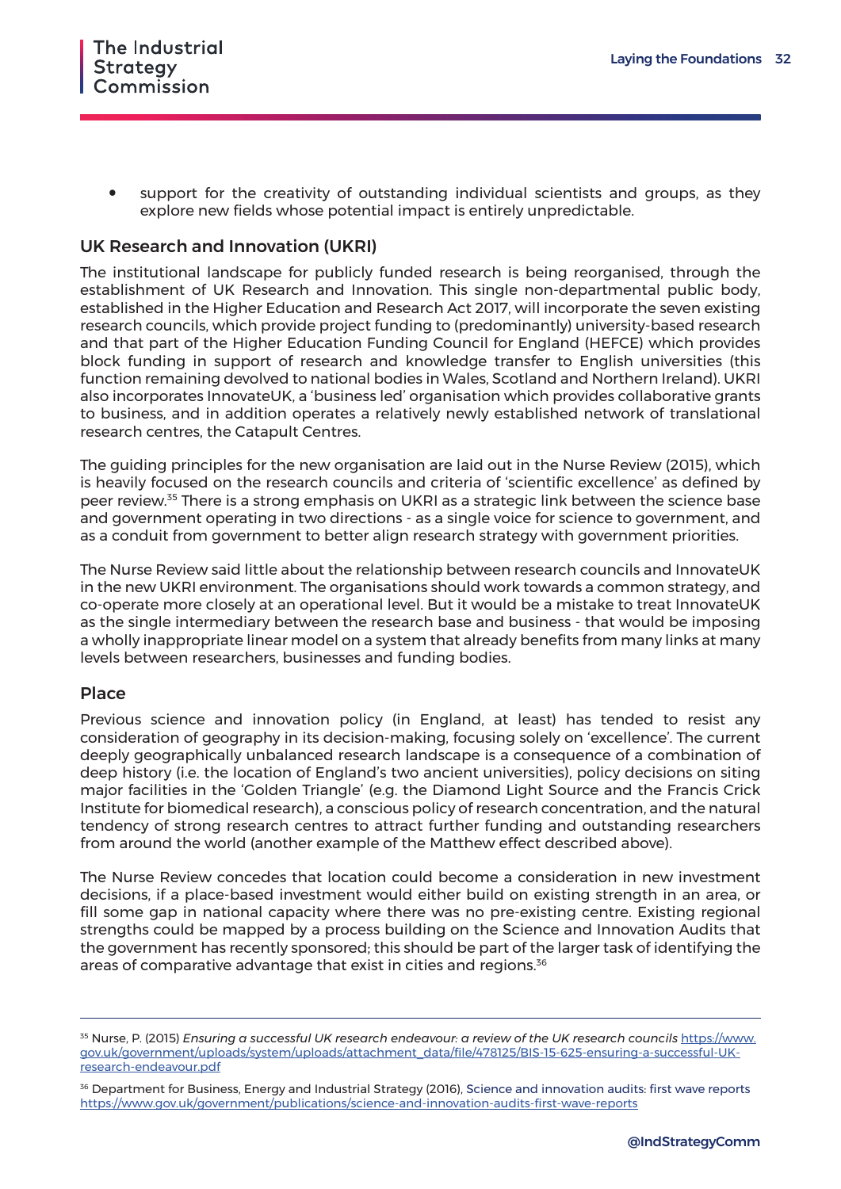- support for the creativity of outstanding individual scientists and groups, as they explore new fields whose potential impact is entirely unpredictable.

## UK Research and Innovation (UKRI)

The institutional landscape for publicly funded research is being reorganised, through the establishment of UK Research and Innovation. This single non-departmental public body, established in the Higher Education and Research Act 2017, will incorporate the seven existing research councils, which provide project funding to (predominantly) university-based research and that part of the Higher Education Funding Council for England (HEFCE) which provides block funding in support of research and knowledge transfer to English universities (this function remaining devolved to national bodies in Wales, Scotland and Northern Ireland). UKRI also incorporates InnovateUK, a 'business led' organisation which provides collaborative grants to business, and in addition operates a relatively newly established network of translational research centres, the Catapult Centres.

The guiding principles for the new organisation are laid out in the Nurse Review (2015), which is heavily focused on the research councils and criteria of 'scientific excellence' as defined by peer review.[35] There is a strong emphasis on UKRI as a strategic link between the science base and government operating in two directions - as a single voice for science to government, and as a conduit from government to better align research strategy with government priorities.

The Nurse Review said little about the relationship between research councils and InnovateUK in the new UKRI environment. The organisations should work towards a common strategy, and co-operate more closely at an operational level. But it would be a mistake to treat InnovateUK as the single intermediary between the research base and business - that would be imposing a wholly inappropriate linear model on a system that already benefits from many links at many levels between researchers, businesses and funding bodies.

## Place

Previous science and innovation policy (in England, at least) has tended to resist any consideration of geography in its decision-making, focusing solely on 'excellence'. The current deeply geographically unbalanced research landscape is a consequence of a combination of deep history (i.e. the location of England's two ancient universities), policy decisions on siting major facilities in the 'Golden Triangle' (e.g. the Diamond Light Source and the Francis Crick Institute for biomedical research), a conscious policy of research concentration, and the natural tendency of strong research centres to attract further funding and outstanding researchers from around the world (another example of the Matthew effect described above).

The Nurse Review concedes that location could become a consideration in new investment decisions, if a place-based investment would either build on existing strength in an area, or fill some gap in national capacity where there was no pre-existing centre. Existing regional strengths could be mapped by a process building on the Science and Innovation Audits that the government has recently sponsored; this should be part of the larger task of identifying the areas of comparative advantage that exist in cities and regions.[36]

---

[35] Nurse, P. (2015) *Ensuring a successful UK research endeavour: a review of the UK research councils* https://www.gov.uk/government/uploads/system/uploads/attachment_data/file/478125/BIS-15-625-ensuring-a-successful-UK-research-endeavour.pdf

[36] Department for Business, Energy and Industrial Strategy (2016), Science and innovation audits: first wave reports https://www.gov.uk/government/publications/science-and-innovation-audits-first-wave-reports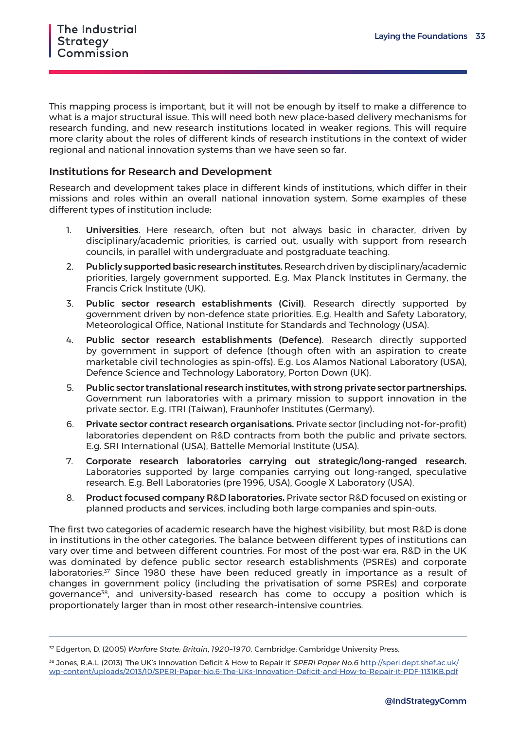This mapping process is important, but it will not be enough by itself to make a difference to what is a major structural issue. This will need both new place-based delivery mechanisms for research funding, and new research institutions located in weaker regions. This will require more clarity about the roles of different kinds of research institutions in the context of wider regional and national innovation systems than we have seen so far.

## Institutions for Research and Development

Research and development takes place in different kinds of institutions, which differ in their missions and roles within an overall national innovation system. Some examples of these different types of institution include:

1. **Universities**. Here research, often but not always basic in character, driven by disciplinary/academic priorities, is carried out, usually with support from research councils, in parallel with undergraduate and postgraduate teaching.
2. **Publicly supported basic research institutes.** Research driven by disciplinary/academic priorities, largely government supported. E.g. Max Planck Institutes in Germany, the Francis Crick Institute (UK).
3. **Public sector research establishments (Civil)**. Research directly supported by government driven by non-defence state priorities. E.g. Health and Safety Laboratory, Meteorological Office, National Institute for Standards and Technology (USA).
4. **Public sector research establishments (Defence)**. Research directly supported by government in support of defence (though often with an aspiration to create marketable civil technologies as spin-offs). E.g. Los Alamos National Laboratory (USA), Defence Science and Technology Laboratory, Porton Down (UK).
5. **Public sector translational research institutes, with strong private sector partnerships.** Government run laboratories with a primary mission to support innovation in the private sector. E.g. ITRI (Taiwan), Fraunhofer Institutes (Germany).
6. **Private sector contract research organisations.** Private sector (including not-for-profit) laboratories dependent on R&D contracts from both the public and private sectors. E.g. SRI International (USA), Battelle Memorial Institute (USA).
7. **Corporate research laboratories carrying out strategic/long-ranged research.** Laboratories supported by large companies carrying out long-ranged, speculative research. E.g. Bell Laboratories (pre 1996, USA), Google X Laboratory (USA).
8. **Product focused company R&D laboratories.** Private sector R&D focused on existing or planned products and services, including both large companies and spin-outs.

The first two categories of academic research have the highest visibility, but most R&D is done in institutions in the other categories. The balance between different types of institutions can vary over time and between different countries. For most of the post-war era, R&D in the UK was dominated by defence public sector research establishments (PSREs) and corporate laboratories.[37] Since 1980 these have been reduced greatly in importance as a result of changes in government policy (including the privatisation of some PSREs) and corporate governance[38], and university-based research has come to occupy a position which is proportionately larger than in most other research-intensive countries.

---

[37] Edgerton, D. (2005) *Warfare State: Britain, 1920–1970*. Cambridge: Cambridge University Press.

[38] Jones, R.A.L. (2013) 'The UK's Innovation Deficit & How to Repair it' *SPERI Paper No.6* http://speri.dept.shef.ac.uk/wp-content/uploads/2013/10/SPERI-Paper-No.6-The-UKs-Innovation-Deficit-and-How-to-Repair-it-PDF-1131KB.pdf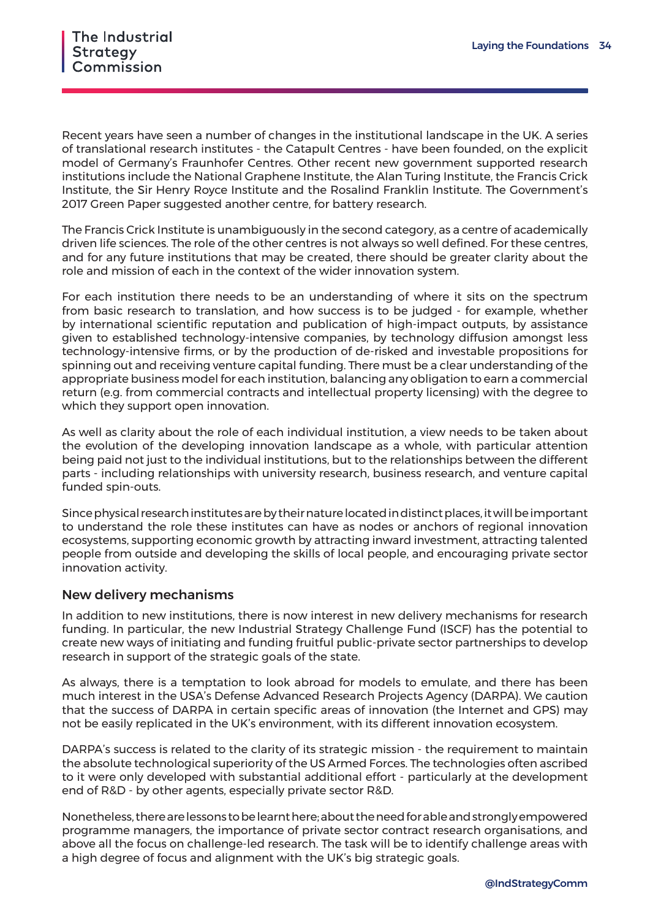Recent years have seen a number of changes in the institutional landscape in the UK. A series of translational research institutes - the Catapult Centres - have been founded, on the explicit model of Germany's Fraunhofer Centres. Other recent new government supported research institutions include the National Graphene Institute, the Alan Turing Institute, the Francis Crick Institute, the Sir Henry Royce Institute and the Rosalind Franklin Institute. The Government's 2017 Green Paper suggested another centre, for battery research.

The Francis Crick Institute is unambiguously in the second category, as a centre of academically driven life sciences. The role of the other centres is not always so well defined. For these centres, and for any future institutions that may be created, there should be greater clarity about the role and mission of each in the context of the wider innovation system.

For each institution there needs to be an understanding of where it sits on the spectrum from basic research to translation, and how success is to be judged - for example, whether by international scientific reputation and publication of high-impact outputs, by assistance given to established technology-intensive companies, by technology diffusion amongst less technology-intensive firms, or by the production of de-risked and investable propositions for spinning out and receiving venture capital funding. There must be a clear understanding of the appropriate business model for each institution, balancing any obligation to earn a commercial return (e.g. from commercial contracts and intellectual property licensing) with the degree to which they support open innovation.

As well as clarity about the role of each individual institution, a view needs to be taken about the evolution of the developing innovation landscape as a whole, with particular attention being paid not just to the individual institutions, but to the relationships between the different parts - including relationships with university research, business research, and venture capital funded spin-outs.

Since physical research institutes are by their nature located in distinct places, it will be important to understand the role these institutes can have as nodes or anchors of regional innovation ecosystems, supporting economic growth by attracting inward investment, attracting talented people from outside and developing the skills of local people, and encouraging private sector innovation activity.

## New delivery mechanisms

In addition to new institutions, there is now interest in new delivery mechanisms for research funding. In particular, the new Industrial Strategy Challenge Fund (ISCF) has the potential to create new ways of initiating and funding fruitful public-private sector partnerships to develop research in support of the strategic goals of the state.

As always, there is a temptation to look abroad for models to emulate, and there has been much interest in the USA's Defense Advanced Research Projects Agency (DARPA). We caution that the success of DARPA in certain specific areas of innovation (the Internet and GPS) may not be easily replicated in the UK's environment, with its different innovation ecosystem.

DARPA's success is related to the clarity of its strategic mission - the requirement to maintain the absolute technological superiority of the US Armed Forces. The technologies often ascribed to it were only developed with substantial additional effort - particularly at the development end of R&D - by other agents, especially private sector R&D.

Nonetheless, there are lessons to be learnt here; about the need for able and strongly empowered programme managers, the importance of private sector contract research organisations, and above all the focus on challenge-led research. The task will be to identify challenge areas with a high degree of focus and alignment with the UK's big strategic goals.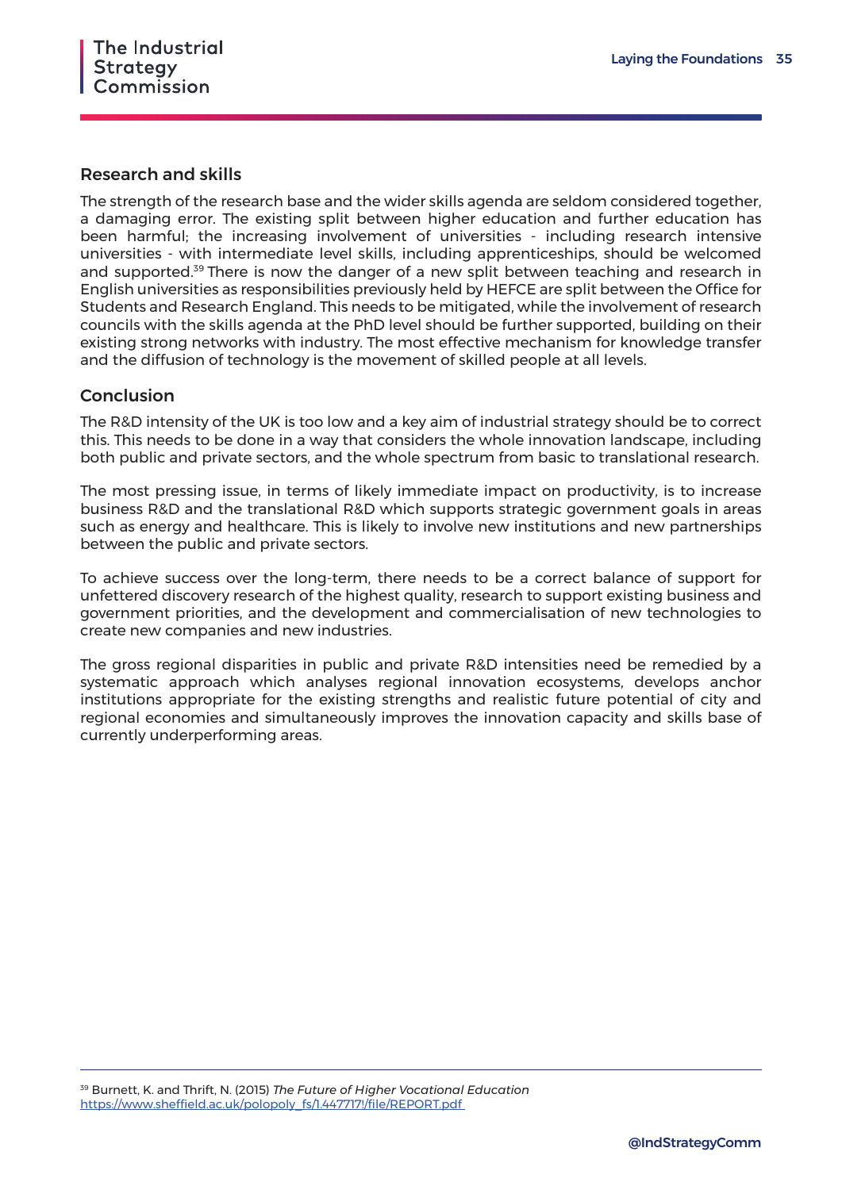## Research and skills

The strength of the research base and the wider skills agenda are seldom considered together, a damaging error. The existing split between higher education and further education has been harmful; the increasing involvement of universities - including research intensive universities - with intermediate level skills, including apprenticeships, should be welcomed and supported.[39] There is now the danger of a new split between teaching and research in English universities as responsibilities previously held by HEFCE are split between the Office for Students and Research England. This needs to be mitigated, while the involvement of research councils with the skills agenda at the PhD level should be further supported, building on their existing strong networks with industry. The most effective mechanism for knowledge transfer and the diffusion of technology is the movement of skilled people at all levels.

## Conclusion

The R&D intensity of the UK is too low and a key aim of industrial strategy should be to correct this. This needs to be done in a way that considers the whole innovation landscape, including both public and private sectors, and the whole spectrum from basic to translational research.

The most pressing issue, in terms of likely immediate impact on productivity, is to increase business R&D and the translational R&D which supports strategic government goals in areas such as energy and healthcare. This is likely to involve new institutions and new partnerships between the public and private sectors.

To achieve success over the long-term, there needs to be a correct balance of support for unfettered discovery research of the highest quality, research to support existing business and government priorities, and the development and commercialisation of new technologies to create new companies and new industries.

The gross regional disparities in public and private R&D intensities need be remedied by a systematic approach which analyses regional innovation ecosystems, develops anchor institutions appropriate for the existing strengths and realistic future potential of city and regional economies and simultaneously improves the innovation capacity and skills base of currently underperforming areas.

---

[39] Burnett, K. and Thrift, N. (2015) *The Future of Higher Vocational Education* https://www.sheffield.ac.uk/polopoly_fs/1.447717!/file/REPORT.pdf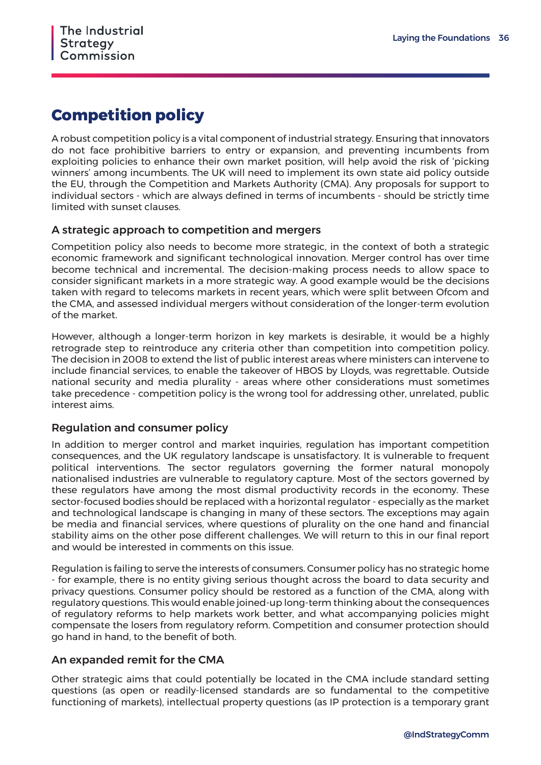# Competition policy

A robust competition policy is a vital component of industrial strategy. Ensuring that innovators do not face prohibitive barriers to entry or expansion, and preventing incumbents from exploiting policies to enhance their own market position, will help avoid the risk of 'picking winners' among incumbents. The UK will need to implement its own state aid policy outside the EU, through the Competition and Markets Authority (CMA). Any proposals for support to individual sectors - which are always defined in terms of incumbents - should be strictly time limited with sunset clauses.

## A strategic approach to competition and mergers

Competition policy also needs to become more strategic, in the context of both a strategic economic framework and significant technological innovation. Merger control has over time become technical and incremental. The decision-making process needs to allow space to consider significant markets in a more strategic way. A good example would be the decisions taken with regard to telecoms markets in recent years, which were split between Ofcom and the CMA, and assessed individual mergers without consideration of the longer-term evolution of the market.

However, although a longer-term horizon in key markets is desirable, it would be a highly retrograde step to reintroduce any criteria other than competition into competition policy. The decision in 2008 to extend the list of public interest areas where ministers can intervene to include financial services, to enable the takeover of HBOS by Lloyds, was regrettable. Outside national security and media plurality - areas where other considerations must sometimes take precedence - competition policy is the wrong tool for addressing other, unrelated, public interest aims.

## Regulation and consumer policy

In addition to merger control and market inquiries, regulation has important competition consequences, and the UK regulatory landscape is unsatisfactory. It is vulnerable to frequent political interventions. The sector regulators governing the former natural monopoly nationalised industries are vulnerable to regulatory capture. Most of the sectors governed by these regulators have among the most dismal productivity records in the economy. These sector-focused bodies should be replaced with a horizontal regulator - especially as the market and technological landscape is changing in many of these sectors. The exceptions may again be media and financial services, where questions of plurality on the one hand and financial stability aims on the other pose different challenges. We will return to this in our final report and would be interested in comments on this issue.

Regulation is failing to serve the interests of consumers. Consumer policy has no strategic home - for example, there is no entity giving serious thought across the board to data security and privacy questions. Consumer policy should be restored as a function of the CMA, along with regulatory questions. This would enable joined-up long-term thinking about the consequences of regulatory reforms to help markets work better, and what accompanying policies might compensate the losers from regulatory reform. Competition and consumer protection should go hand in hand, to the benefit of both.

## An expanded remit for the CMA

Other strategic aims that could potentially be located in the CMA include standard setting questions (as open or readily-licensed standards are so fundamental to the competitive functioning of markets), intellectual property questions (as IP protection is a temporary grant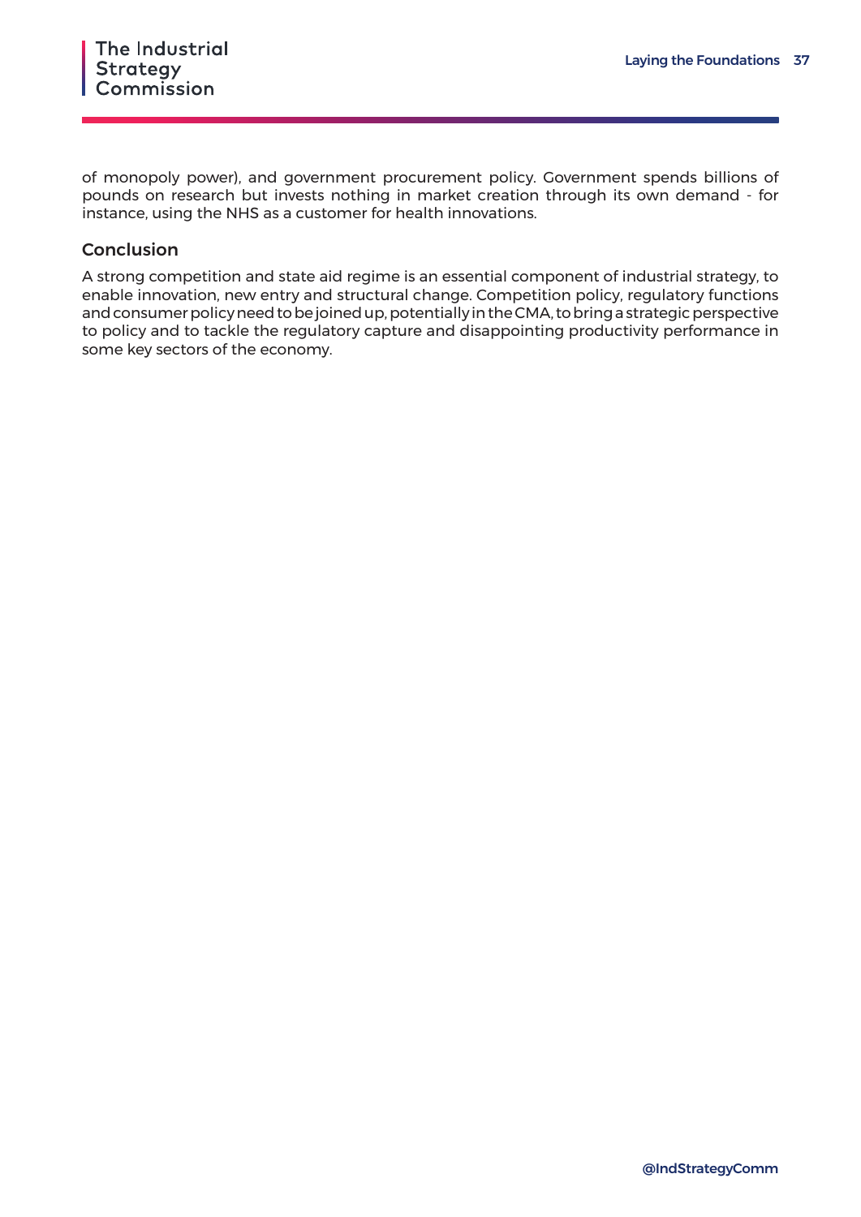of monopoly power), and government procurement policy. Government spends billions of pounds on research but invests nothing in market creation through its own demand - for instance, using the NHS as a customer for health innovations.

## Conclusion

A strong competition and state aid regime is an essential component of industrial strategy, to enable innovation, new entry and structural change. Competition policy, regulatory functions and consumer policy need to be joined up, potentially in the CMA, to bring a strategic perspective to policy and to tackle the regulatory capture and disappointing productivity performance in some key sectors of the economy.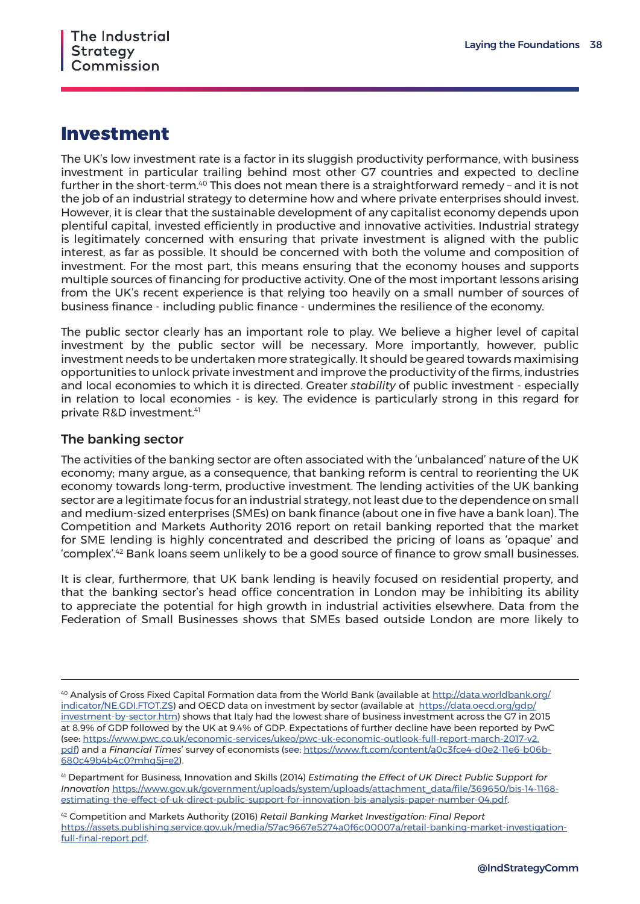# Investment

The UK's low investment rate is a factor in its sluggish productivity performance, with business investment in particular trailing behind most other G7 countries and expected to decline further in the short-term.[40] This does not mean there is a straightforward remedy – and it is not the job of an industrial strategy to determine how and where private enterprises should invest. However, it is clear that the sustainable development of any capitalist economy depends upon plentiful capital, invested efficiently in productive and innovative activities. Industrial strategy is legitimately concerned with ensuring that private investment is aligned with the public interest, as far as possible. It should be concerned with both the volume and composition of investment. For the most part, this means ensuring that the economy houses and supports multiple sources of financing for productive activity. One of the most important lessons arising from the UK's recent experience is that relying too heavily on a small number of sources of business finance - including public finance - undermines the resilience of the economy.

The public sector clearly has an important role to play. We believe a higher level of capital investment by the public sector will be necessary. More importantly, however, public investment needs to be undertaken more strategically. It should be geared towards maximising opportunities to unlock private investment and improve the productivity of the firms, industries and local economies to which it is directed. Greater *stability* of public investment - especially in relation to local economies - is key. The evidence is particularly strong in this regard for private R&D investment.[41]

## The banking sector

The activities of the banking sector are often associated with the 'unbalanced' nature of the UK economy; many argue, as a consequence, that banking reform is central to reorienting the UK economy towards long-term, productive investment. The lending activities of the UK banking sector are a legitimate focus for an industrial strategy, not least due to the dependence on small and medium-sized enterprises (SMEs) on bank finance (about one in five have a bank loan). The Competition and Markets Authority 2016 report on retail banking reported that the market for SME lending is highly concentrated and described the pricing of loans as 'opaque' and 'complex'.[42] Bank loans seem unlikely to be a good source of finance to grow small businesses.

It is clear, furthermore, that UK bank lending is heavily focused on residential property, and that the banking sector's head office concentration in London may be inhibiting its ability to appreciate the potential for high growth in industrial activities elsewhere. Data from the Federation of Small Businesses shows that SMEs based outside London are more likely to

---

[40] Analysis of Gross Fixed Capital Formation data from the World Bank (available at http://data.worldbank.org/indicator/NE.GDI.FTOT.ZS) and OECD data on investment by sector (available at https://data.oecd.org/gdp/investment-by-sector.htm) shows that Italy had the lowest share of business investment across the G7 in 2015 at 8.9% of GDP followed by the UK at 9.4% of GDP. Expectations of further decline have been reported by PwC (see: https://www.pwc.co.uk/economic-services/ukeo/pwc-uk-economic-outlook-full-report-march-2017-v2.pdf) and a *Financial Times*' survey of economists (see: https://www.ft.com/content/a0c3fce4-d0e2-11e6-b06b-680c49b4b4c0?mhq5j=e2).

[41] Department for Business, Innovation and Skills (2014) *Estimating the Effect of UK Direct Public Support for Innovation* https://www.gov.uk/government/uploads/system/uploads/attachment_data/file/369650/bis-14-1168-estimating-the-effect-of-uk-direct-public-support-for-innovation-bis-analysis-paper-number-04.pdf.

[42] Competition and Markets Authority (2016) *Retail Banking Market Investigation: Final Report* https://assets.publishing.service.gov.uk/media/57ac9667e5274a0f6c00007a/retail-banking-market-investigation-full-final-report.pdf.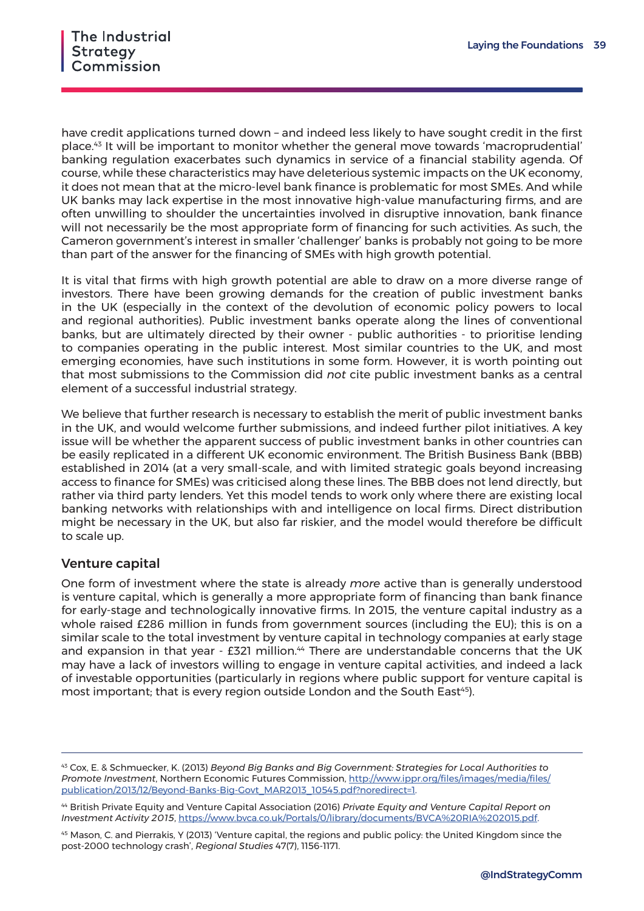have credit applications turned down – and indeed less likely to have sought credit in the first place.[43] It will be important to monitor whether the general move towards 'macroprudential' banking regulation exacerbates such dynamics in service of a financial stability agenda. Of course, while these characteristics may have deleterious systemic impacts on the UK economy, it does not mean that at the micro-level bank finance is problematic for most SMEs. And while UK banks may lack expertise in the most innovative high-value manufacturing firms, and are often unwilling to shoulder the uncertainties involved in disruptive innovation, bank finance will not necessarily be the most appropriate form of financing for such activities. As such, the Cameron government's interest in smaller 'challenger' banks is probably not going to be more than part of the answer for the financing of SMEs with high growth potential.

It is vital that firms with high growth potential are able to draw on a more diverse range of investors. There have been growing demands for the creation of public investment banks in the UK (especially in the context of the devolution of economic policy powers to local and regional authorities). Public investment banks operate along the lines of conventional banks, but are ultimately directed by their owner - public authorities - to prioritise lending to companies operating in the public interest. Most similar countries to the UK, and most emerging economies, have such institutions in some form. However, it is worth pointing out that most submissions to the Commission did *not* cite public investment banks as a central element of a successful industrial strategy.

We believe that further research is necessary to establish the merit of public investment banks in the UK, and would welcome further submissions, and indeed further pilot initiatives. A key issue will be whether the apparent success of public investment banks in other countries can be easily replicated in a different UK economic environment. The British Business Bank (BBB) established in 2014 (at a very small-scale, and with limited strategic goals beyond increasing access to finance for SMEs) was criticised along these lines. The BBB does not lend directly, but rather via third party lenders. Yet this model tends to work only where there are existing local banking networks with relationships with and intelligence on local firms. Direct distribution might be necessary in the UK, but also far riskier, and the model would therefore be difficult to scale up.

## Venture capital

One form of investment where the state is already *more* active than is generally understood is venture capital, which is generally a more appropriate form of financing than bank finance for early-stage and technologically innovative firms. In 2015, the venture capital industry as a whole raised £286 million in funds from government sources (including the EU); this is on a similar scale to the total investment by venture capital in technology companies at early stage and expansion in that year - £321 million.[44] There are understandable concerns that the UK may have a lack of investors willing to engage in venture capital activities, and indeed a lack of investable opportunities (particularly in regions where public support for venture capital is most important; that is every region outside London and the South East[45]).

---

[43] Cox, E. & Schmuecker, K. (2013) *Beyond Big Banks and Big Government: Strategies for Local Authorities to Promote Investment*, Northern Economic Futures Commission, http://www.ippr.org/files/images/media/files/publication/2013/12/Beyond-Banks-Big-Govt_MAR2013_10545.pdf?noredirect=1.

[44] British Private Equity and Venture Capital Association (2016) *Private Equity and Venture Capital Report on Investment Activity 2015*, https://www.bvca.co.uk/Portals/0/library/documents/BVCA%20RIA%202015.pdf.

[45] Mason, C. and Pierrakis, Y (2013) 'Venture capital, the regions and public policy: the United Kingdom since the post-2000 technology crash', *Regional Studies* 47(7), 1156-1171.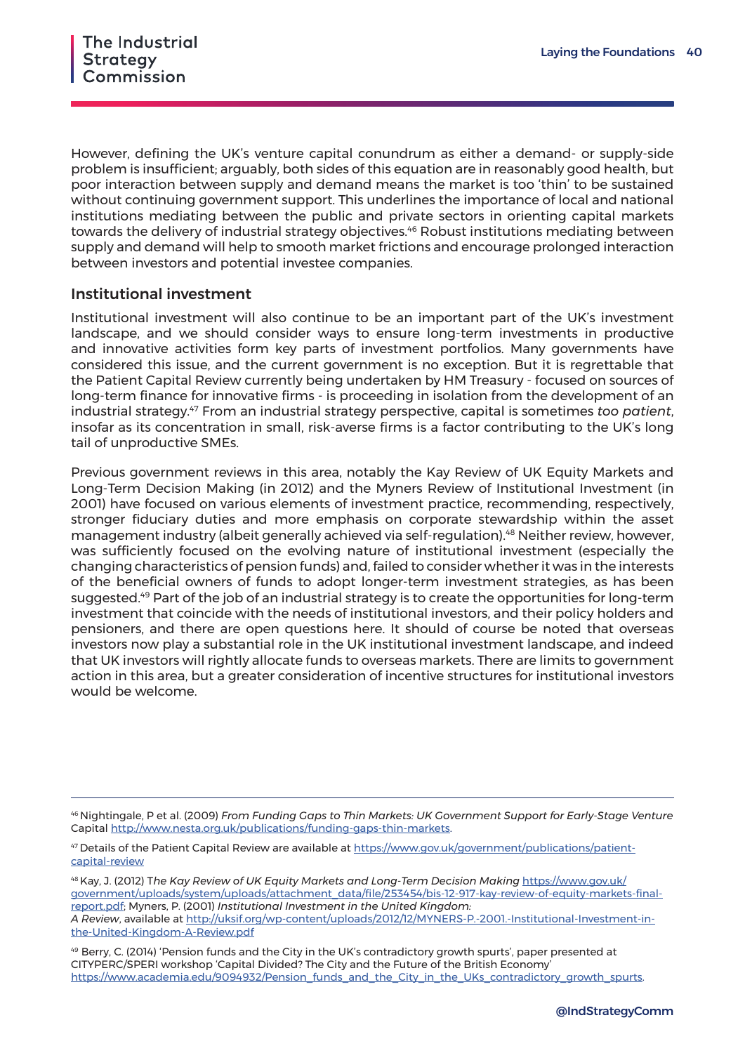However, defining the UK's venture capital conundrum as either a demand- or supply-side problem is insufficient; arguably, both sides of this equation are in reasonably good health, but poor interaction between supply and demand means the market is too 'thin' to be sustained without continuing government support. This underlines the importance of local and national institutions mediating between the public and private sectors in orienting capital markets towards the delivery of industrial strategy objectives.[46] Robust institutions mediating between supply and demand will help to smooth market frictions and encourage prolonged interaction between investors and potential investee companies.

## Institutional investment

Institutional investment will also continue to be an important part of the UK's investment landscape, and we should consider ways to ensure long-term investments in productive and innovative activities form key parts of investment portfolios. Many governments have considered this issue, and the current government is no exception. But it is regrettable that the Patient Capital Review currently being undertaken by HM Treasury - focused on sources of long-term finance for innovative firms - is proceeding in isolation from the development of an industrial strategy.[47] From an industrial strategy perspective, capital is sometimes *too patient*, insofar as its concentration in small, risk-averse firms is a factor contributing to the UK's long tail of unproductive SMEs.

Previous government reviews in this area, notably the Kay Review of UK Equity Markets and Long-Term Decision Making (in 2012) and the Myners Review of Institutional Investment (in 2001) have focused on various elements of investment practice, recommending, respectively, stronger fiduciary duties and more emphasis on corporate stewardship within the asset management industry (albeit generally achieved via self-regulation).[48] Neither review, however, was sufficiently focused on the evolving nature of institutional investment (especially the changing characteristics of pension funds) and, failed to consider whether it was in the interests of the beneficial owners of funds to adopt longer-term investment strategies, as has been suggested.[49] Part of the job of an industrial strategy is to create the opportunities for long-term investment that coincide with the needs of institutional investors, and their policy holders and pensioners, and there are open questions here. It should of course be noted that overseas investors now play a substantial role in the UK institutional investment landscape, and indeed that UK investors will rightly allocate funds to overseas markets. There are limits to government action in this area, but a greater consideration of incentive structures for institutional investors would be welcome.

---

[46] Nightingale, P et al. (2009) *From Funding Gaps to Thin Markets: UK Government Support for Early-Stage Venture* Capital http://www.nesta.org.uk/publications/funding-gaps-thin-markets.

[47] Details of the Patient Capital Review are available at https://www.gov.uk/government/publications/patient-capital-review

[48] Kay, J. (2012) T*he Kay Review of UK Equity Markets and Long-Term Decision Making* https://www.gov.uk/government/uploads/system/uploads/attachment_data/file/253454/bis-12-917-kay-review-of-equity-markets-final-report.pdf; Myners, P. (2001) *Institutional Investment in the United Kingdom: A Review*, available at http://uksif.org/wp-content/uploads/2012/12/MYNERS-P.-2001.-Institutional-Investment-in-the-United-Kingdom-A-Review.pdf

[49] Berry, C. (2014) 'Pension funds and the City in the UK's contradictory growth spurts', paper presented at CITYPERC/SPERI workshop 'Capital Divided? The City and the Future of the British Economy' https://www.academia.edu/9094932/Pension_funds_and_the_City_in_the_UKs_contradictory_growth_spurts.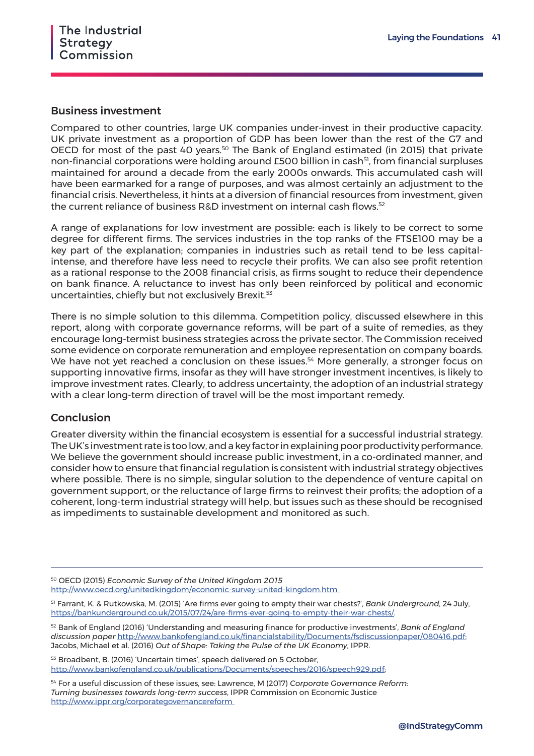## Business investment

Compared to other countries, large UK companies under-invest in their productive capacity. UK private investment as a proportion of GDP has been lower than the rest of the G7 and OECD for most of the past 40 years.[50] The Bank of England estimated (in 2015) that private non-financial corporations were holding around £500 billion in cash[51], from financial surpluses maintained for around a decade from the early 2000s onwards. This accumulated cash will have been earmarked for a range of purposes, and was almost certainly an adjustment to the financial crisis. Nevertheless, it hints at a diversion of financial resources from investment, given the current reliance of business R&D investment on internal cash flows.[52]

A range of explanations for low investment are possible: each is likely to be correct to some degree for different firms. The services industries in the top ranks of the FTSE100 may be a key part of the explanation; companies in industries such as retail tend to be less capital-intense, and therefore have less need to recycle their profits. We can also see profit retention as a rational response to the 2008 financial crisis, as firms sought to reduce their dependence on bank finance. A reluctance to invest has only been reinforced by political and economic uncertainties, chiefly but not exclusively Brexit.[53]

There is no simple solution to this dilemma. Competition policy, discussed elsewhere in this report, along with corporate governance reforms, will be part of a suite of remedies, as they encourage long-termist business strategies across the private sector. The Commission received some evidence on corporate remuneration and employee representation on company boards. We have not yet reached a conclusion on these issues.[54] More generally, a stronger focus on supporting innovative firms, insofar as they will have stronger investment incentives, is likely to improve investment rates. Clearly, to address uncertainty, the adoption of an industrial strategy with a clear long-term direction of travel will be the most important remedy.

## Conclusion

Greater diversity within the financial ecosystem is essential for a successful industrial strategy. The UK's investment rate is too low, and a key factor in explaining poor productivity performance. We believe the government should increase public investment, in a co-ordinated manner, and consider how to ensure that financial regulation is consistent with industrial strategy objectives where possible. There is no simple, singular solution to the dependence of venture capital on government support, or the reluctance of large firms to reinvest their profits; the adoption of a coherent, long-term industrial strategy will help, but issues such as these should be recognised as impediments to sustainable development and monitored as such.

---

[50] OECD (2015) *Economic Survey of the United Kingdom 2015* http://www.oecd.org/unitedkingdom/economic-survey-united-kingdom.htm

[51] Farrant, K. & Rutkowska, M. (2015) 'Are firms ever going to empty their war chests?', *Bank Underground*, 24 July, https://bankunderground.co.uk/2015/07/24/are-firms-ever-going-to-empty-their-war-chests/.

[52] Bank of England (2016) 'Understanding and measuring finance for productive investments', *Bank of England discussion paper* http://www.bankofengland.co.uk/financialstability/Documents/fsdiscussionpaper/080416.pdf; Jacobs, Michael et al. (2016) *Out of Shape: Taking the Pulse of the UK Economy*, IPPR.

[53] Broadbent, B. (2016) 'Uncertain times', speech delivered on 5 October, http://www.bankofengland.co.uk/publications/Documents/speeches/2016/speech929.pdf;

[54] For a useful discussion of these issues, see: Lawrence, M (2017) *Corporate Governance Reform: Turning businesses towards long-term success*, IPPR Commission on Economic Justice http://www.ippr.org/corporategovernancereform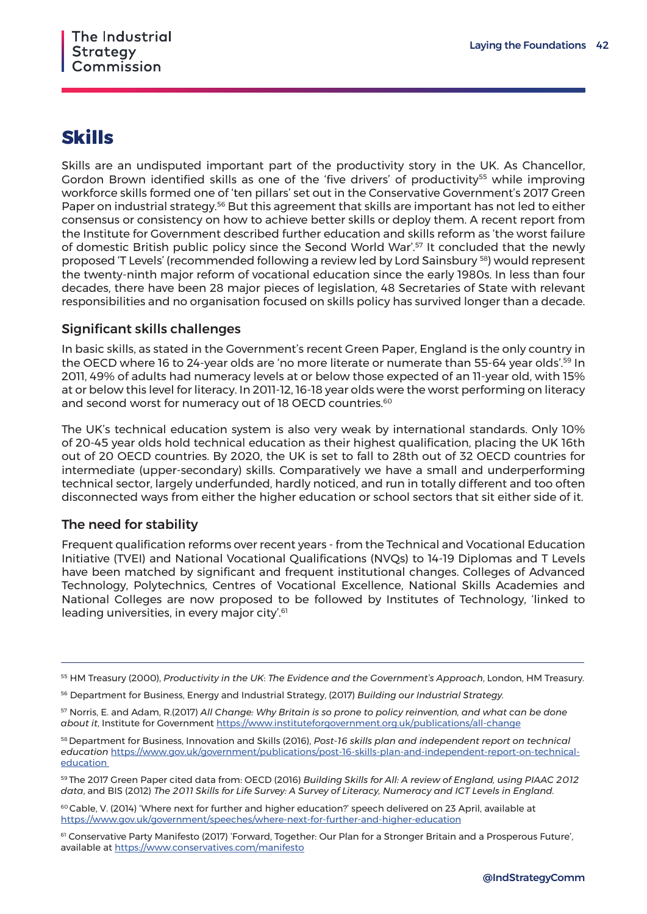# Skills

Skills are an undisputed important part of the productivity story in the UK. As Chancellor, Gordon Brown identified skills as one of the 'five drivers' of productivity[55] while improving workforce skills formed one of 'ten pillars' set out in the Conservative Government's 2017 Green Paper on industrial strategy.[56] But this agreement that skills are important has not led to either consensus or consistency on how to achieve better skills or deploy them. A recent report from the Institute for Government described further education and skills reform as 'the worst failure of domestic British public policy since the Second World War'.[57] It concluded that the newly proposed 'T Levels' (recommended following a review led by Lord Sainsbury [58]) would represent the twenty-ninth major reform of vocational education since the early 1980s. In less than four decades, there have been 28 major pieces of legislation, 48 Secretaries of State with relevant responsibilities and no organisation focused on skills policy has survived longer than a decade.

## Significant skills challenges

In basic skills, as stated in the Government's recent Green Paper, England is the only country in the OECD where 16 to 24-year olds are 'no more literate or numerate than 55-64 year olds'.[59] In 2011, 49% of adults had numeracy levels at or below those expected of an 11-year old, with 15% at or below this level for literacy. In 2011-12, 16-18 year olds were the worst performing on literacy and second worst for numeracy out of 18 OECD countries.[60]

The UK's technical education system is also very weak by international standards. Only 10% of 20-45 year olds hold technical education as their highest qualification, placing the UK 16th out of 20 OECD countries. By 2020, the UK is set to fall to 28th out of 32 OECD countries for intermediate (upper-secondary) skills. Comparatively we have a small and underperforming technical sector, largely underfunded, hardly noticed, and run in totally different and too often disconnected ways from either the higher education or school sectors that sit either side of it.

## The need for stability

Frequent qualification reforms over recent years - from the Technical and Vocational Education Initiative (TVEI) and National Vocational Qualifications (NVQs) to 14-19 Diplomas and T Levels have been matched by significant and frequent institutional changes. Colleges of Advanced Technology, Polytechnics, Centres of Vocational Excellence, National Skills Academies and National Colleges are now proposed to be followed by Institutes of Technology, 'linked to leading universities, in every major city'.[61]

---

[55] HM Treasury (2000), *Productivity in the UK: The Evidence and the Government's Approach*, London, HM Treasury.

[56] Department for Business, Energy and Industrial Strategy, (2017) *Building our Industrial Strategy.*

[57] Norris, E. and Adam, R.(2017) *All Change: Why Britain is so prone to policy reinvention, and what can be done about it*, Institute for Government https://www.instituteforgovernment.org.uk/publications/all-change

[58] Department for Business, Innovation and Skills (2016), *Post-16 skills plan and independent report on technical education* https://www.gov.uk/government/publications/post-16-skills-plan-and-independent-report-on-technical-education

[59] The 2017 Green Paper cited data from: OECD (2016) *Building Skills for All: A review of England, using PIAAC 2012 data*, and BIS (2012) *The 2011 Skills for Life Survey: A Survey of Literacy, Numeracy and ICT Levels in England.*

[60] Cable, V. (2014) 'Where next for further and higher education?' speech delivered on 23 April, available at https://www.gov.uk/government/speeches/where-next-for-further-and-higher-education

[61] Conservative Party Manifesto (2017) 'Forward, Together: Our Plan for a Stronger Britain and a Prosperous Future', available at https://www.conservatives.com/manifesto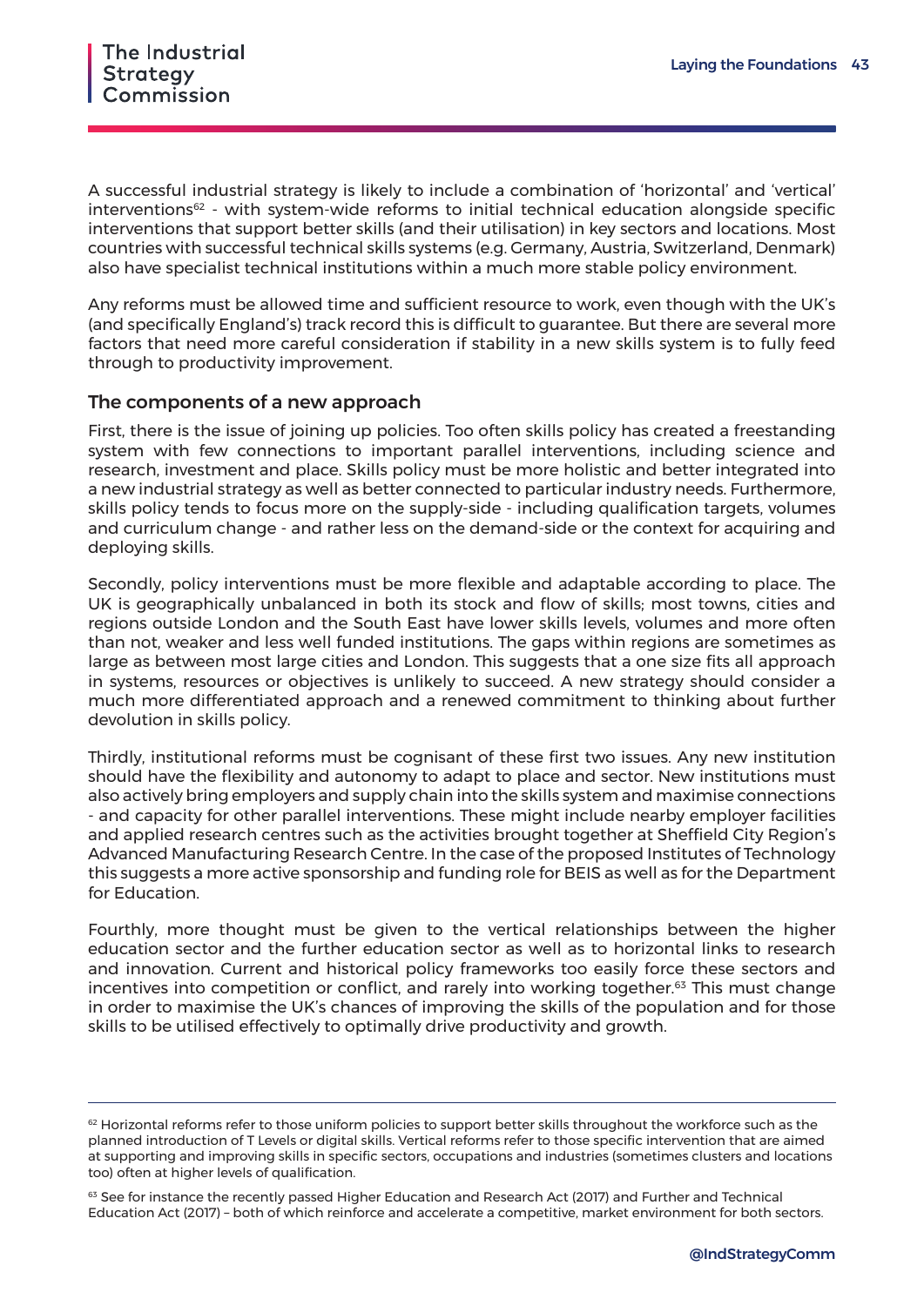A successful industrial strategy is likely to include a combination of 'horizontal' and 'vertical' interventions[62] - with system-wide reforms to initial technical education alongside specific interventions that support better skills (and their utilisation) in key sectors and locations. Most countries with successful technical skills systems (e.g. Germany, Austria, Switzerland, Denmark) also have specialist technical institutions within a much more stable policy environment.

Any reforms must be allowed time and sufficient resource to work, even though with the UK's (and specifically England's) track record this is difficult to guarantee. But there are several more factors that need more careful consideration if stability in a new skills system is to fully feed through to productivity improvement.

## The components of a new approach

First, there is the issue of joining up policies. Too often skills policy has created a freestanding system with few connections to important parallel interventions, including science and research, investment and place. Skills policy must be more holistic and better integrated into a new industrial strategy as well as better connected to particular industry needs. Furthermore, skills policy tends to focus more on the supply-side - including qualification targets, volumes and curriculum change - and rather less on the demand-side or the context for acquiring and deploying skills.

Secondly, policy interventions must be more flexible and adaptable according to place. The UK is geographically unbalanced in both its stock and flow of skills; most towns, cities and regions outside London and the South East have lower skills levels, volumes and more often than not, weaker and less well funded institutions. The gaps within regions are sometimes as large as between most large cities and London. This suggests that a one size fits all approach in systems, resources or objectives is unlikely to succeed. A new strategy should consider a much more differentiated approach and a renewed commitment to thinking about further devolution in skills policy.

Thirdly, institutional reforms must be cognisant of these first two issues. Any new institution should have the flexibility and autonomy to adapt to place and sector. New institutions must also actively bring employers and supply chain into the skills system and maximise connections - and capacity for other parallel interventions. These might include nearby employer facilities and applied research centres such as the activities brought together at Sheffield City Region's Advanced Manufacturing Research Centre. In the case of the proposed Institutes of Technology this suggests a more active sponsorship and funding role for BEIS as well as for the Department for Education.

Fourthly, more thought must be given to the vertical relationships between the higher education sector and the further education sector as well as to horizontal links to research and innovation. Current and historical policy frameworks too easily force these sectors and incentives into competition or conflict, and rarely into working together.[63] This must change in order to maximise the UK's chances of improving the skills of the population and for those skills to be utilised effectively to optimally drive productivity and growth.

---

[62] Horizontal reforms refer to those uniform policies to support better skills throughout the workforce such as the planned introduction of T Levels or digital skills. Vertical reforms refer to those specific intervention that are aimed at supporting and improving skills in specific sectors, occupations and industries (sometimes clusters and locations too) often at higher levels of qualification.

[63] See for instance the recently passed Higher Education and Research Act (2017) and Further and Technical Education Act (2017) – both of which reinforce and accelerate a competitive, market environment for both sectors.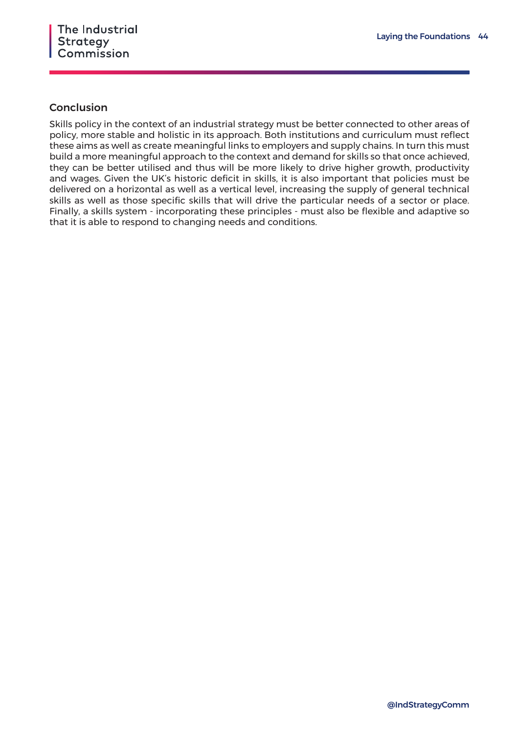## Conclusion

Skills policy in the context of an industrial strategy must be better connected to other areas of policy, more stable and holistic in its approach. Both institutions and curriculum must reflect these aims as well as create meaningful links to employers and supply chains. In turn this must build a more meaningful approach to the context and demand for skills so that once achieved, they can be better utilised and thus will be more likely to drive higher growth, productivity and wages. Given the UK's historic deficit in skills, it is also important that policies must be delivered on a horizontal as well as a vertical level, increasing the supply of general technical skills as well as those specific skills that will drive the particular needs of a sector or place. Finally, a skills system - incorporating these principles - must also be flexible and adaptive so that it is able to respond to changing needs and conditions.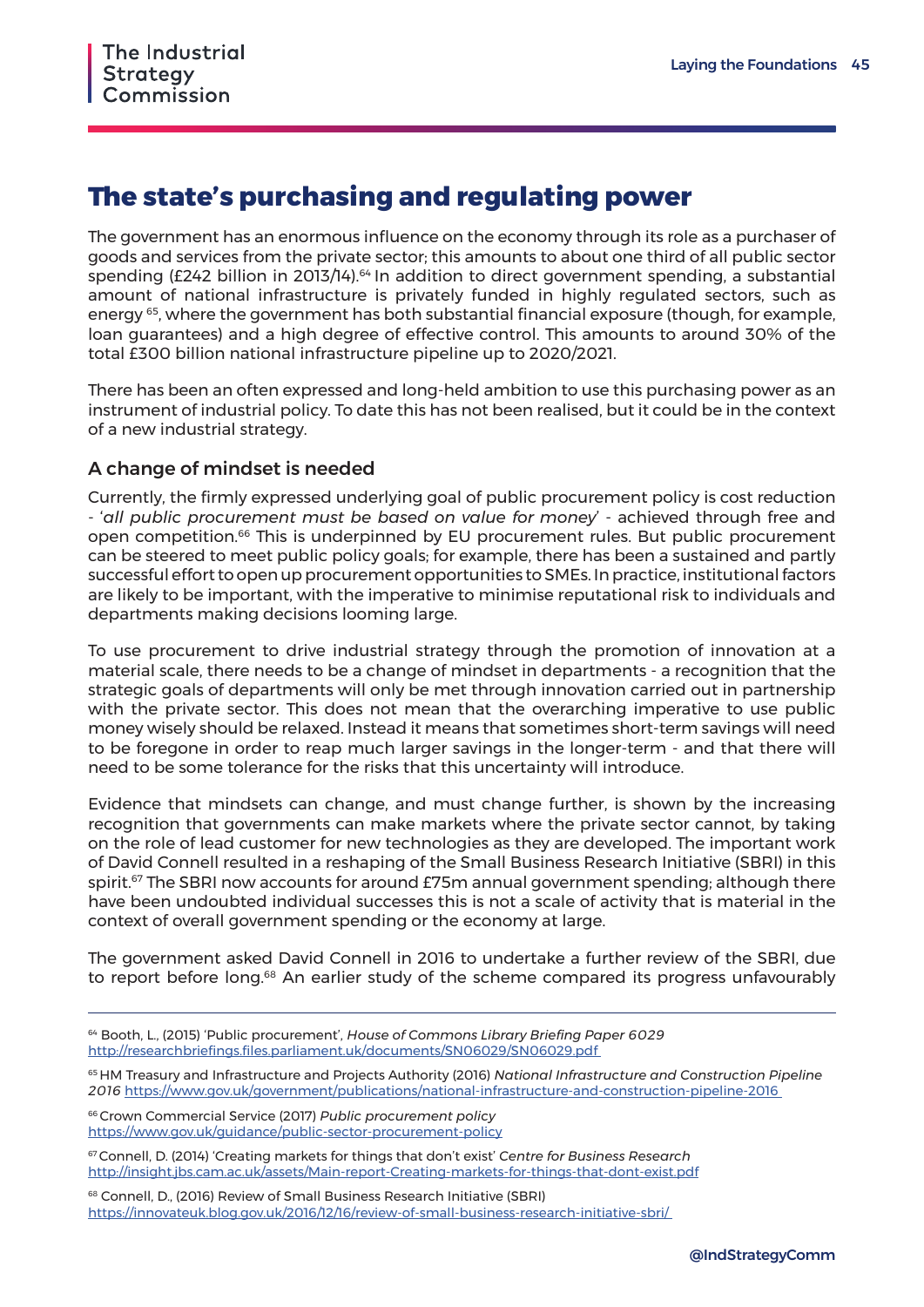## The state's purchasing and regulating power

The government has an enormous influence on the economy through its role as a purchaser of goods and services from the private sector; this amounts to about one third of all public sector spending (£242 billion in 2013/14).[64] In addition to direct government spending, a substantial amount of national infrastructure is privately funded in highly regulated sectors, such as energy [65], where the government has both substantial financial exposure (though, for example, loan guarantees) and a high degree of effective control. This amounts to around 30% of the total £300 billion national infrastructure pipeline up to 2020/2021.

There has been an often expressed and long-held ambition to use this purchasing power as an instrument of industrial policy. To date this has not been realised, but it could be in the context of a new industrial strategy.

### A change of mindset is needed

Currently, the firmly expressed underlying goal of public procurement policy is cost reduction - '*all public procurement must be based on value for money*' - achieved through free and open competition.[66] This is underpinned by EU procurement rules. But public procurement can be steered to meet public policy goals; for example, there has been a sustained and partly successful effort to open up procurement opportunities to SMEs. In practice, institutional factors are likely to be important, with the imperative to minimise reputational risk to individuals and departments making decisions looming large.

To use procurement to drive industrial strategy through the promotion of innovation at a material scale, there needs to be a change of mindset in departments - a recognition that the strategic goals of departments will only be met through innovation carried out in partnership with the private sector. This does not mean that the overarching imperative to use public money wisely should be relaxed. Instead it means that sometimes short-term savings will need to be foregone in order to reap much larger savings in the longer-term - and that there will need to be some tolerance for the risks that this uncertainty will introduce.

Evidence that mindsets can change, and must change further, is shown by the increasing recognition that governments can make markets where the private sector cannot, by taking on the role of lead customer for new technologies as they are developed. The important work of David Connell resulted in a reshaping of the Small Business Research Initiative (SBRI) in this spirit.[67] The SBRI now accounts for around £75m annual government spending; although there have been undoubted individual successes this is not a scale of activity that is material in the context of overall government spending or the economy at large.

The government asked David Connell in 2016 to undertake a further review of the SBRI, due to report before long.[68] An earlier study of the scheme compared its progress unfavourably

---

[64] Booth, L., (2015) 'Public procurement', *House of Commons Library Briefing Paper 6029* http://researchbriefings.files.parliament.uk/documents/SN06029/SN06029.pdf

[65] HM Treasury and Infrastructure and Projects Authority (2016) *National Infrastructure and Construction Pipeline 2016* https://www.gov.uk/government/publications/national-infrastructure-and-construction-pipeline-2016

[66] Crown Commercial Service (2017) *Public procurement policy* https://www.gov.uk/guidance/public-sector-procurement-policy

[67] Connell, D. (2014) 'Creating markets for things that don't exist' *Centre for Business Research* http://insight.jbs.cam.ac.uk/assets/Main-report-Creating-markets-for-things-that-dont-exist.pdf

[68] Connell, D., (2016) Review of Small Business Research Initiative (SBRI) https://innovateuk.blog.gov.uk/2016/12/16/review-of-small-business-research-initiative-sbri/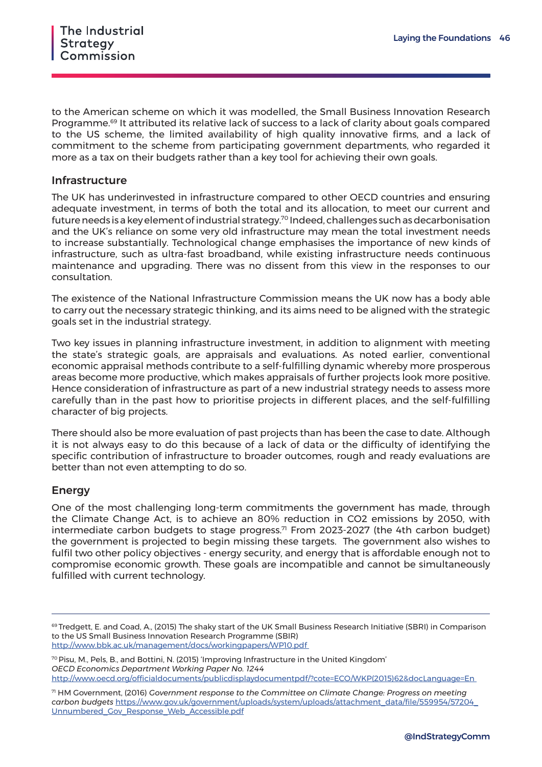to the American scheme on which it was modelled, the Small Business Innovation Research Programme.[69] It attributed its relative lack of success to a lack of clarity about goals compared to the US scheme, the limited availability of high quality innovative firms, and a lack of commitment to the scheme from participating government departments, who regarded it more as a tax on their budgets rather than a key tool for achieving their own goals.

## Infrastructure

The UK has underinvested in infrastructure compared to other OECD countries and ensuring adequate investment, in terms of both the total and its allocation, to meet our current and future needs is a key element of industrial strategy.[70] Indeed, challenges such as decarbonisation and the UK's reliance on some very old infrastructure may mean the total investment needs to increase substantially. Technological change emphasises the importance of new kinds of infrastructure, such as ultra-fast broadband, while existing infrastructure needs continuous maintenance and upgrading. There was no dissent from this view in the responses to our consultation.

The existence of the National Infrastructure Commission means the UK now has a body able to carry out the necessary strategic thinking, and its aims need to be aligned with the strategic goals set in the industrial strategy.

Two key issues in planning infrastructure investment, in addition to alignment with meeting the state's strategic goals, are appraisals and evaluations. As noted earlier, conventional economic appraisal methods contribute to a self-fulfilling dynamic whereby more prosperous areas become more productive, which makes appraisals of further projects look more positive. Hence consideration of infrastructure as part of a new industrial strategy needs to assess more carefully than in the past how to prioritise projects in different places, and the self-fulfilling character of big projects.

There should also be more evaluation of past projects than has been the case to date. Although it is not always easy to do this because of a lack of data or the difficulty of identifying the specific contribution of infrastructure to broader outcomes, rough and ready evaluations are better than not even attempting to do so.

## Energy

One of the most challenging long-term commitments the government has made, through the Climate Change Act, is to achieve an 80% reduction in CO2 emissions by 2050, with intermediate carbon budgets to stage progress.[71] From 2023-2027 (the 4th carbon budget) the government is projected to begin missing these targets. The government also wishes to fulfil two other policy objectives - energy security, and energy that is affordable enough not to compromise economic growth. These goals are incompatible and cannot be simultaneously fulfilled with current technology.

---

[69] Tredgett, E. and Coad, A., (2015) The shaky start of the UK Small Business Research Initiative (SBRI) in Comparison to the US Small Business Innovation Research Programme (SBIR) http://www.bbk.ac.uk/management/docs/workingpapers/WP10.pdf

[70] Pisu, M., Pels, B., and Bottini, N. (2015) 'Improving Infrastructure in the United Kingdom' *OECD Economics Department Working Paper No. 1244* http://www.oecd.org/officialdocuments/publicdisplaydocumentpdf/?cote=ECO/WKP(2015)62&docLanguage=En

[71] HM Government, (2016) *Government response to the Committee on Climate Change: Progress on meeting carbon budgets* https://www.gov.uk/government/uploads/system/uploads/attachment_data/file/559954/57204_Unnumbered_Gov_Response_Web_Accessible.pdf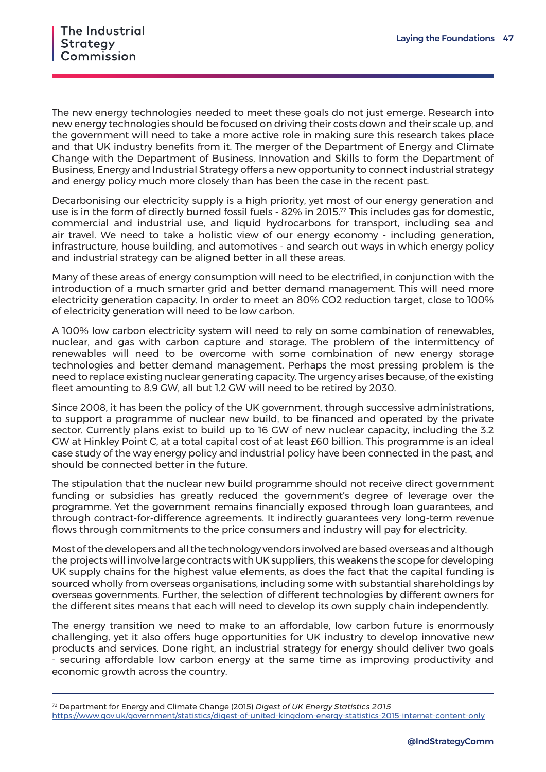The new energy technologies needed to meet these goals do not just emerge. Research into new energy technologies should be focused on driving their costs down and their scale up, and the government will need to take a more active role in making sure this research takes place and that UK industry benefits from it. The merger of the Department of Energy and Climate Change with the Department of Business, Innovation and Skills to form the Department of Business, Energy and Industrial Strategy offers a new opportunity to connect industrial strategy and energy policy much more closely than has been the case in the recent past.

Decarbonising our electricity supply is a high priority, yet most of our energy generation and use is in the form of directly burned fossil fuels - 82% in 2015.[72] This includes gas for domestic, commercial and industrial use, and liquid hydrocarbons for transport, including sea and air travel. We need to take a holistic view of our energy economy - including generation, infrastructure, house building, and automotives - and search out ways in which energy policy and industrial strategy can be aligned better in all these areas.

Many of these areas of energy consumption will need to be electrified, in conjunction with the introduction of a much smarter grid and better demand management. This will need more electricity generation capacity. In order to meet an 80% $CO_2$ reduction target, close to 100% of electricity generation will need to be low carbon.

A 100% low carbon electricity system will need to rely on some combination of renewables, nuclear, and gas with carbon capture and storage. The problem of the intermittency of renewables will need to be overcome with some combination of new energy storage technologies and better demand management. Perhaps the most pressing problem is the need to replace existing nuclear generating capacity. The urgency arises because, of the existing fleet amounting to 8.9 GW, all but 1.2 GW will need to be retired by 2030.

Since 2008, it has been the policy of the UK government, through successive administrations, to support a programme of nuclear new build, to be financed and operated by the private sector. Currently plans exist to build up to 16 GW of new nuclear capacity, including the 3.2 GW at Hinkley Point C, at a total capital cost of at least £60 billion. This programme is an ideal case study of the way energy policy and industrial policy have been connected in the past, and should be connected better in the future.

The stipulation that the nuclear new build programme should not receive direct government funding or subsidies has greatly reduced the government's degree of leverage over the programme. Yet the government remains financially exposed through loan guarantees, and through contract-for-difference agreements. It indirectly guarantees very long-term revenue flows through commitments to the price consumers and industry will pay for electricity.

Most of the developers and all the technology vendors involved are based overseas and although the projects will involve large contracts with UK suppliers, this weakens the scope for developing UK supply chains for the highest value elements, as does the fact that the capital funding is sourced wholly from overseas organisations, including some with substantial shareholdings by overseas governments. Further, the selection of different technologies by different owners for the different sites means that each will need to develop its own supply chain independently.

The energy transition we need to make to an affordable, low carbon future is enormously challenging, yet it also offers huge opportunities for UK industry to develop innovative new products and services. Done right, an industrial strategy for energy should deliver two goals - securing affordable low carbon energy at the same time as improving productivity and economic growth across the country.

---

[72] Department for Energy and Climate Change (2015) *Digest of UK Energy Statistics 2015* https://www.gov.uk/government/statistics/digest-of-united-kingdom-energy-statistics-2015-internet-content-only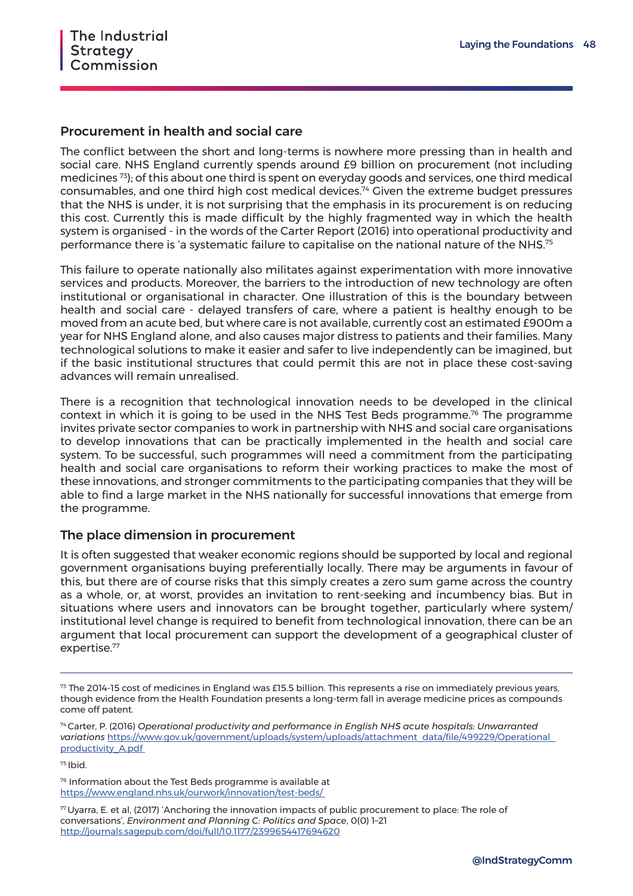## Procurement in health and social care

The conflict between the short and long-terms is nowhere more pressing than in health and social care. NHS England currently spends around £9 billion on procurement (not including medicines [73]); of this about one third is spent on everyday goods and services, one third medical consumables, and one third high cost medical devices.[74] Given the extreme budget pressures that the NHS is under, it is not surprising that the emphasis in its procurement is on reducing this cost. Currently this is made difficult by the highly fragmented way in which the health system is organised - in the words of the Carter Report (2016) into operational productivity and performance there is 'a systematic failure to capitalise on the national nature of the NHS.[75]

This failure to operate nationally also militates against experimentation with more innovative services and products. Moreover, the barriers to the introduction of new technology are often institutional or organisational in character. One illustration of this is the boundary between health and social care - delayed transfers of care, where a patient is healthy enough to be moved from an acute bed, but where care is not available, currently cost an estimated £900m a year for NHS England alone, and also causes major distress to patients and their families. Many technological solutions to make it easier and safer to live independently can be imagined, but if the basic institutional structures that could permit this are not in place these cost-saving advances will remain unrealised.

There is a recognition that technological innovation needs to be developed in the clinical context in which it is going to be used in the NHS Test Beds programme.[76] The programme invites private sector companies to work in partnership with NHS and social care organisations to develop innovations that can be practically implemented in the health and social care system. To be successful, such programmes will need a commitment from the participating health and social care organisations to reform their working practices to make the most of these innovations, and stronger commitments to the participating companies that they will be able to find a large market in the NHS nationally for successful innovations that emerge from the programme.

## The place dimension in procurement

It is often suggested that weaker economic regions should be supported by local and regional government organisations buying preferentially locally. There may be arguments in favour of this, but there are of course risks that this simply creates a zero sum game across the country as a whole, or, at worst, provides an invitation to rent-seeking and incumbency bias. But in situations where users and innovators can be brought together, particularly where system/institutional level change is required to benefit from technological innovation, there can be an argument that local procurement can support the development of a geographical cluster of expertise.[77]

---

[73] The 2014-15 cost of medicines in England was £15.5 billion. This represents a rise on immediately previous years, though evidence from the Health Foundation presents a long-term fall in average medicine prices as compounds come off patent.

[74] Carter, P. (2016) *Operational productivity and performance in English NHS acute hospitals: Unwarranted variations* https://www.gov.uk/government/uploads/system/uploads/attachment_data/file/499229/Operational_productivity_A.pdf

[75] Ibid.

[76] Information about the Test Beds programme is available at https://www.england.nhs.uk/ourwork/innovation/test-beds/

[77] Uyarra, E. et al, (2017) 'Anchoring the innovation impacts of public procurement to place: The role of conversations', *Environment and Planning C: Politics and Space*, 0(0) 1–21 http://journals.sagepub.com/doi/full/10.1177/2399654417694620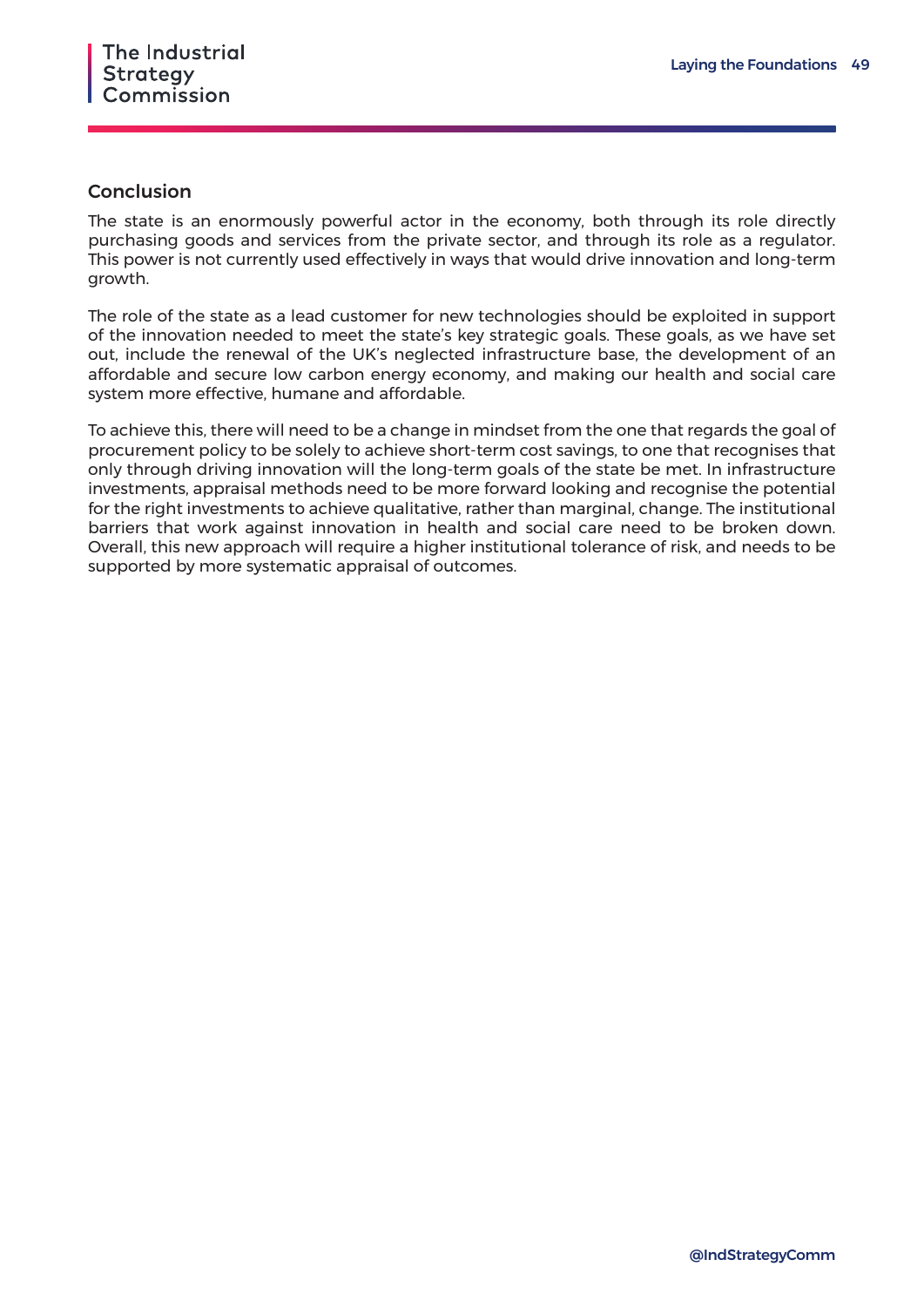## Conclusion

The state is an enormously powerful actor in the economy, both through its role directly purchasing goods and services from the private sector, and through its role as a regulator. This power is not currently used effectively in ways that would drive innovation and long-term growth.

The role of the state as a lead customer for new technologies should be exploited in support of the innovation needed to meet the state's key strategic goals. These goals, as we have set out, include the renewal of the UK's neglected infrastructure base, the development of an affordable and secure low carbon energy economy, and making our health and social care system more effective, humane and affordable.

To achieve this, there will need to be a change in mindset from the one that regards the goal of procurement policy to be solely to achieve short-term cost savings, to one that recognises that only through driving innovation will the long-term goals of the state be met. In infrastructure investments, appraisal methods need to be more forward looking and recognise the potential for the right investments to achieve qualitative, rather than marginal, change. The institutional barriers that work against innovation in health and social care need to be broken down. Overall, this new approach will require a higher institutional tolerance of risk, and needs to be supported by more systematic appraisal of outcomes.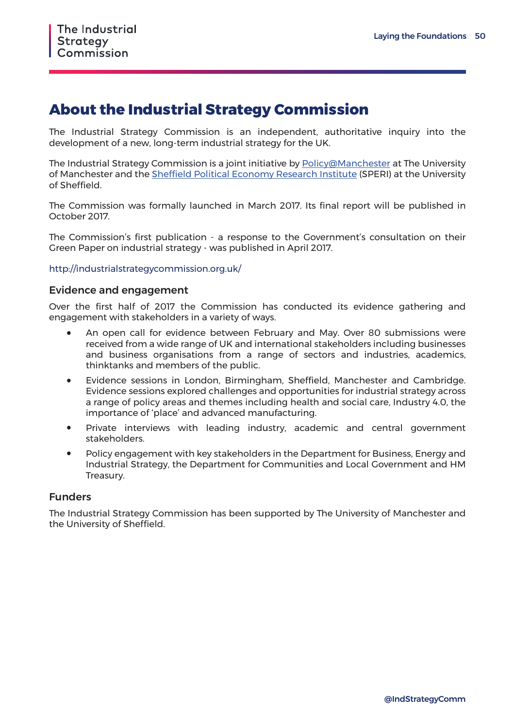# About the Industrial Strategy Commission

The Industrial Strategy Commission is an independent, authoritative inquiry into the development of a new, long-term industrial strategy for the UK.

The Industrial Strategy Commission is a joint initiative by Policy@Manchester at The University of Manchester and the Sheffield Political Economy Research Institute (SPERI) at the University of Sheffield.

The Commission was formally launched in March 2017. Its final report will be published in October 2017.

The Commission's first publication - a response to the Government's consultation on their Green Paper on industrial strategy - was published in April 2017.

http://industrialstrategycommission.org.uk/

## Evidence and engagement

Over the first half of 2017 the Commission has conducted its evidence gathering and engagement with stakeholders in a variety of ways.

- An open call for evidence between February and May. Over 80 submissions were received from a wide range of UK and international stakeholders including businesses and business organisations from a range of sectors and industries, academics, thinktanks and members of the public.
- Evidence sessions in London, Birmingham, Sheffield, Manchester and Cambridge. Evidence sessions explored challenges and opportunities for industrial strategy across a range of policy areas and themes including health and social care, Industry 4.0, the importance of 'place' and advanced manufacturing.
- Private interviews with leading industry, academic and central government stakeholders.
- Policy engagement with key stakeholders in the Department for Business, Energy and Industrial Strategy, the Department for Communities and Local Government and HM Treasury.

## Funders

The Industrial Strategy Commission has been supported by The University of Manchester and the University of Sheffield.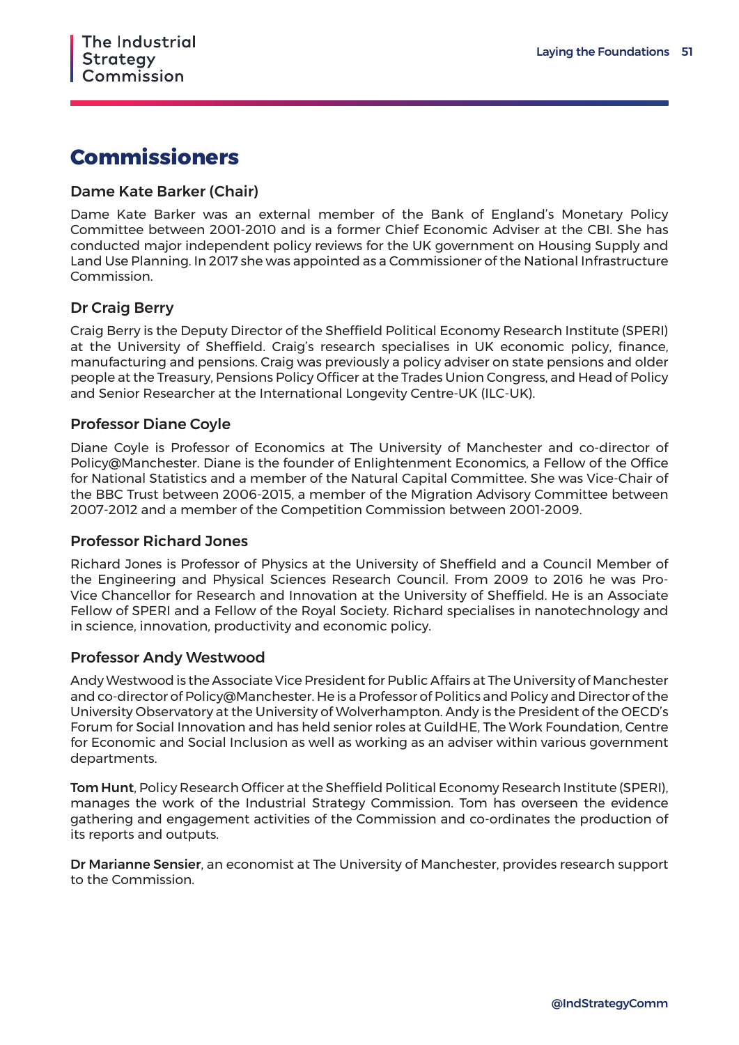# Commissioners

### Dame Kate Barker (Chair)

Dame Kate Barker was an external member of the Bank of England's Monetary Policy Committee between 2001-2010 and is a former Chief Economic Adviser at the CBI. She has conducted major independent policy reviews for the UK government on Housing Supply and Land Use Planning. In 2017 she was appointed as a Commissioner of the National Infrastructure Commission.

### Dr Craig Berry

Craig Berry is the Deputy Director of the Sheffield Political Economy Research Institute (SPERI) at the University of Sheffield. Craig's research specialises in UK economic policy, finance, manufacturing and pensions. Craig was previously a policy adviser on state pensions and older people at the Treasury, Pensions Policy Officer at the Trades Union Congress, and Head of Policy and Senior Researcher at the International Longevity Centre-UK (ILC-UK).

### Professor Diane Coyle

Diane Coyle is Professor of Economics at The University of Manchester and co-director of Policy@Manchester. Diane is the founder of Enlightenment Economics, a Fellow of the Office for National Statistics and a member of the Natural Capital Committee. She was Vice-Chair of the BBC Trust between 2006-2015, a member of the Migration Advisory Committee between 2007-2012 and a member of the Competition Commission between 2001-2009.

### Professor Richard Jones

Richard Jones is Professor of Physics at the University of Sheffield and a Council Member of the Engineering and Physical Sciences Research Council. From 2009 to 2016 he was Pro-Vice Chancellor for Research and Innovation at the University of Sheffield. He is an Associate Fellow of SPERI and a Fellow of the Royal Society. Richard specialises in nanotechnology and in science, innovation, productivity and economic policy.

### Professor Andy Westwood

Andy Westwood is the Associate Vice President for Public Affairs at The University of Manchester and co-director of Policy@Manchester. He is a Professor of Politics and Policy and Director of the University Observatory at the University of Wolverhampton. Andy is the President of the OECD's Forum for Social Innovation and has held senior roles at GuildHE, The Work Foundation, Centre for Economic and Social Inclusion as well as working as an adviser within various government departments.

**Tom Hunt**, Policy Research Officer at the Sheffield Political Economy Research Institute (SPERI), manages the work of the Industrial Strategy Commission. Tom has overseen the evidence gathering and engagement activities of the Commission and co-ordinates the production of its reports and outputs.

**Dr Marianne Sensier**, an economist at The University of Manchester, provides research support to the Commission.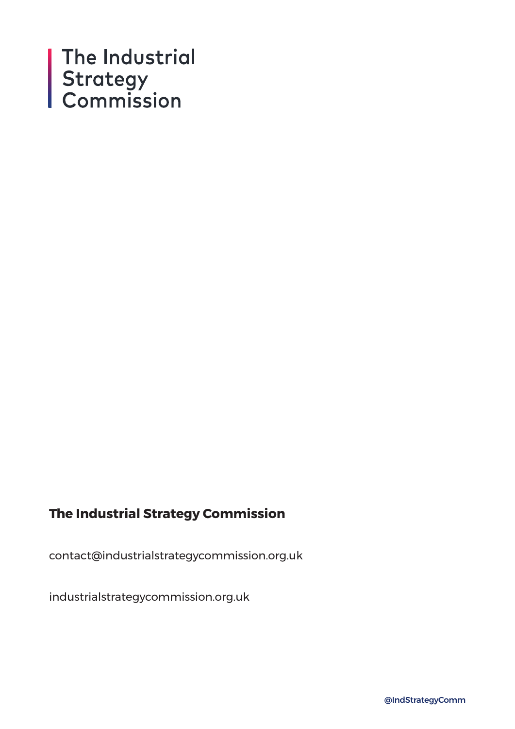# The Industrial Strategy Commission

**The Industrial Strategy Commission**

contact@industrialstrategycommission.org.uk

industrialstrategycommission.org.uk

@IndStrategyComm